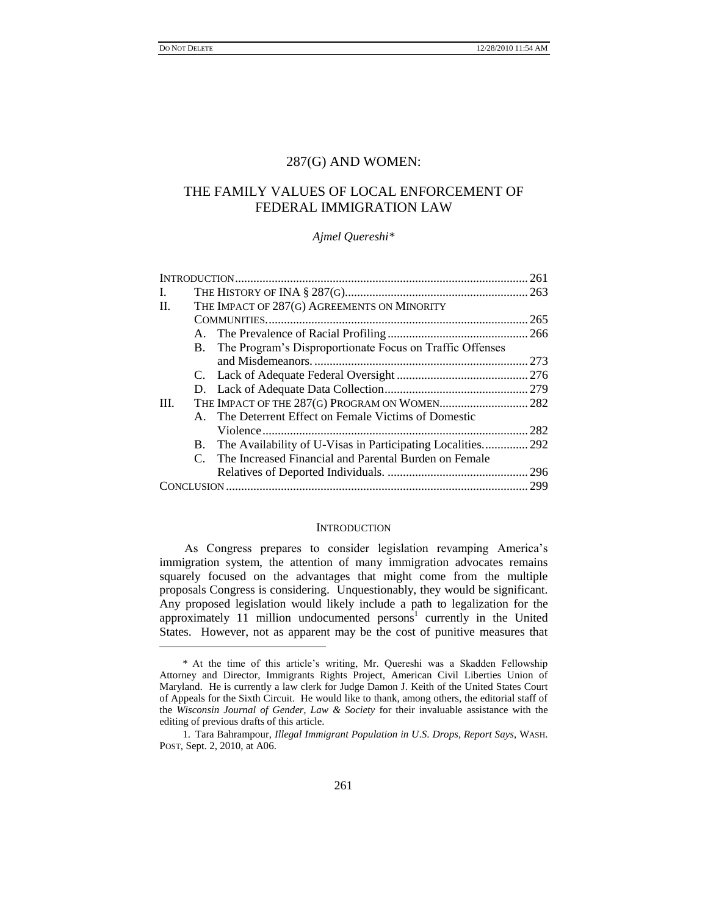# 287(G) AND WOMEN:

## THE FAMILY VALUES OF LOCAL ENFORCEMENT OF FEDERAL IMMIGRATION LAW

*Ajmel Quereshi\**

| | | |
|---|---|---|
| INTRODUCTION | | 261 |
| I. | THE HISTORY OF INA § 287(G) | 263 |
| II. | THE IMPACT OF 287(G) AGREEMENTS ON MINORITY COMMUNITIES | 265 |
| | A. The Prevalence of Racial Profiling | 266 |
| | B. The Program's Disproportionate Focus on Traffic Offenses and Misdemeanors | 273 |
| | C. Lack of Adequate Federal Oversight | 276 |
| | D. Lack of Adequate Data Collection | 279 |
| III. | THE IMPACT OF THE 287(G) PROGRAM ON WOMEN | 282 |
| | A. The Deterrent Effect on Female Victims of Domestic Violence | 282 |
| | B. The Availability of U-Visas in Participating Localities | 292 |
| | C. The Increased Financial and Parental Burden on Female Relatives of Deported Individuals | 296 |
| CONCLUSION | | 299 |

### INTRODUCTION

As Congress prepares to consider legislation revamping America's immigration system, the attention of many immigration advocates remains squarely focused on the advantages that might come from the multiple proposals Congress is considering. Unquestionably, they would be significant. Any proposed legislation would likely include a path to legalization for the approximately 11 million undocumented persons[1] currently in the United States. However, not as apparent may be the cost of punitive measures that

---

\* At the time of this article's writing, Mr. Quereshi was a Skadden Fellowship Attorney and Director, Immigrants Rights Project, American Civil Liberties Union of Maryland. He is currently a law clerk for Judge Damon J. Keith of the United States Court of Appeals for the Sixth Circuit. He would like to thank, among others, the editorial staff of the *Wisconsin Journal of Gender, Law & Society* for their invaluable assistance with the editing of previous drafts of this article.

1. Tara Bahrampour, *Illegal Immigrant Population in U.S. Drops, Report Says*, WASH. POST, Sept. 2, 2010, at A06.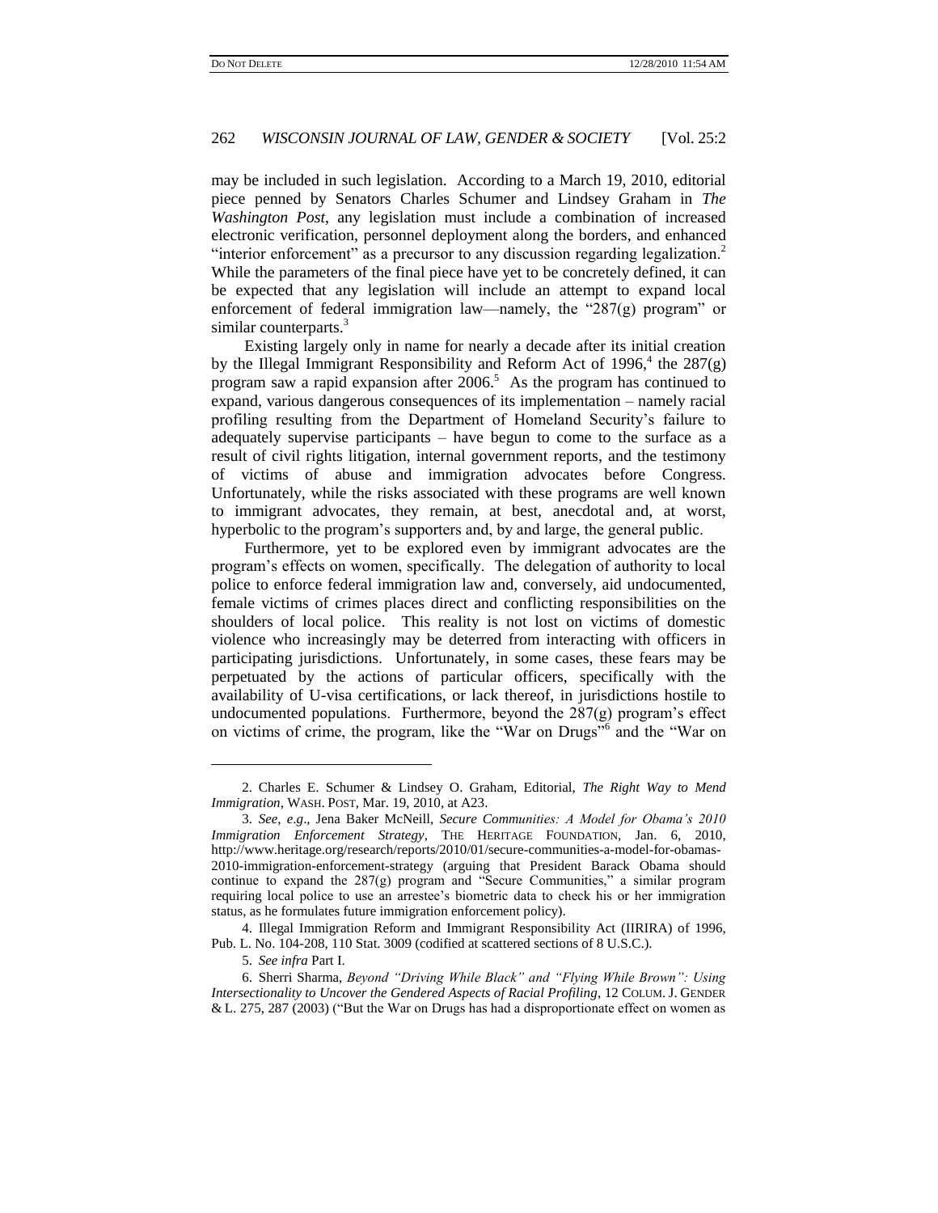may be included in such legislation. According to a March 19, 2010, editorial piece penned by Senators Charles Schumer and Lindsey Graham in *The Washington Post*, any legislation must include a combination of increased electronic verification, personnel deployment along the borders, and enhanced "interior enforcement" as a precursor to any discussion regarding legalization.[2] While the parameters of the final piece have yet to be concretely defined, it can be expected that any legislation will include an attempt to expand local enforcement of federal immigration law—namely, the "287(g) program" or similar counterparts.[3]

Existing largely only in name for nearly a decade after its initial creation by the Illegal Immigrant Responsibility and Reform Act of 1996,[4] the 287(g) program saw a rapid expansion after 2006.[5] As the program has continued to expand, various dangerous consequences of its implementation – namely racial profiling resulting from the Department of Homeland Security's failure to adequately supervise participants – have begun to come to the surface as a result of civil rights litigation, internal government reports, and the testimony of victims of abuse and immigration advocates before Congress. Unfortunately, while the risks associated with these programs are well known to immigrant advocates, they remain, at best, anecdotal and, at worst, hyperbolic to the program's supporters and, by and large, the general public.

Furthermore, yet to be explored even by immigrant advocates are the program's effects on women, specifically. The delegation of authority to local police to enforce federal immigration law and, conversely, aid undocumented, female victims of crimes places direct and conflicting responsibilities on the shoulders of local police. This reality is not lost on victims of domestic violence who increasingly may be deterred from interacting with officers in participating jurisdictions. Unfortunately, in some cases, these fears may be perpetuated by the actions of particular officers, specifically with the availability of U-visa certifications, or lack thereof, in jurisdictions hostile to undocumented populations. Furthermore, beyond the 287(g) program's effect on victims of crime, the program, like the "War on Drugs"[6] and the "War on

---

2. Charles E. Schumer & Lindsey O. Graham, Editorial, *The Right Way to Mend Immigration*, WASH. POST, Mar. 19, 2010, at A23.

3. *See, e.g*., Jena Baker McNeill, *Secure Communities: A Model for Obama's 2010 Immigration Enforcement Strategy*, THE HERITAGE FOUNDATION, Jan. 6, 2010, http://www.heritage.org/research/reports/2010/01/secure-communities-a-model-for-obamas-2010-immigration-enforcement-strategy (arguing that President Barack Obama should continue to expand the 287(g) program and "Secure Communities," a similar program requiring local police to use an arrestee's biometric data to check his or her immigration status, as he formulates future immigration enforcement policy).

4. Illegal Immigration Reform and Immigrant Responsibility Act (IIRIRA) of 1996, Pub. L. No. 104-208, 110 Stat. 3009 (codified at scattered sections of 8 U.S.C.).

5. *See infra* Part I.

6. Sherri Sharma, *Beyond "Driving While Black" and "Flying While Brown": Using Intersectionality to Uncover the Gendered Aspects of Racial Profiling*, 12 COLUM. J. GENDER & L. 275, 287 (2003) ("But the War on Drugs has had a disproportionate effect on women as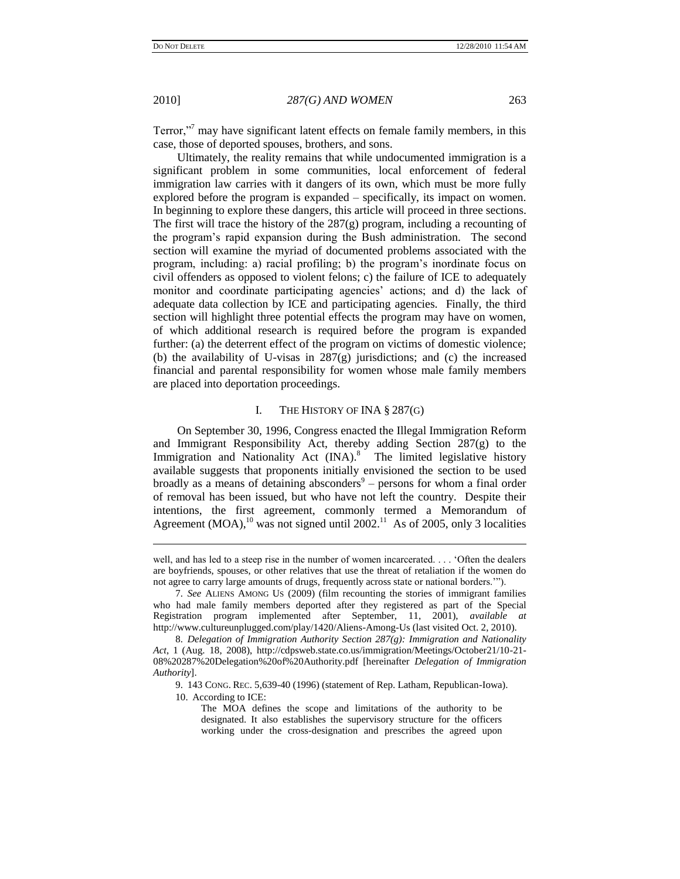Terror,"[7] may have significant latent effects on female family members, in this case, those of deported spouses, brothers, and sons.

Ultimately, the reality remains that while undocumented immigration is a significant problem in some communities, local enforcement of federal immigration law carries with it dangers of its own, which must be more fully explored before the program is expanded – specifically, its impact on women. In beginning to explore these dangers, this article will proceed in three sections. The first will trace the history of the 287(g) program, including a recounting of the program's rapid expansion during the Bush administration. The second section will examine the myriad of documented problems associated with the program, including: a) racial profiling; b) the program's inordinate focus on civil offenders as opposed to violent felons; c) the failure of ICE to adequately monitor and coordinate participating agencies' actions; and d) the lack of adequate data collection by ICE and participating agencies. Finally, the third section will highlight three potential effects the program may have on women, of which additional research is required before the program is expanded further: (a) the deterrent effect of the program on victims of domestic violence; (b) the availability of U-visas in 287(g) jurisdictions; and (c) the increased financial and parental responsibility for women whose male family members are placed into deportation proceedings.

## I. THE HISTORY OF INA § 287(G)

On September 30, 1996, Congress enacted the Illegal Immigration Reform and Immigrant Responsibility Act, thereby adding Section 287(g) to the Immigration and Nationality Act (INA).[8] The limited legislative history available suggests that proponents initially envisioned the section to be used broadly as a means of detaining absconders[9] – persons for whom a final order of removal has been issued, but who have not left the country. Despite their intentions, the first agreement, commonly termed a Memorandum of Agreement (MOA),[10] was not signed until 2002.[11] As of 2005, only 3 localities

---

well, and has led to a steep rise in the number of women incarcerated. . . . 'Often the dealers are boyfriends, spouses, or other relatives that use the threat of retaliation if the women do not agree to carry large amounts of drugs, frequently across state or national borders.'").

7. *See* ALIENS AMONG US (2009) (film recounting the stories of immigrant families who had male family members deported after they registered as part of the Special Registration program implemented after September, 11, 2001), *available at* http://www.cultureunplugged.com/play/1420/Aliens-Among-Us (last visited Oct. 2, 2010).

8. *Delegation of Immigration Authority Section 287(g): Immigration and Nationality Act*, 1 (Aug. 18, 2008), http://cdpsweb.state.co.us/immigration/Meetings/October21/10-21-08%20287%20Delegation%20of%20Authority.pdf [hereinafter *Delegation of Immigration Authority*].

9. 143 CONG. REC. 5,639-40 (1996) (statement of Rep. Latham, Republican-Iowa).

10. According to ICE:

> The MOA defines the scope and limitations of the authority to be designated. It also establishes the supervisory structure for the officers working under the cross-designation and prescribes the agreed upon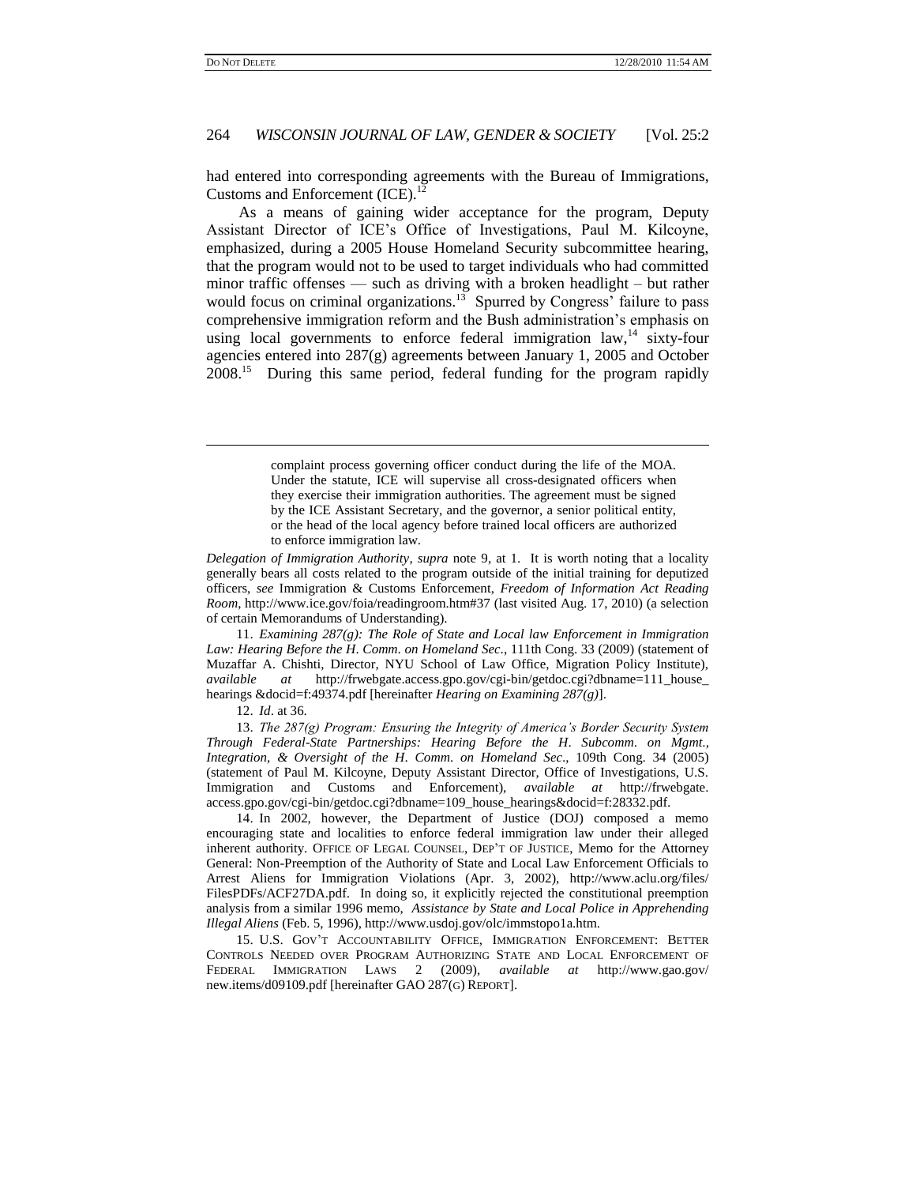had entered into corresponding agreements with the Bureau of Immigrations, Customs and Enforcement (ICE).[12]

As a means of gaining wider acceptance for the program, Deputy Assistant Director of ICE's Office of Investigations, Paul M. Kilcoyne, emphasized, during a 2005 House Homeland Security subcommittee hearing, that the program would not to be used to target individuals who had committed minor traffic offenses — such as driving with a broken headlight – but rather would focus on criminal organizations.[13] Spurred by Congress' failure to pass comprehensive immigration reform and the Bush administration's emphasis on using local governments to enforce federal immigration law,[14] sixty-four agencies entered into 287(g) agreements between January 1, 2005 and October 2008.[15] During this same period, federal funding for the program rapidly

---

> complaint process governing officer conduct during the life of the MOA. Under the statute, ICE will supervise all cross-designated officers when they exercise their immigration authorities. The agreement must be signed by the ICE Assistant Secretary, and the governor, a senior political entity, or the head of the local agency before trained local officers are authorized to enforce immigration law.

*Delegation of Immigration Authority*, *supra* note 9, at 1. It is worth noting that a locality generally bears all costs related to the program outside of the initial training for deputized officers, *see* Immigration & Customs Enforcement, *Freedom of Information Act Reading Room*, http://www.ice.gov/foia/readingroom.htm#37 (last visited Aug. 17, 2010) (a selection of certain Memorandums of Understanding).

11. *Examining 287(g): The Role of State and Local law Enforcement in Immigration Law: Hearing Before the H. Comm. on Homeland Sec*., 111th Cong. 33 (2009) (statement of Muzaffar A. Chishti, Director, NYU School of Law Office, Migration Policy Institute), *available at* http://frwebgate.access.gpo.gov/cgi-bin/getdoc.cgi?dbname=111_house_hearings &docid=f:49374.pdf [hereinafter *Hearing on Examining 287(g)*].

12. *Id*. at 36.

13. *The 287(g) Program: Ensuring the Integrity of America's Border Security System Through Federal-State Partnerships: Hearing Before the H. Subcomm. on Mgmt., Integration, & Oversight of the H. Comm. on Homeland Sec*., 109th Cong. 34 (2005) (statement of Paul M. Kilcoyne, Deputy Assistant Director, Office of Investigations, U.S. Immigration and Customs and Enforcement), *available at* http://frwebgate.access.gpo.gov/cgi-bin/getdoc.cgi?dbname=109_house_hearings&docid=f:28332.pdf.

14. In 2002, however, the Department of Justice (DOJ) composed a memo encouraging state and localities to enforce federal immigration law under their alleged inherent authority. OFFICE OF LEGAL COUNSEL, DEP'T OF JUSTICE, Memo for the Attorney General: Non-Preemption of the Authority of State and Local Law Enforcement Officials to Arrest Aliens for Immigration Violations (Apr. 3, 2002), http://www.aclu.org/files/FilesPDFs/ACF27DA.pdf. In doing so, it explicitly rejected the constitutional preemption analysis from a similar 1996 memo, *Assistance by State and Local Police in Apprehending Illegal Aliens* (Feb. 5, 1996), http://www.usdoj.gov/olc/immstopo1a.htm.

15. U.S. GOV'T ACCOUNTABILITY OFFICE, IMMIGRATION ENFORCEMENT: BETTER CONTROLS NEEDED OVER PROGRAM AUTHORIZING STATE AND LOCAL ENFORCEMENT OF FEDERAL IMMIGRATION LAWS 2 (2009), *available at* http://www.gao.gov/new.items/d09109.pdf [hereinafter GAO 287(G) REPORT].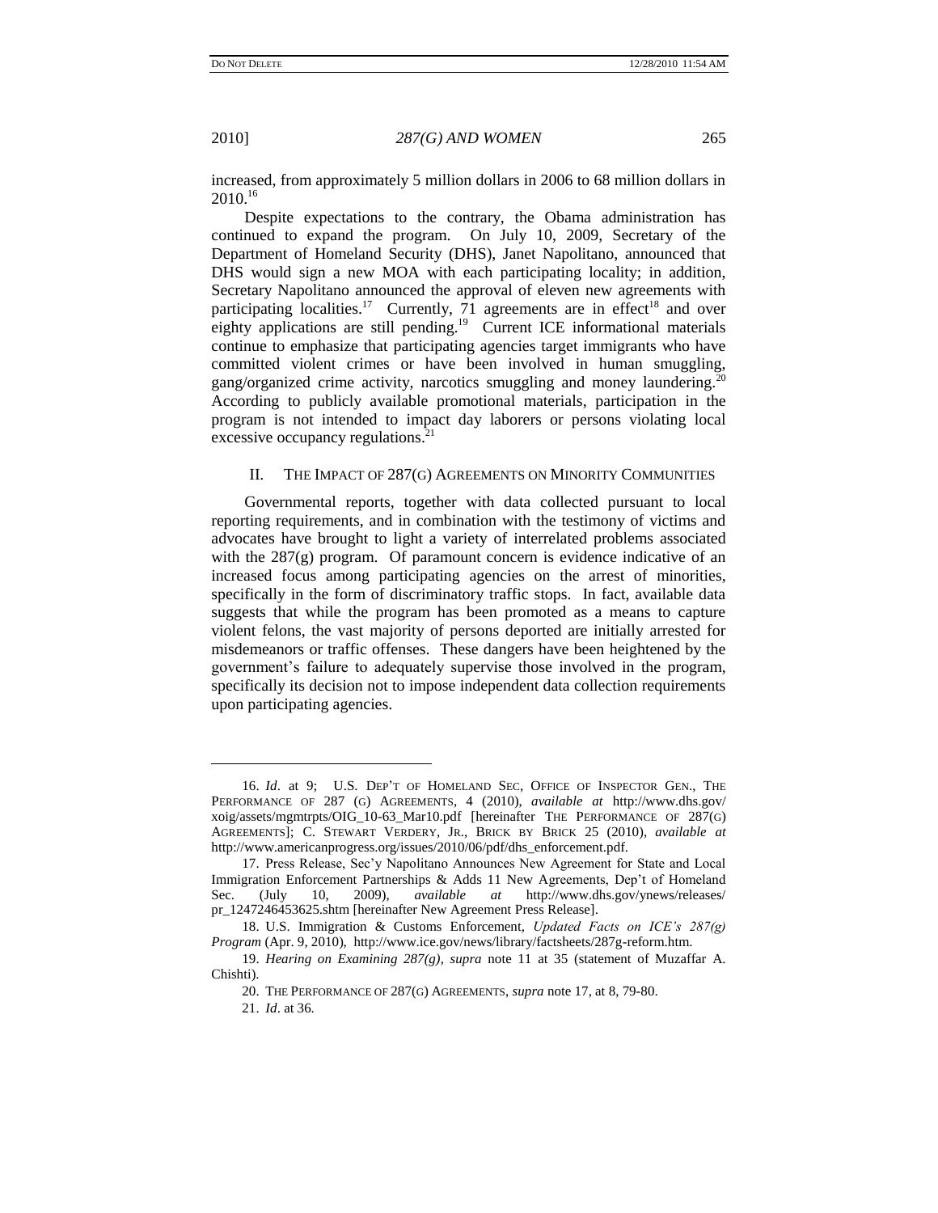increased, from approximately 5 million dollars in 2006 to 68 million dollars in 2010.[16]

Despite expectations to the contrary, the Obama administration has continued to expand the program. On July 10, 2009, Secretary of the Department of Homeland Security (DHS), Janet Napolitano, announced that DHS would sign a new MOA with each participating locality; in addition, Secretary Napolitano announced the approval of eleven new agreements with participating localities.[17] Currently, 71 agreements are in effect[18] and over eighty applications are still pending.[19] Current ICE informational materials continue to emphasize that participating agencies target immigrants who have committed violent crimes or have been involved in human smuggling, gang/organized crime activity, narcotics smuggling and money laundering.[20] According to publicly available promotional materials, participation in the program is not intended to impact day laborers or persons violating local excessive occupancy regulations.[21]

## II. THE IMPACT OF 287(G) AGREEMENTS ON MINORITY COMMUNITIES

Governmental reports, together with data collected pursuant to local reporting requirements, and in combination with the testimony of victims and advocates have brought to light a variety of interrelated problems associated with the 287(g) program. Of paramount concern is evidence indicative of an increased focus among participating agencies on the arrest of minorities, specifically in the form of discriminatory traffic stops. In fact, available data suggests that while the program has been promoted as a means to capture violent felons, the vast majority of persons deported are initially arrested for misdemeanors or traffic offenses. These dangers have been heightened by the government's failure to adequately supervise those involved in the program, specifically its decision not to impose independent data collection requirements upon participating agencies.

---

16. *Id*. at 9; U.S. DEP'T OF HOMELAND SEC, OFFICE OF INSPECTOR GEN., THE PERFORMANCE OF 287 (G) AGREEMENTS, 4 (2010), *available at* http://www.dhs.gov/xoig/assets/mgmtrpts/OIG_10-63_Mar10.pdf [hereinafter THE PERFORMANCE OF 287(G) AGREEMENTS]; C. STEWART VERDERY, JR., BRICK BY BRICK 25 (2010), *available at* http://www.americanprogress.org/issues/2010/06/pdf/dhs_enforcement.pdf.

17. Press Release, Sec'y Napolitano Announces New Agreement for State and Local Immigration Enforcement Partnerships & Adds 11 New Agreements, Dep't of Homeland Sec. (July 10, 2009), *available at* http://www.dhs.gov/ynews/releases/pr_1247246453625.shtm [hereinafter New Agreement Press Release].

18. U.S. Immigration & Customs Enforcement, *Updated Facts on ICE's 287(g) Program* (Apr. 9, 2010), http://www.ice.gov/news/library/factsheets/287g-reform.htm.

19. *Hearing on Examining 287(g)*, *supra* note 11 at 35 (statement of Muzaffar A. Chishti).

20. THE PERFORMANCE OF 287(G) AGREEMENTS, *supra* note 17, at 8, 79-80.

21. *Id*. at 36.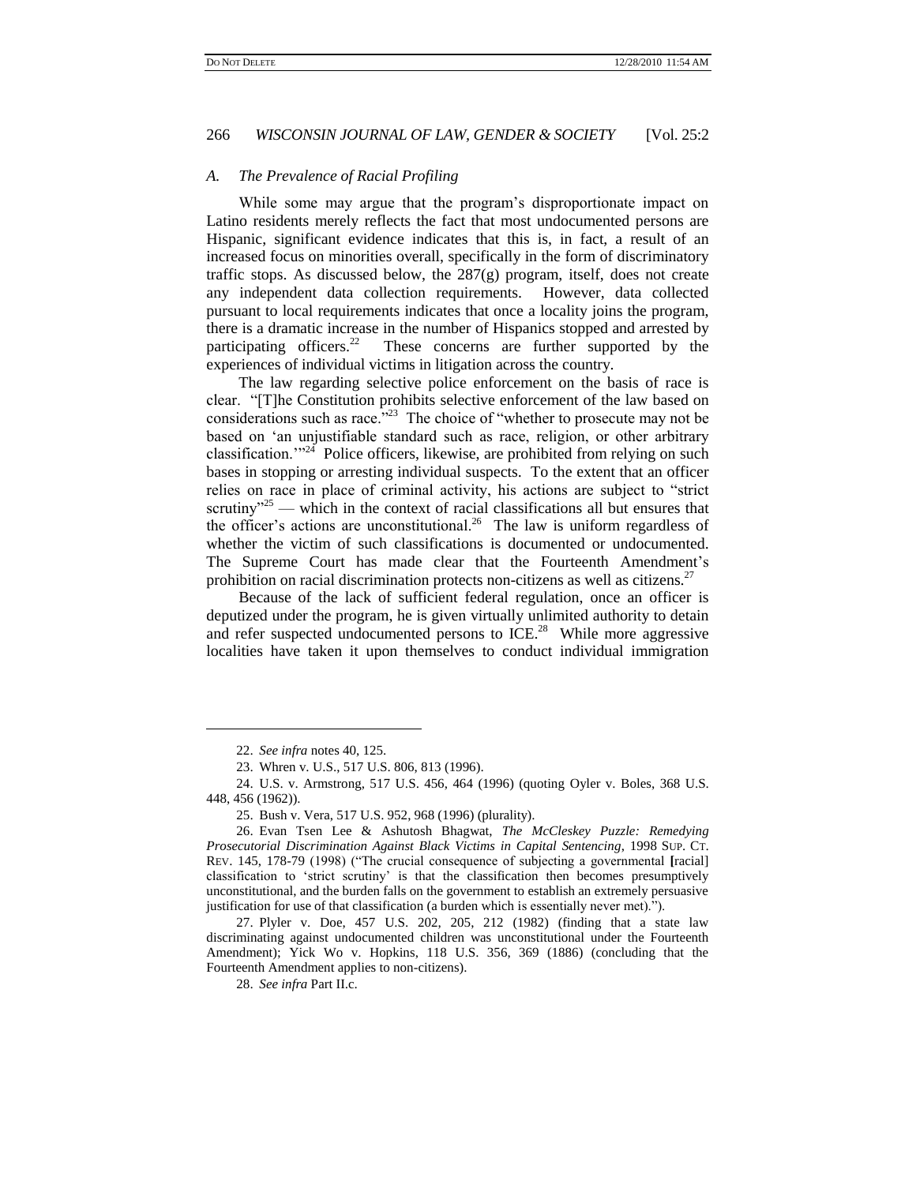### *A. The Prevalence of Racial Profiling*

While some may argue that the program's disproportionate impact on Latino residents merely reflects the fact that most undocumented persons are Hispanic, significant evidence indicates that this is, in fact, a result of an increased focus on minorities overall, specifically in the form of discriminatory traffic stops. As discussed below, the 287(g) program, itself, does not create any independent data collection requirements. However, data collected pursuant to local requirements indicates that once a locality joins the program, there is a dramatic increase in the number of Hispanics stopped and arrested by participating officers.[22] These concerns are further supported by the experiences of individual victims in litigation across the country.

The law regarding selective police enforcement on the basis of race is clear. "[T]he Constitution prohibits selective enforcement of the law based on considerations such as race."[23] The choice of "whether to prosecute may not be based on 'an unjustifiable standard such as race, religion, or other arbitrary classification.'"[24] Police officers, likewise, are prohibited from relying on such bases in stopping or arresting individual suspects. To the extent that an officer relies on race in place of criminal activity, his actions are subject to "strict scrutiny"[25] — which in the context of racial classifications all but ensures that the officer's actions are unconstitutional.[26] The law is uniform regardless of whether the victim of such classifications is documented or undocumented. The Supreme Court has made clear that the Fourteenth Amendment's prohibition on racial discrimination protects non-citizens as well as citizens.[27]

Because of the lack of sufficient federal regulation, once an officer is deputized under the program, he is given virtually unlimited authority to detain and refer suspected undocumented persons to ICE.[28] While more aggressive localities have taken it upon themselves to conduct individual immigration

---

22. *See infra* notes 40, 125.

23. Whren v. U.S., 517 U.S. 806, 813 (1996).

24. U.S. v. Armstrong, 517 U.S. 456, 464 (1996) (quoting Oyler v. Boles, 368 U.S. 448, 456 (1962)).

25. Bush v. Vera, 517 U.S. 952, 968 (1996) (plurality).

26. Evan Tsen Lee & Ashutosh Bhagwat, *The McCleskey Puzzle: Remedying Prosecutorial Discrimination Against Black Victims in Capital Sentencing*, 1998 SUP. CT. REV. 145, 178-79 (1998) ("The crucial consequence of subjecting a governmental [racial] classification to 'strict scrutiny' is that the classification then becomes presumptively unconstitutional, and the burden falls on the government to establish an extremely persuasive justification for use of that classification (a burden which is essentially never met).").

27. Plyler v. Doe, 457 U.S. 202, 205, 212 (1982) (finding that a state law discriminating against undocumented children was unconstitutional under the Fourteenth Amendment); Yick Wo v. Hopkins, 118 U.S. 356, 369 (1886) (concluding that the Fourteenth Amendment applies to non-citizens).

28. *See infra* Part II.c.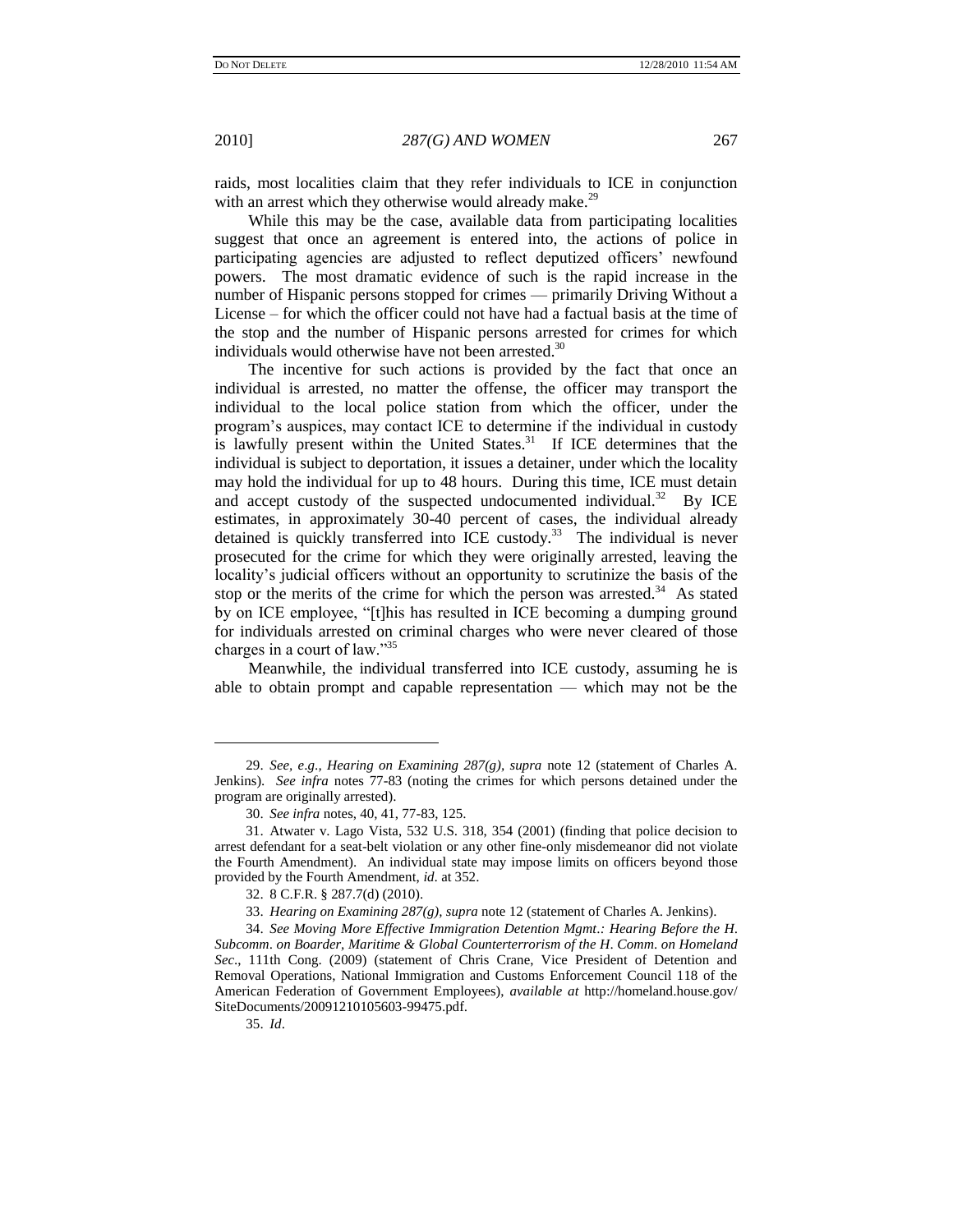raids, most localities claim that they refer individuals to ICE in conjunction with an arrest which they otherwise would already make.[29]

While this may be the case, available data from participating localities suggest that once an agreement is entered into, the actions of police in participating agencies are adjusted to reflect deputized officers' newfound powers. The most dramatic evidence of such is the rapid increase in the number of Hispanic persons stopped for crimes — primarily Driving Without a License – for which the officer could not have had a factual basis at the time of the stop and the number of Hispanic persons arrested for crimes for which individuals would otherwise have not been arrested.[30]

The incentive for such actions is provided by the fact that once an individual is arrested, no matter the offense, the officer may transport the individual to the local police station from which the officer, under the program's auspices, may contact ICE to determine if the individual in custody is lawfully present within the United States.[31] If ICE determines that the individual is subject to deportation, it issues a detainer, under which the locality may hold the individual for up to 48 hours. During this time, ICE must detain and accept custody of the suspected undocumented individual.[32] By ICE estimates, in approximately 30-40 percent of cases, the individual already detained is quickly transferred into ICE custody.[33] The individual is never prosecuted for the crime for which they were originally arrested, leaving the locality's judicial officers without an opportunity to scrutinize the basis of the stop or the merits of the crime for which the person was arrested.[34] As stated by on ICE employee, "[t]his has resulted in ICE becoming a dumping ground for individuals arrested on criminal charges who were never cleared of those charges in a court of law."[35]

Meanwhile, the individual transferred into ICE custody, assuming he is able to obtain prompt and capable representation — which may not be the

---

29. *See, e.g.*, *Hearing on Examining 287(g)*, *supra* note 12 (statement of Charles A. Jenkins). *See infra* notes 77-83 (noting the crimes for which persons detained under the program are originally arrested).

30. *See infra* notes, 40, 41, 77-83, 125.

31. Atwater v. Lago Vista, 532 U.S. 318, 354 (2001) (finding that police decision to arrest defendant for a seat-belt violation or any other fine-only misdemeanor did not violate the Fourth Amendment). An individual state may impose limits on officers beyond those provided by the Fourth Amendment, *id*. at 352.

32. 8 C.F.R. § 287.7(d) (2010).

33. *Hearing on Examining 287(g)*, *supra* note 12 (statement of Charles A. Jenkins).

34. *See Moving More Effective Immigration Detention Mgmt*.: *Hearing Before the H. Subcomm. on Boarder, Maritime & Global Counterterrorism of the H. Comm. on Homeland Sec.*, 111th Cong. (2009) (statement of Chris Crane, Vice President of Detention and Removal Operations, National Immigration and Customs Enforcement Council 118 of the American Federation of Government Employees), *available at* http://homeland.house.gov/SiteDocuments/20091210105603-99475.pdf.

35. *Id*.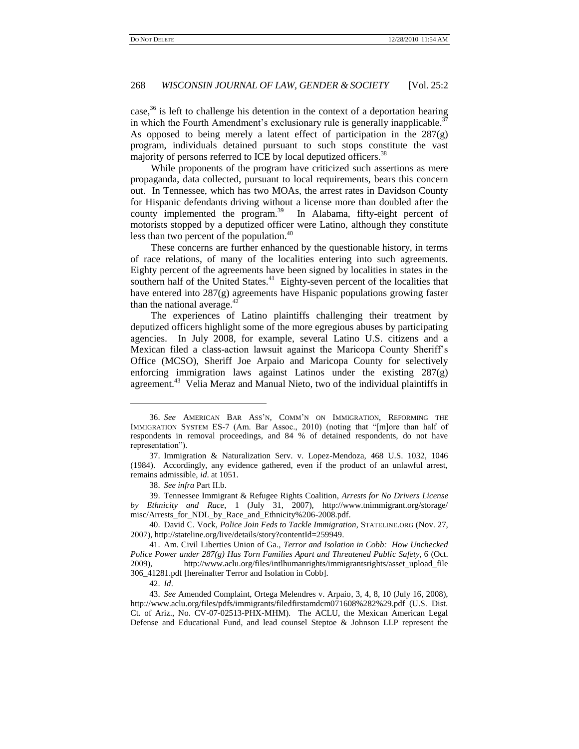case,[36] is left to challenge his detention in the context of a deportation hearing in which the Fourth Amendment's exclusionary rule is generally inapplicable.[37] As opposed to being merely a latent effect of participation in the 287(g) program, individuals detained pursuant to such stops constitute the vast majority of persons referred to ICE by local deputized officers.[38]

While proponents of the program have criticized such assertions as mere propaganda, data collected, pursuant to local requirements, bears this concern out. In Tennessee, which has two MOAs, the arrest rates in Davidson County for Hispanic defendants driving without a license more than doubled after the county implemented the program.[39] In Alabama, fifty-eight percent of motorists stopped by a deputized officer were Latino, although they constitute less than two percent of the population.[40]

These concerns are further enhanced by the questionable history, in terms of race relations, of many of the localities entering into such agreements. Eighty percent of the agreements have been signed by localities in states in the southern half of the United States.[41] Eighty-seven percent of the localities that have entered into 287(g) agreements have Hispanic populations growing faster than the national average.[42]

The experiences of Latino plaintiffs challenging their treatment by deputized officers highlight some of the more egregious abuses by participating agencies. In July 2008, for example, several Latino U.S. citizens and a Mexican filed a class-action lawsuit against the Maricopa County Sheriff's Office (MCSO), Sheriff Joe Arpaio and Maricopa County for selectively enforcing immigration laws against Latinos under the existing 287(g) agreement.[43] Velia Meraz and Manual Nieto, two of the individual plaintiffs in

---

36. *See* AMERICAN BAR ASS'N, COMM'N ON IMMIGRATION, REFORMING THE IMMIGRATION SYSTEM ES-7 (Am. Bar Assoc., 2010) (noting that "[m]ore than half of respondents in removal proceedings, and 84 % of detained respondents, do not have representation").

37. Immigration & Naturalization Serv. v. Lopez-Mendoza, 468 U.S. 1032, 1046 (1984). Accordingly, any evidence gathered, even if the product of an unlawful arrest, remains admissible, *id*. at 1051.

38. *See infra* Part II.b.

39. Tennessee Immigrant & Refugee Rights Coalition, *Arrests for No Drivers License by Ethnicity and Race*, 1 (July 31, 2007), http://www.tnimmigrant.org/storage/misc/Arrests_for_NDL_by_Race_and_Ethnicity%206-2008.pdf.

40. David C. Vock, *Police Join Feds to Tackle Immigration*, STATELINE.ORG (Nov. 27, 2007), http://stateline.org/live/details/story?contentId=259949.

41. Am. Civil Liberties Union of Ga., *Terror and Isolation in Cobb: How Unchecked Police Power under 287(g) Has Torn Families Apart and Threatened Public Safety*, 6 (Oct. 2009), http://www.aclu.org/files/intlhumanrights/immigrantsrights/asset_upload_file306_41281.pdf [hereinafter Terror and Isolation in Cobb].

42. *Id*.

43. *See* Amended Complaint, Ortega Melendres v. Arpaio, 3, 4, 8, 10 (July 16, 2008), http://www.aclu.org/files/pdfs/immigrants/filedfirstamdcm071608%282%29.pdf (U.S. Dist. Ct. of Ariz., No. CV-07-02513-PHX-MHM). The ACLU, the Mexican American Legal Defense and Educational Fund, and lead counsel Steptoe & Johnson LLP represent the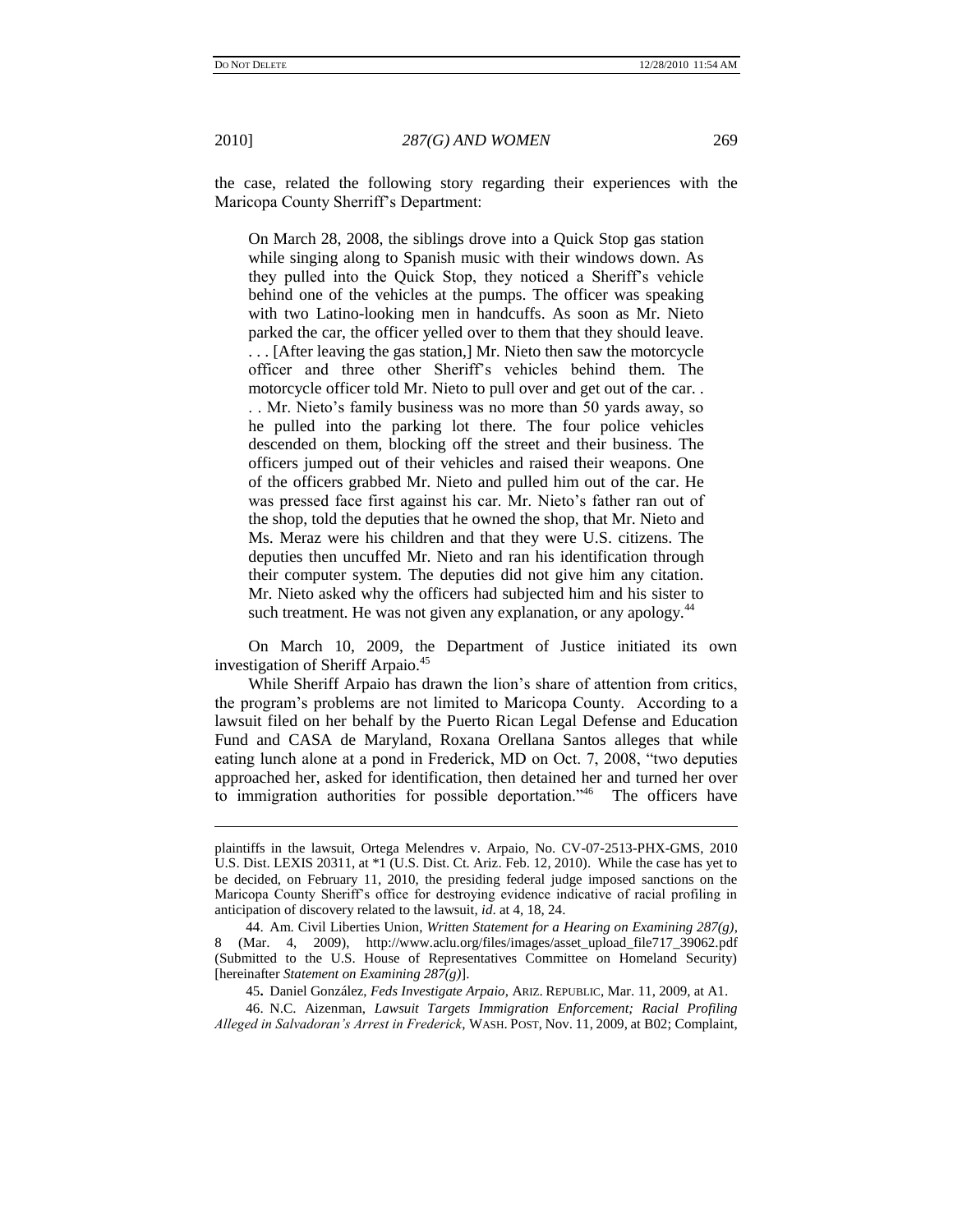the case, related the following story regarding their experiences with the Maricopa County Sherriff's Department:

> On March 28, 2008, the siblings drove into a Quick Stop gas station while singing along to Spanish music with their windows down. As they pulled into the Quick Stop, they noticed a Sheriff's vehicle behind one of the vehicles at the pumps. The officer was speaking with two Latino-looking men in handcuffs. As soon as Mr. Nieto parked the car, the officer yelled over to them that they should leave. . . . [After leaving the gas station,] Mr. Nieto then saw the motorcycle officer and three other Sheriff's vehicles behind them. The motorcycle officer told Mr. Nieto to pull over and get out of the car. . . . Mr. Nieto's family business was no more than 50 yards away, so he pulled into the parking lot there. The four police vehicles descended on them, blocking off the street and their business. The officers jumped out of their vehicles and raised their weapons. One of the officers grabbed Mr. Nieto and pulled him out of the car. He was pressed face first against his car. Mr. Nieto's father ran out of the shop, told the deputies that he owned the shop, that Mr. Nieto and Ms. Meraz were his children and that they were U.S. citizens. The deputies then uncuffed Mr. Nieto and ran his identification through their computer system. The deputies did not give him any citation. Mr. Nieto asked why the officers had subjected him and his sister to such treatment. He was not given any explanation, or any apology.[44]

On March 10, 2009, the Department of Justice initiated its own investigation of Sheriff Arpaio.[45]

While Sheriff Arpaio has drawn the lion's share of attention from critics, the program's problems are not limited to Maricopa County. According to a lawsuit filed on her behalf by the Puerto Rican Legal Defense and Education Fund and CASA de Maryland, Roxana Orellana Santos alleges that while eating lunch alone at a pond in Frederick, MD on Oct. 7, 2008, "two deputies approached her, asked for identification, then detained her and turned her over to immigration authorities for possible deportation."[46] The officers have

---

plaintiffs in the lawsuit, Ortega Melendres v. Arpaio, No. CV-07-2513-PHX-GMS, 2010 U.S. Dist. LEXIS 20311, at *1 (U.S. Dist. Ct. Ariz. Feb. 12, 2010). While the case has yet to be decided, on February 11, 2010, the presiding federal judge imposed sanctions on the Maricopa County Sheriff's office for destroying evidence indicative of racial profiling in anticipation of discovery related to the lawsuit, *id*. at 4, 18, 24.

44. Am. Civil Liberties Union, *Written Statement for a Hearing on Examining 287(g)*, 8 (Mar. 4, 2009), http://www.aclu.org/files/images/asset_upload_file717_39062.pdf (Submitted to the U.S. House of Representatives Committee on Homeland Security) [hereinafter *Statement on Examining 287(g)*].

45. Daniel González, *Feds Investigate Arpaio*, ARIZ. REPUBLIC, Mar. 11, 2009, at A1.

46. N.C. Aizenman, *Lawsuit Targets Immigration Enforcement; Racial Profiling Alleged in Salvadoran's Arrest in Frederick*, WASH. POST, Nov. 11, 2009, at B02; Complaint,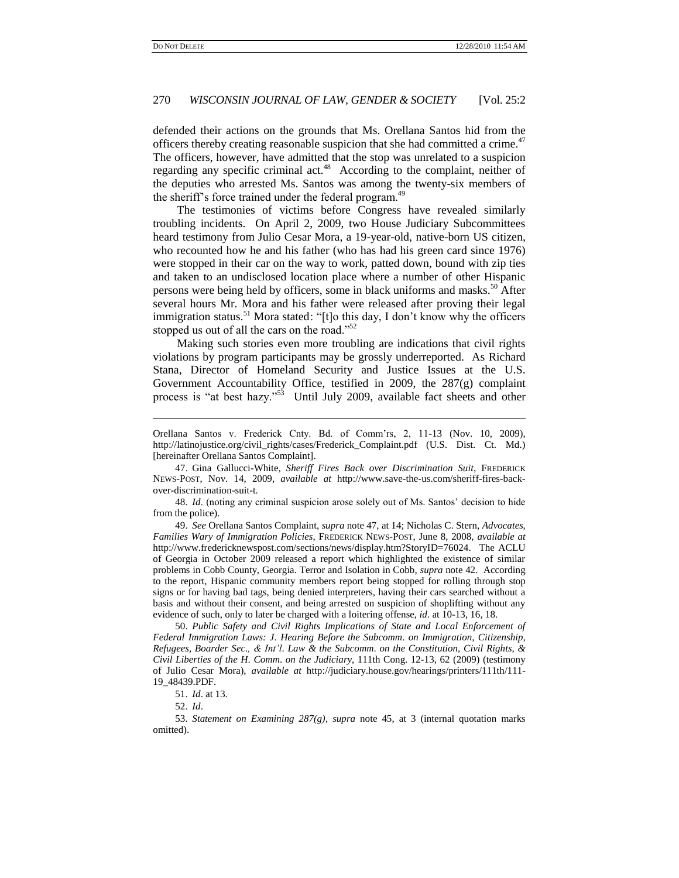defended their actions on the grounds that Ms. Orellana Santos hid from the officers thereby creating reasonable suspicion that she had committed a crime.[47] The officers, however, have admitted that the stop was unrelated to a suspicion regarding any specific criminal act.[48] According to the complaint, neither of the deputies who arrested Ms. Santos was among the twenty-six members of the sheriff's force trained under the federal program.[49]

The testimonies of victims before Congress have revealed similarly troubling incidents. On April 2, 2009, two House Judiciary Subcommittees heard testimony from Julio Cesar Mora, a 19-year-old, native-born US citizen, who recounted how he and his father (who has had his green card since 1976) were stopped in their car on the way to work, patted down, bound with zip ties and taken to an undisclosed location place where a number of other Hispanic persons were being held by officers, some in black uniforms and masks.[50] After several hours Mr. Mora and his father were released after proving their legal immigration status.[51] Mora stated: "[t]o this day, I don't know why the officers stopped us out of all the cars on the road."[52]

Making such stories even more troubling are indications that civil rights violations by program participants may be grossly underreported. As Richard Stana, Director of Homeland Security and Justice Issues at the U.S. Government Accountability Office, testified in 2009, the 287(g) complaint process is "at best hazy."[53] Until July 2009, available fact sheets and other

---

Orellana Santos v. Frederick Cnty. Bd. of Comm'rs, 2, 11-13 (Nov. 10, 2009), http://latinojustice.org/civil_rights/cases/Frederick_Complaint.pdf (U.S. Dist. Ct. Md.) [hereinafter Orellana Santos Complaint].

47. Gina Gallucci-White, *Sheriff Fires Back over Discrimination Suit*, FREDERICK NEWS-POST, Nov. 14, 2009, *available at* http://www.save-the-us.com/sheriff-fires-back-over-discrimination-suit-t.

48. *Id*. (noting any criminal suspicion arose solely out of Ms. Santos' decision to hide from the police).

49. *See* Orellana Santos Complaint, *supra* note 47, at 14; Nicholas C. Stern, *Advocates, Families Wary of Immigration Policies*, FREDERICK NEWS-POST, June 8, 2008, *available at* http://www.fredericknewspost.com/sections/news/display.htm?StoryID=76024. The ACLU of Georgia in October 2009 released a report which highlighted the existence of similar problems in Cobb County, Georgia. Terror and Isolation in Cobb, *supra* note 42. According to the report, Hispanic community members report being stopped for rolling through stop signs or for having bad tags, being denied interpreters, having their cars searched without a basis and without their consent, and being arrested on suspicion of shoplifting without any evidence of such, only to later be charged with a loitering offense, *id*. at 10-13, 16, 18.

50. *Public Safety and Civil Rights Implications of State and Local Enforcement of Federal Immigration Laws: J. Hearing Before the Subcomm. on Immigration, Citizenship, Refugees, Boarder Sec., & Int'l. Law & the Subcomm. on the Constitution, Civil Rights, & Civil Liberties of the H. Comm. on the Judiciary*, 111th Cong. 12-13, 62 (2009) (testimony of Julio Cesar Mora), *available at* http://judiciary.house.gov/hearings/printers/111th/111-19_48439.PDF.

51. *Id*. at 13.

52. *Id*.

53. *Statement on Examining 287(g)*, *supra* note 45, at 3 (internal quotation marks omitted).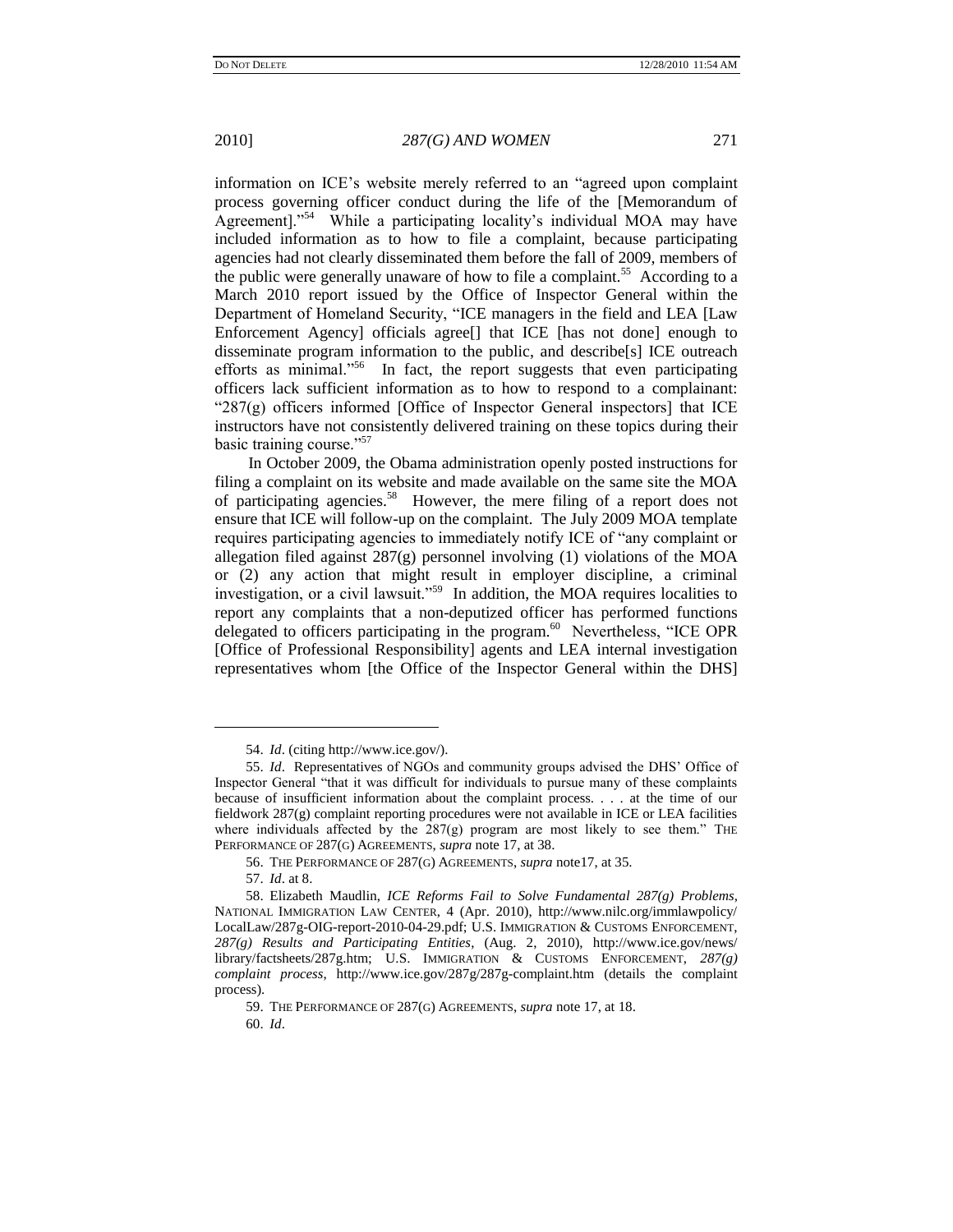information on ICE's website merely referred to an "agreed upon complaint process governing officer conduct during the life of the [Memorandum of Agreement]."[54] While a participating locality's individual MOA may have included information as to how to file a complaint, because participating agencies had not clearly disseminated them before the fall of 2009, members of the public were generally unaware of how to file a complaint.[55] According to a March 2010 report issued by the Office of Inspector General within the Department of Homeland Security, "ICE managers in the field and LEA [Law Enforcement Agency] officials agree[] that ICE [has not done] enough to disseminate program information to the public, and describe[s] ICE outreach efforts as minimal."[56] In fact, the report suggests that even participating officers lack sufficient information as to how to respond to a complainant: "287(g) officers informed [Office of Inspector General inspectors] that ICE instructors have not consistently delivered training on these topics during their basic training course."[57]

In October 2009, the Obama administration openly posted instructions for filing a complaint on its website and made available on the same site the MOA of participating agencies.[58] However, the mere filing of a report does not ensure that ICE will follow-up on the complaint. The July 2009 MOA template requires participating agencies to immediately notify ICE of "any complaint or allegation filed against 287(g) personnel involving (1) violations of the MOA or (2) any action that might result in employer discipline, a criminal investigation, or a civil lawsuit."[59] In addition, the MOA requires localities to report any complaints that a non-deputized officer has performed functions delegated to officers participating in the program.[60] Nevertheless, "ICE OPR [Office of Professional Responsibility] agents and LEA internal investigation representatives whom [the Office of the Inspector General within the DHS]

---

54. *Id*. (citing http://www.ice.gov/).

55. *Id*. Representatives of NGOs and community groups advised the DHS' Office of Inspector General "that it was difficult for individuals to pursue many of these complaints because of insufficient information about the complaint process. . . . at the time of our fieldwork 287(g) complaint reporting procedures were not available in ICE or LEA facilities where individuals affected by the 287(g) program are most likely to see them." THE PERFORMANCE OF 287(G) AGREEMENTS, *supra* note 17, at 38.

56. THE PERFORMANCE OF 287(G) AGREEMENTS, *supra* note17, at 35.

57. *Id*. at 8.

58. Elizabeth Maudlin, *ICE Reforms Fail to Solve Fundamental 287(g) Problems*, NATIONAL IMMIGRATION LAW CENTER, 4 (Apr. 2010), http://www.nilc.org/immlawpolicy/LocalLaw/287g-OIG-report-2010-04-29.pdf; U.S. IMMIGRATION & CUSTOMS ENFORCEMENT, *287(g) Results and Participating Entities*, (Aug. 2, 2010), http://www.ice.gov/news/library/factsheets/287g.htm; U.S. IMMIGRATION & CUSTOMS ENFORCEMENT, *287(g) complaint process*, http://www.ice.gov/287g/287g-complaint.htm (details the complaint process).

59. THE PERFORMANCE OF 287(G) AGREEMENTS, *supra* note 17, at 18.

60. *Id*.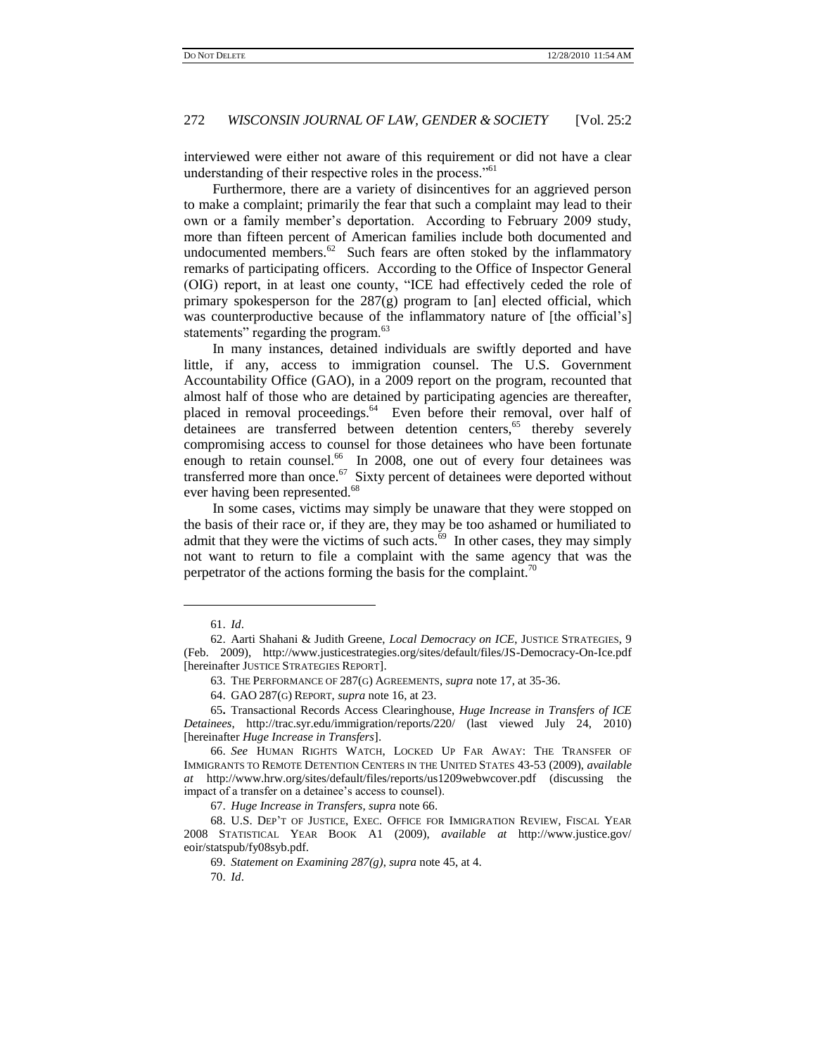interviewed were either not aware of this requirement or did not have a clear understanding of their respective roles in the process."[61]

Furthermore, there are a variety of disincentives for an aggrieved person to make a complaint; primarily the fear that such a complaint may lead to their own or a family member's deportation. According to February 2009 study, more than fifteen percent of American families include both documented and undocumented members.[62] Such fears are often stoked by the inflammatory remarks of participating officers. According to the Office of Inspector General (OIG) report, in at least one county, "ICE had effectively ceded the role of primary spokesperson for the 287(g) program to [an] elected official, which was counterproductive because of the inflammatory nature of [the official's] statements" regarding the program.[63]

In many instances, detained individuals are swiftly deported and have little, if any, access to immigration counsel. The U.S. Government Accountability Office (GAO), in a 2009 report on the program, recounted that almost half of those who are detained by participating agencies are thereafter, placed in removal proceedings.[64] Even before their removal, over half of detainees are transferred between detention centers,[65] thereby severely compromising access to counsel for those detainees who have been fortunate enough to retain counsel.[66] In 2008, one out of every four detainees was transferred more than once.[67] Sixty percent of detainees were deported without ever having been represented.[68]

In some cases, victims may simply be unaware that they were stopped on the basis of their race or, if they are, they may be too ashamed or humiliated to admit that they were the victims of such acts.[69] In other cases, they may simply not want to return to file a complaint with the same agency that was the perpetrator of the actions forming the basis for the complaint.[70]

---

61. *Id*.

62. Aarti Shahani & Judith Greene, *Local Democracy on ICE*, JUSTICE STRATEGIES, 9 (Feb. 2009), http://www.justicestrategies.org/sites/default/files/JS-Democracy-On-Ice.pdf [hereinafter JUSTICE STRATEGIES REPORT].

63. THE PERFORMANCE OF 287(G) AGREEMENTS, *supra* note 17, at 35-36.

64. GAO 287(G) REPORT, *supra* note 16, at 23.

65. Transactional Records Access Clearinghouse, *Huge Increase in Transfers of ICE Detainees*, http://trac.syr.edu/immigration/reports/220/ (last viewed July 24, 2010) [hereinafter *Huge Increase in Transfers*].

66. *See* HUMAN RIGHTS WATCH, LOCKED UP FAR AWAY: THE TRANSFER OF IMMIGRANTS TO REMOTE DETENTION CENTERS IN THE UNITED STATES 43-53 (2009), *available at* http://www.hrw.org/sites/default/files/reports/us1209webwcover.pdf (discussing the impact of a transfer on a detainee's access to counsel).

67. *Huge Increase in Transfers*, *supra* note 66.

68. U.S. DEP'T OF JUSTICE, EXEC. OFFICE FOR IMMIGRATION REVIEW, FISCAL YEAR 2008 STATISTICAL YEAR BOOK A1 (2009), *available at* http://www.justice.gov/eoir/statspub/fy08syb.pdf.

69. *Statement on Examining 287(g)*, *supra* note 45, at 4.

70. *Id*.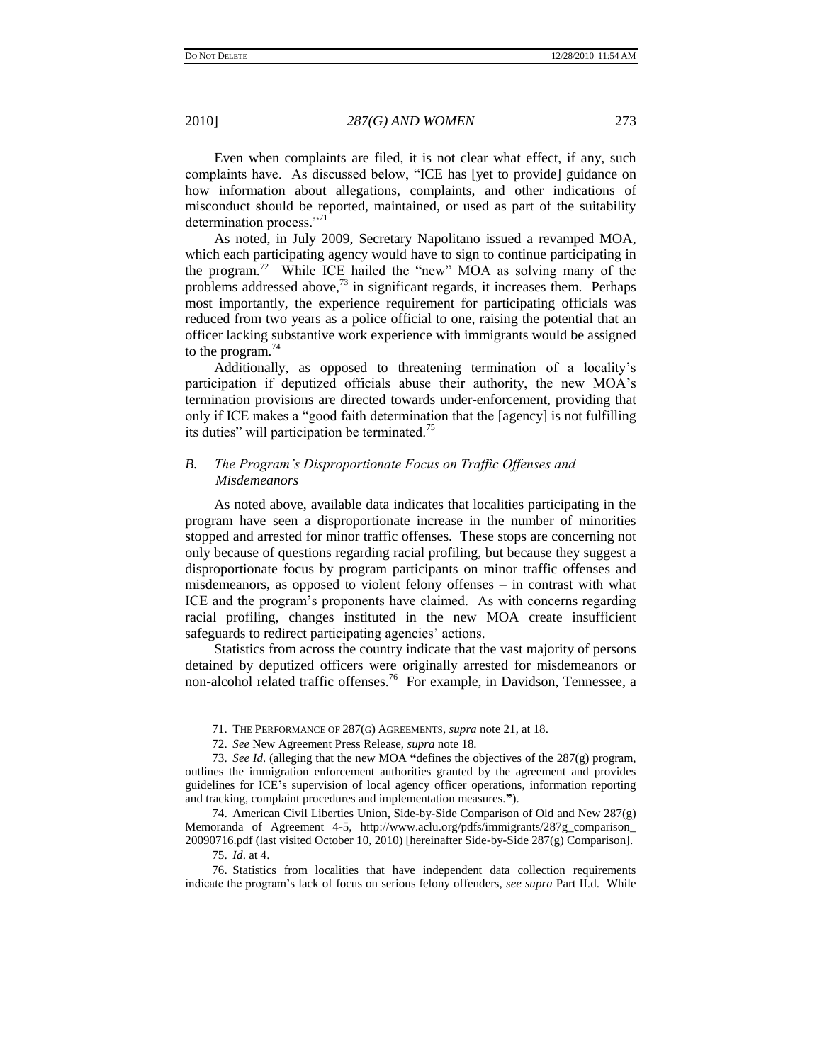Even when complaints are filed, it is not clear what effect, if any, such complaints have. As discussed below, "ICE has [yet to provide] guidance on how information about allegations, complaints, and other indications of misconduct should be reported, maintained, or used as part of the suitability determination process."[71]

As noted, in July 2009, Secretary Napolitano issued a revamped MOA, which each participating agency would have to sign to continue participating in the program.[72] While ICE hailed the "new" MOA as solving many of the problems addressed above,[73] in significant regards, it increases them. Perhaps most importantly, the experience requirement for participating officials was reduced from two years as a police official to one, raising the potential that an officer lacking substantive work experience with immigrants would be assigned to the program.[74]

Additionally, as opposed to threatening termination of a locality's participation if deputized officials abuse their authority, the new MOA's termination provisions are directed towards under-enforcement, providing that only if ICE makes a "good faith determination that the [agency] is not fulfilling its duties" will participation be terminated.[75]

### *B. The Program's Disproportionate Focus on Traffic Offenses and Misdemeanors*

As noted above, available data indicates that localities participating in the program have seen a disproportionate increase in the number of minorities stopped and arrested for minor traffic offenses. These stops are concerning not only because of questions regarding racial profiling, but because they suggest a disproportionate focus by program participants on minor traffic offenses and misdemeanors, as opposed to violent felony offenses – in contrast with what ICE and the program's proponents have claimed. As with concerns regarding racial profiling, changes instituted in the new MOA create insufficient safeguards to redirect participating agencies' actions.

Statistics from across the country indicate that the vast majority of persons detained by deputized officers were originally arrested for misdemeanors or non-alcohol related traffic offenses.[76] For example, in Davidson, Tennessee, a

---

71. THE PERFORMANCE OF 287(G) AGREEMENTS, *supra* note 21, at 18.

72. *See* New Agreement Press Release, *supra* note 18.

73. *See Id*. (alleging that the new MOA **"**defines the objectives of the 287(g) program, outlines the immigration enforcement authorities granted by the agreement and provides guidelines for ICE**'**s supervision of local agency officer operations, information reporting and tracking, complaint procedures and implementation measures.**"**).

74. American Civil Liberties Union, Side-by-Side Comparison of Old and New 287(g) Memoranda of Agreement 4-5, http://www.aclu.org/pdfs/immigrants/287g_comparison_20090716.pdf (last visited October 10, 2010) [hereinafter Side-by-Side 287(g) Comparison].

75. *Id*. at 4.

76. Statistics from localities that have independent data collection requirements indicate the program's lack of focus on serious felony offenders, *see supra* Part II.d. While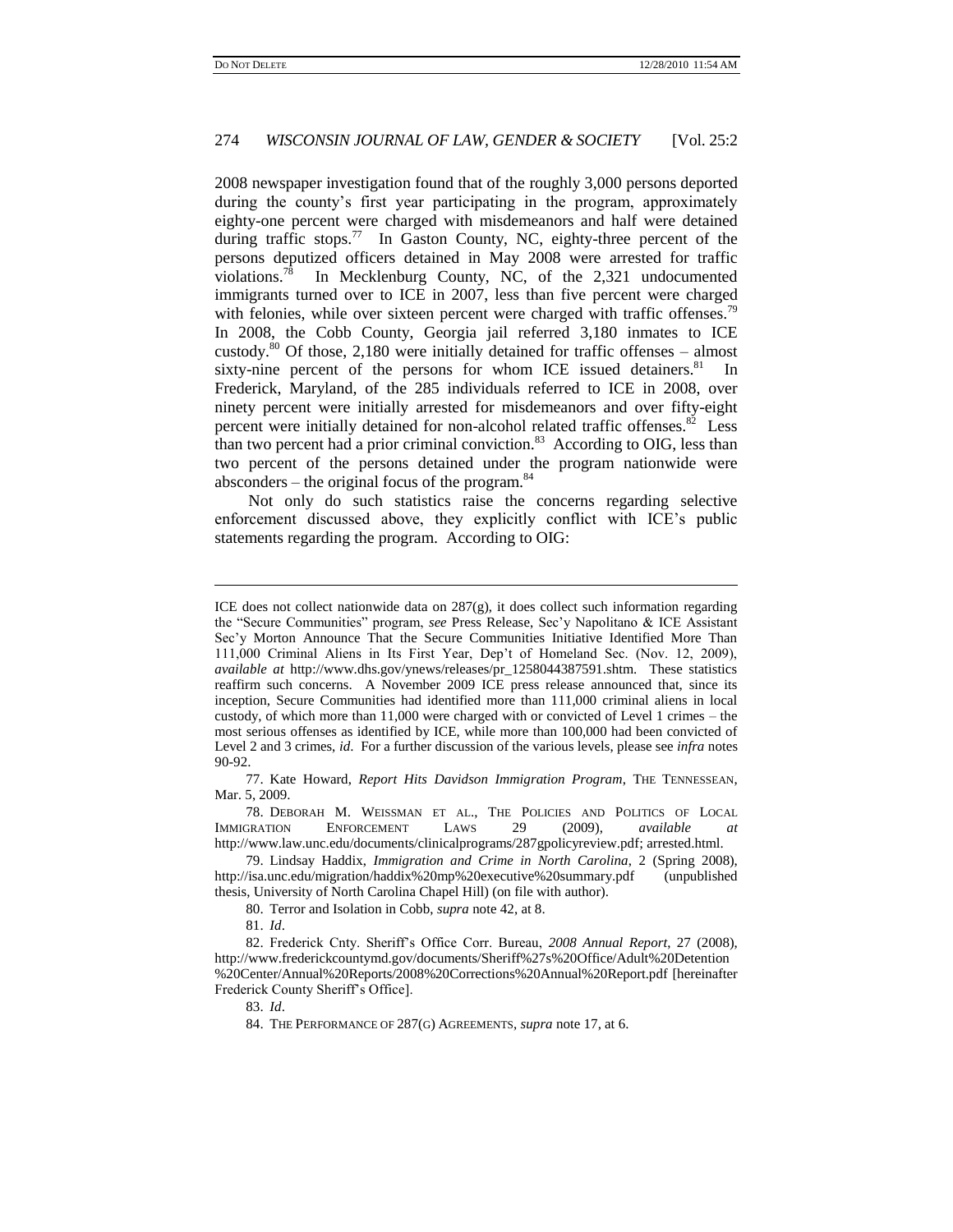2008 newspaper investigation found that of the roughly 3,000 persons deported during the county's first year participating in the program, approximately eighty-one percent were charged with misdemeanors and half were detained during traffic stops.[77] In Gaston County, NC, eighty-three percent of the persons deputized officers detained in May 2008 were arrested for traffic violations.[78] In Mecklenburg County, NC, of the 2,321 undocumented immigrants turned over to ICE in 2007, less than five percent were charged with felonies, while over sixteen percent were charged with traffic offenses.[79] In 2008, the Cobb County, Georgia jail referred 3,180 inmates to ICE custody.[80] Of those, 2,180 were initially detained for traffic offenses – almost sixty-nine percent of the persons for whom ICE issued detainers.[81] In Frederick, Maryland, of the 285 individuals referred to ICE in 2008, over ninety percent were initially arrested for misdemeanors and over fifty-eight percent were initially detained for non-alcohol related traffic offenses.[82] Less than two percent had a prior criminal conviction.[83] According to OIG, less than two percent of the persons detained under the program nationwide were absconders – the original focus of the program.[84]

Not only do such statistics raise the concerns regarding selective enforcement discussed above, they explicitly conflict with ICE's public statements regarding the program. According to OIG:

---

ICE does not collect nationwide data on 287(g), it does collect such information regarding the "Secure Communities" program, *see* Press Release, Sec'y Napolitano & ICE Assistant Sec'y Morton Announce That the Secure Communities Initiative Identified More Than 111,000 Criminal Aliens in Its First Year, Dep't of Homeland Sec. (Nov. 12, 2009), *available at* http://www.dhs.gov/ynews/releases/pr_1258044387591.shtm. These statistics reaffirm such concerns. A November 2009 ICE press release announced that, since its inception, Secure Communities had identified more than 111,000 criminal aliens in local custody, of which more than 11,000 were charged with or convicted of Level 1 crimes – the most serious offenses as identified by ICE, while more than 100,000 had been convicted of Level 2 and 3 crimes, *id*. For a further discussion of the various levels, please see *infra* notes 90-92.

77. Kate Howard, *Report Hits Davidson Immigration Program*, THE TENNESSEAN, Mar. 5, 2009.

78. DEBORAH M. WEISSMAN ET AL., THE POLICIES AND POLITICS OF LOCAL IMMIGRATION ENFORCEMENT LAWS 29 (2009), *available at* http://www.law.unc.edu/documents/clinicalprograms/287gpolicyreview.pdf; arrested.html.

79. Lindsay Haddix, *Immigration and Crime in North Carolina*, 2 (Spring 2008), http://isa.unc.edu/migration/haddix%20mp%20executive%20summary.pdf (unpublished thesis, University of North Carolina Chapel Hill) (on file with author).

80. Terror and Isolation in Cobb, *supra* note 42, at 8.

81. *Id*.

82. Frederick Cnty. Sheriff's Office Corr. Bureau, *2008 Annual Report*, 27 (2008), http://www.frederickcountymd.gov/documents/Sheriff%27s%20Office/Adult%20Detention%20Center/Annual%20Reports/2008%20Corrections%20Annual%20Report.pdf [hereinafter Frederick County Sheriff's Office].

83. *Id*.

84. THE PERFORMANCE OF 287(G) AGREEMENTS, *supra* note 17, at 6.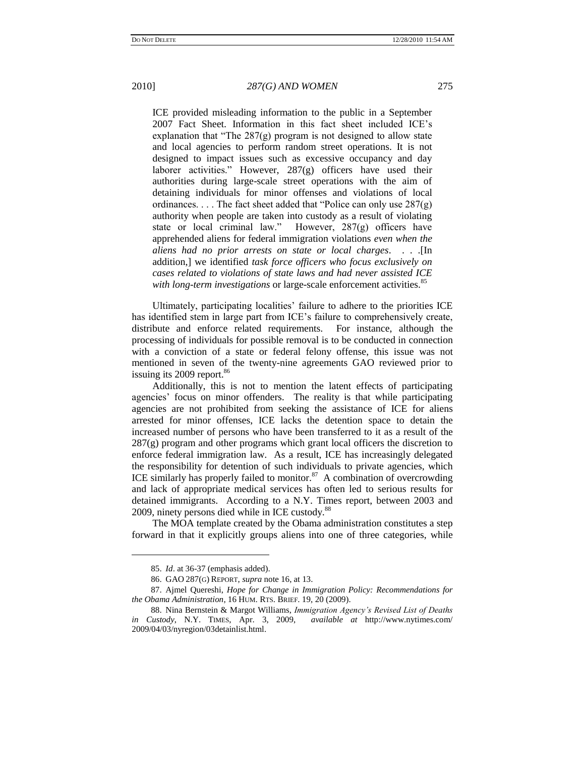> ICE provided misleading information to the public in a September 2007 Fact Sheet. Information in this fact sheet included ICE's explanation that "The 287(g) program is not designed to allow state and local agencies to perform random street operations. It is not designed to impact issues such as excessive occupancy and day laborer activities." However, 287(g) officers have used their authorities during large-scale street operations with the aim of detaining individuals for minor offenses and violations of local ordinances. . . . The fact sheet added that "Police can only use 287(g) authority when people are taken into custody as a result of violating state or local criminal law." However, 287(g) officers have apprehended aliens for federal immigration violations *even when the aliens had no prior arrests on state or local charges*. . . .[In addition,] we identified *task force officers who focus exclusively on cases related to violations of state laws and had never assisted ICE with long-term investigations* or large-scale enforcement activities.[85]

Ultimately, participating localities' failure to adhere to the priorities ICE has identified stem in large part from ICE's failure to comprehensively create, distribute and enforce related requirements. For instance, although the processing of individuals for possible removal is to be conducted in connection with a conviction of a state or federal felony offense, this issue was not mentioned in seven of the twenty-nine agreements GAO reviewed prior to issuing its 2009 report.[86]

Additionally, this is not to mention the latent effects of participating agencies' focus on minor offenders. The reality is that while participating agencies are not prohibited from seeking the assistance of ICE for aliens arrested for minor offenses, ICE lacks the detention space to detain the increased number of persons who have been transferred to it as a result of the 287(g) program and other programs which grant local officers the discretion to enforce federal immigration law. As a result, ICE has increasingly delegated the responsibility for detention of such individuals to private agencies, which ICE similarly has properly failed to monitor.[87] A combination of overcrowding and lack of appropriate medical services has often led to serious results for detained immigrants. According to a N.Y. Times report, between 2003 and 2009, ninety persons died while in ICE custody.[88]

The MOA template created by the Obama administration constitutes a step forward in that it explicitly groups aliens into one of three categories, while

---

85. *Id*. at 36-37 (emphasis added).

86. GAO 287(G) REPORT, *supra* note 16, at 13.

87. Ajmel Quereshi, *Hope for Change in Immigration Policy: Recommendations for the Obama Administration*, 16 HUM. RTS. BRIEF. 19, 20 (2009).

88. Nina Bernstein & Margot Williams, *Immigration Agency's Revised List of Deaths in Custody*, N.Y. TIMES, Apr. 3, 2009, *available at* http://www.nytimes.com/2009/04/03/nyregion/03detainlist.html.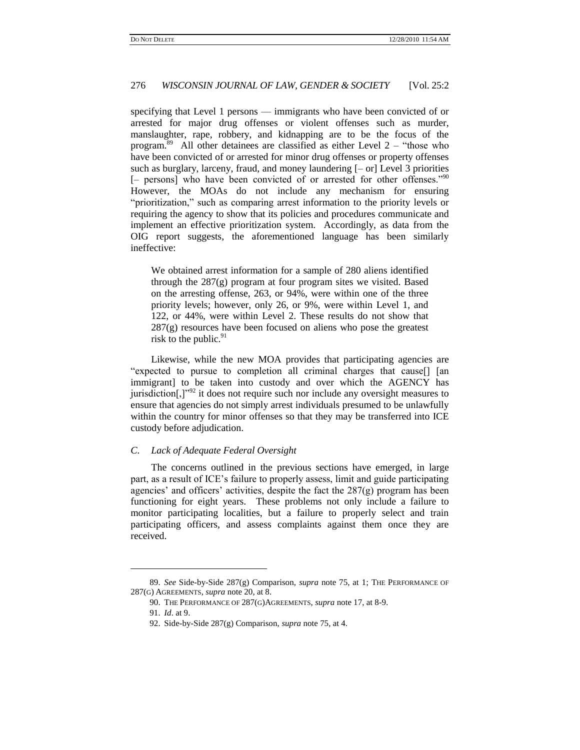specifying that Level 1 persons — immigrants who have been convicted of or arrested for major drug offenses or violent offenses such as murder, manslaughter, rape, robbery, and kidnapping are to be the focus of the program.[89] All other detainees are classified as either Level 2 – "those who have been convicted of or arrested for minor drug offenses or property offenses such as burglary, larceny, fraud, and money laundering [– or] Level 3 priorities [– persons] who have been convicted of or arrested for other offenses."[90] However, the MOAs do not include any mechanism for ensuring "prioritization," such as comparing arrest information to the priority levels or requiring the agency to show that its policies and procedures communicate and implement an effective prioritization system. Accordingly, as data from the OIG report suggests, the aforementioned language has been similarly ineffective:

> We obtained arrest information for a sample of 280 aliens identified through the 287(g) program at four program sites we visited. Based on the arresting offense, 263, or 94%, were within one of the three priority levels; however, only 26, or 9%, were within Level 1, and 122, or 44%, were within Level 2. These results do not show that 287(g) resources have been focused on aliens who pose the greatest risk to the public.[91]

Likewise, while the new MOA provides that participating agencies are "expected to pursue to completion all criminal charges that cause[] [an immigrant] to be taken into custody and over which the AGENCY has jurisdiction[,]"[92] it does not require such nor include any oversight measures to ensure that agencies do not simply arrest individuals presumed to be unlawfully within the country for minor offenses so that they may be transferred into ICE custody before adjudication.

### *C. Lack of Adequate Federal Oversight*

The concerns outlined in the previous sections have emerged, in large part, as a result of ICE's failure to properly assess, limit and guide participating agencies' and officers' activities, despite the fact the 287(g) program has been functioning for eight years. These problems not only include a failure to monitor participating localities, but a failure to properly select and train participating officers, and assess complaints against them once they are received.

---

89. *See* Side-by-Side 287(g) Comparison, *supra* note 75, at 1; THE PERFORMANCE OF 287(G) AGREEMENTS, *supra* note 20, at 8.

90. THE PERFORMANCE OF 287(G)AGREEMENTS, *supra* note 17, at 8-9.

91. *Id*. at 9.

92. Side-by-Side 287(g) Comparison, *supra* note 75, at 4.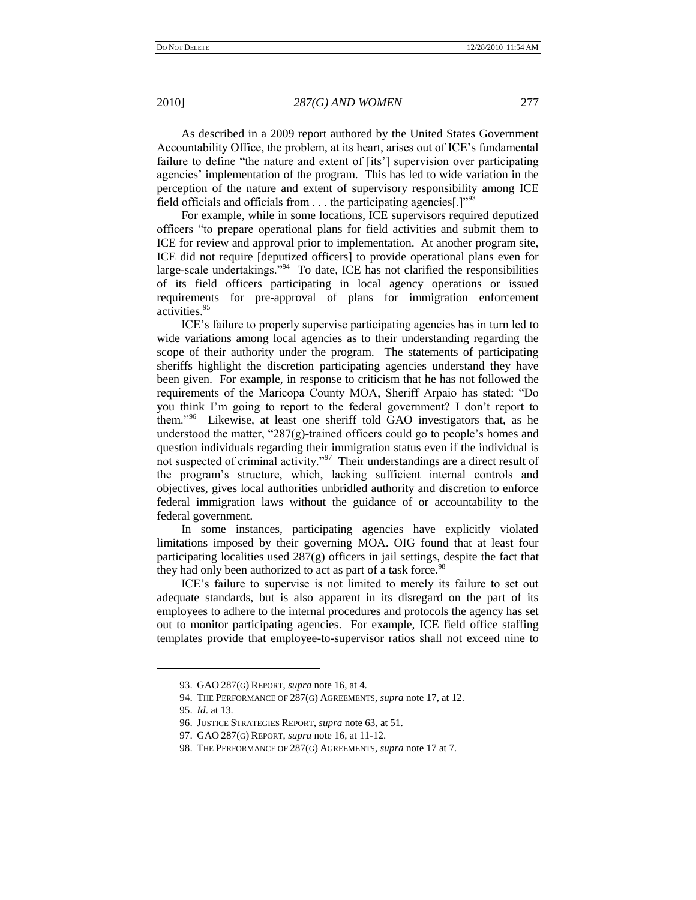As described in a 2009 report authored by the United States Government Accountability Office, the problem, at its heart, arises out of ICE's fundamental failure to define "the nature and extent of [its'] supervision over participating agencies' implementation of the program. This has led to wide variation in the perception of the nature and extent of supervisory responsibility among ICE field officials and officials from . . . the participating agencies[.]"[93]

For example, while in some locations, ICE supervisors required deputized officers "to prepare operational plans for field activities and submit them to ICE for review and approval prior to implementation. At another program site, ICE did not require [deputized officers] to provide operational plans even for large-scale undertakings."[94] To date, ICE has not clarified the responsibilities of its field officers participating in local agency operations or issued requirements for pre-approval of plans for immigration enforcement activities.[95]

ICE's failure to properly supervise participating agencies has in turn led to wide variations among local agencies as to their understanding regarding the scope of their authority under the program. The statements of participating sheriffs highlight the discretion participating agencies understand they have been given. For example, in response to criticism that he has not followed the requirements of the Maricopa County MOA, Sheriff Arpaio has stated: "Do you think I'm going to report to the federal government? I don't report to them."[96] Likewise, at least one sheriff told GAO investigators that, as he understood the matter, "287(g)-trained officers could go to people's homes and question individuals regarding their immigration status even if the individual is not suspected of criminal activity."[97] Their understandings are a direct result of the program's structure, which, lacking sufficient internal controls and objectives, gives local authorities unbridled authority and discretion to enforce federal immigration laws without the guidance of or accountability to the federal government.

In some instances, participating agencies have explicitly violated limitations imposed by their governing MOA. OIG found that at least four participating localities used 287(g) officers in jail settings, despite the fact that they had only been authorized to act as part of a task force.[98]

ICE's failure to supervise is not limited to merely its failure to set out adequate standards, but is also apparent in its disregard on the part of its employees to adhere to the internal procedures and protocols the agency has set out to monitor participating agencies. For example, ICE field office staffing templates provide that employee-to-supervisor ratios shall not exceed nine to

---

93. GAO 287(G) REPORT, *supra* note 16, at 4.

94. THE PERFORMANCE OF 287(G) AGREEMENTS, *supra* note 17, at 12.

95. *Id*. at 13.

96. JUSTICE STRATEGIES REPORT, *supra* note 63, at 51.

97. GAO 287(G) REPORT, *supra* note 16, at 11-12.

98. THE PERFORMANCE OF 287(G) AGREEMENTS, *supra* note 17 at 7.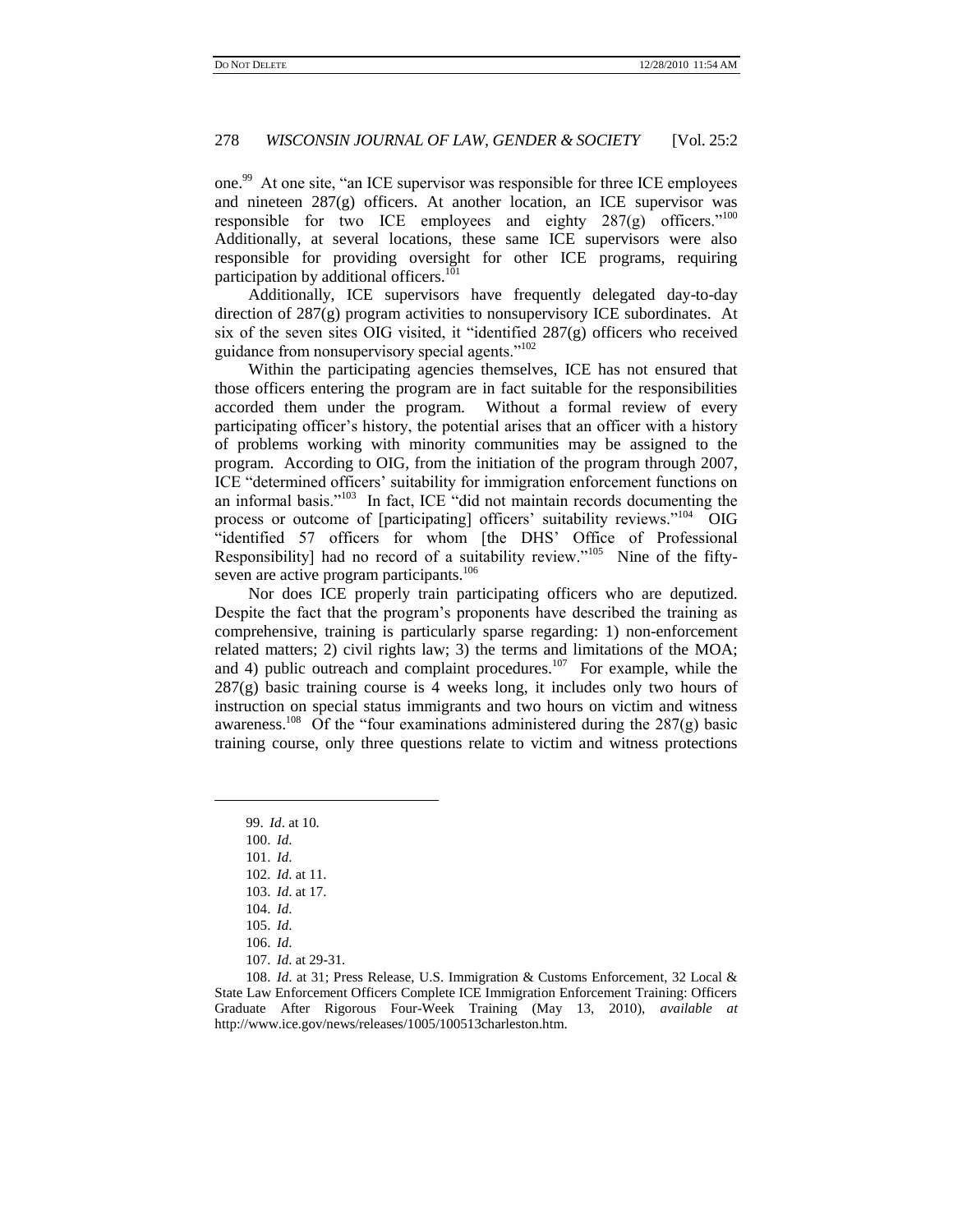one.[99] At one site, "an ICE supervisor was responsible for three ICE employees and nineteen 287(g) officers. At another location, an ICE supervisor was responsible for two ICE employees and eighty 287(g) officers."[100] Additionally, at several locations, these same ICE supervisors were also responsible for providing oversight for other ICE programs, requiring participation by additional officers.[101]

Additionally, ICE supervisors have frequently delegated day-to-day direction of 287(g) program activities to nonsupervisory ICE subordinates. At six of the seven sites OIG visited, it "identified 287(g) officers who received guidance from nonsupervisory special agents."[102]

Within the participating agencies themselves, ICE has not ensured that those officers entering the program are in fact suitable for the responsibilities accorded them under the program. Without a formal review of every participating officer's history, the potential arises that an officer with a history of problems working with minority communities may be assigned to the program. According to OIG, from the initiation of the program through 2007, ICE "determined officers' suitability for immigration enforcement functions on an informal basis."[103] In fact, ICE "did not maintain records documenting the process or outcome of [participating] officers' suitability reviews."[104] OIG "identified 57 officers for whom [the DHS' Office of Professional Responsibility] had no record of a suitability review."[105] Nine of the fifty-seven are active program participants.[106]

Nor does ICE properly train participating officers who are deputized. Despite the fact that the program's proponents have described the training as comprehensive, training is particularly sparse regarding: 1) non-enforcement related matters; 2) civil rights law; 3) the terms and limitations of the MOA; and 4) public outreach and complaint procedures.[107] For example, while the 287(g) basic training course is 4 weeks long, it includes only two hours of instruction on special status immigrants and two hours on victim and witness awareness.[108] Of the "four examinations administered during the 287(g) basic training course, only three questions relate to victim and witness protections

---

99. *Id*. at 10.

100. *Id*.

101. *Id*.

102. *Id*. at 11.

103. *Id*. at 17.

104. *Id*.

105. *Id*.

106. *Id*.

107. *Id*. at 29-31.

108. *Id*. at 31; Press Release, U.S. Immigration & Customs Enforcement, 32 Local & State Law Enforcement Officers Complete ICE Immigration Enforcement Training: Officers Graduate After Rigorous Four-Week Training (May 13, 2010), *available at* http://www.ice.gov/news/releases/1005/100513charleston.htm.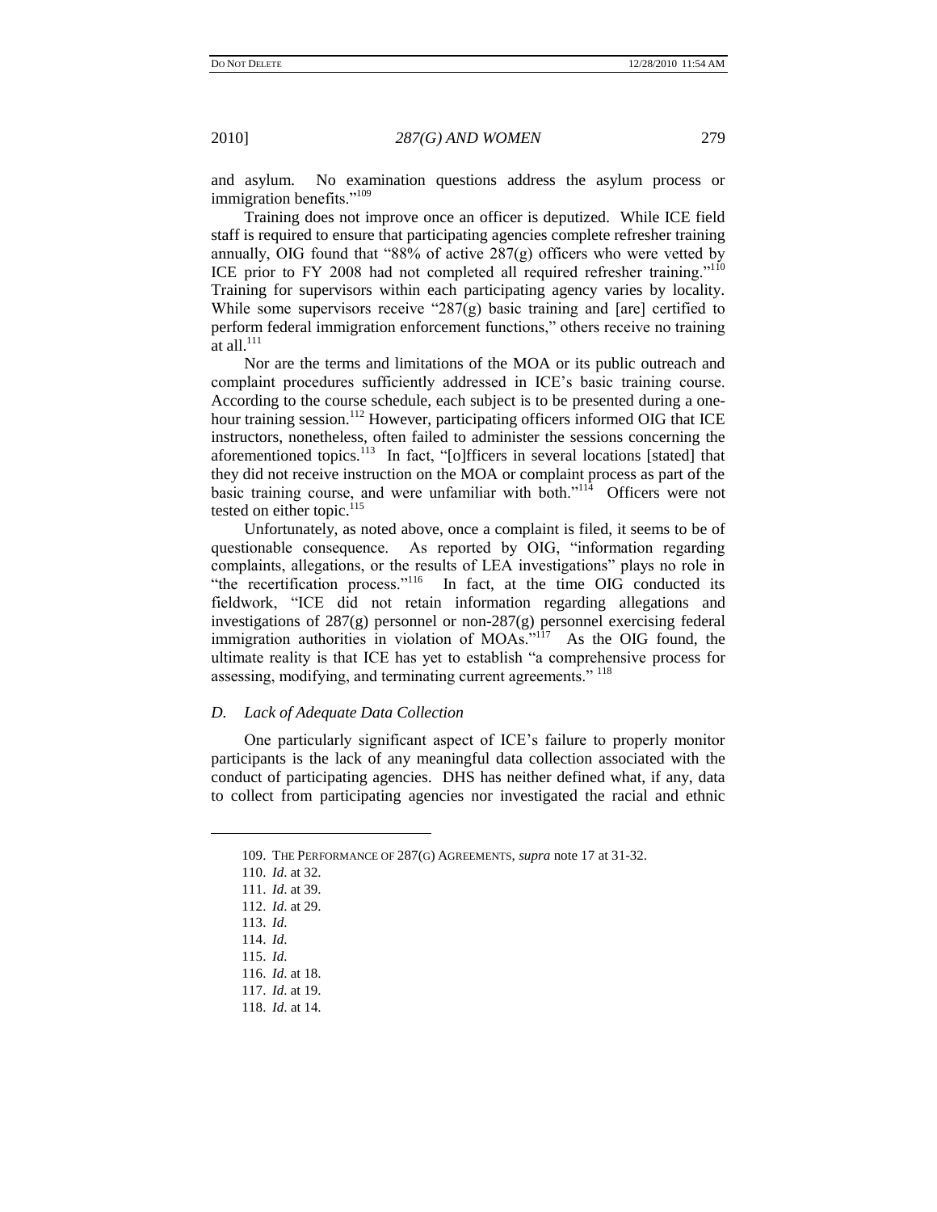and asylum. No examination questions address the asylum process or immigration benefits."[109]

Training does not improve once an officer is deputized. While ICE field staff is required to ensure that participating agencies complete refresher training annually, OIG found that "88% of active 287(g) officers who were vetted by ICE prior to FY 2008 had not completed all required refresher training."[110] Training for supervisors within each participating agency varies by locality. While some supervisors receive "287(g) basic training and [are] certified to perform federal immigration enforcement functions," others receive no training at all.[111]

Nor are the terms and limitations of the MOA or its public outreach and complaint procedures sufficiently addressed in ICE's basic training course. According to the course schedule, each subject is to be presented during a one-hour training session.[112] However, participating officers informed OIG that ICE instructors, nonetheless, often failed to administer the sessions concerning the aforementioned topics.[113] In fact, "[o]fficers in several locations [stated] that they did not receive instruction on the MOA or complaint process as part of the basic training course, and were unfamiliar with both."[114] Officers were not tested on either topic.[115]

Unfortunately, as noted above, once a complaint is filed, it seems to be of questionable consequence. As reported by OIG, "information regarding complaints, allegations, or the results of LEA investigations" plays no role in "the recertification process."[116] In fact, at the time OIG conducted its fieldwork, "ICE did not retain information regarding allegations and investigations of 287(g) personnel or non-287(g) personnel exercising federal immigration authorities in violation of MOAs."[117] As the OIG found, the ultimate reality is that ICE has yet to establish "a comprehensive process for assessing, modifying, and terminating current agreements."[118]

### *D. Lack of Adequate Data Collection*

One particularly significant aspect of ICE's failure to properly monitor participants is the lack of any meaningful data collection associated with the conduct of participating agencies. DHS has neither defined what, if any, data to collect from participating agencies nor investigated the racial and ethnic

---

109. THE PERFORMANCE OF 287(G) AGREEMENTS, *supra* note 17 at 31-32.

110. *Id.* at 32.

111. *Id.* at 39.

112. *Id.* at 29.

113. *Id.*

114. *Id.*

115. *Id.*

116. *Id.* at 18.

117. *Id.* at 19.

118. *Id.* at 14.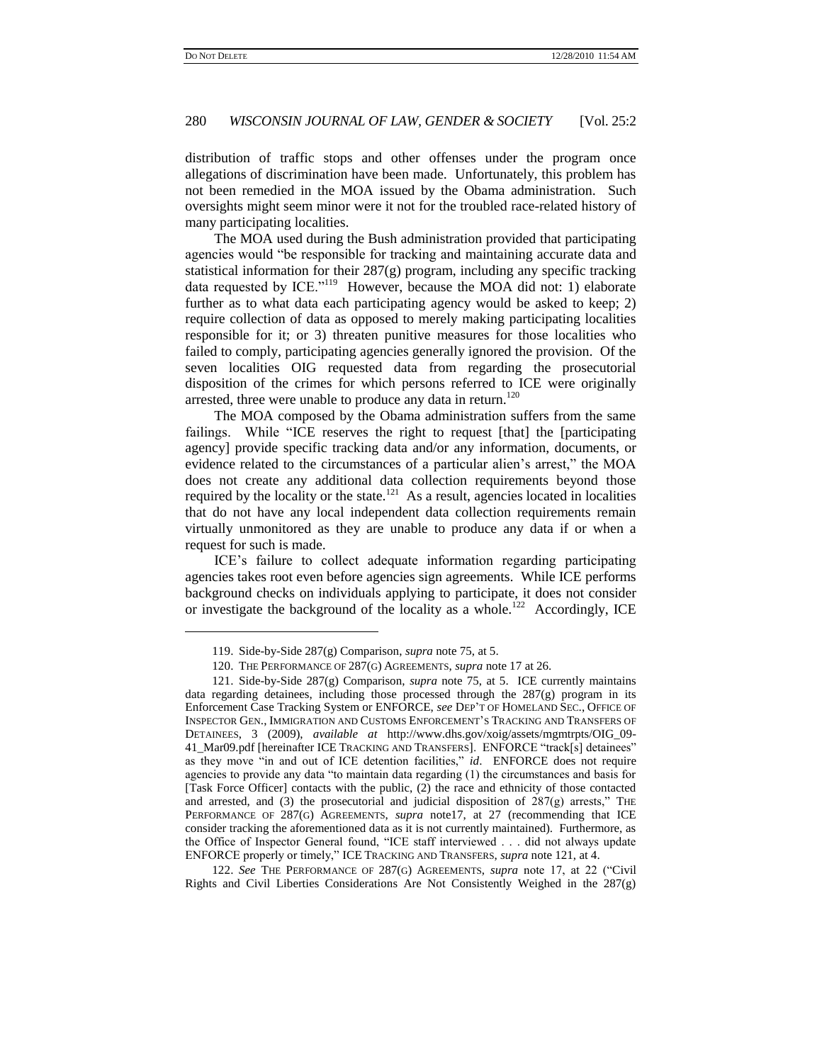distribution of traffic stops and other offenses under the program once allegations of discrimination have been made. Unfortunately, this problem has not been remedied in the MOA issued by the Obama administration. Such oversights might seem minor were it not for the troubled race-related history of many participating localities.

The MOA used during the Bush administration provided that participating agencies would "be responsible for tracking and maintaining accurate data and statistical information for their 287(g) program, including any specific tracking data requested by ICE."[119] However, because the MOA did not: 1) elaborate further as to what data each participating agency would be asked to keep; 2) require collection of data as opposed to merely making participating localities responsible for it; or 3) threaten punitive measures for those localities who failed to comply, participating agencies generally ignored the provision. Of the seven localities OIG requested data from regarding the prosecutorial disposition of the crimes for which persons referred to ICE were originally arrested, three were unable to produce any data in return.[120]

The MOA composed by the Obama administration suffers from the same failings. While "ICE reserves the right to request [that] the [participating agency] provide specific tracking data and/or any information, documents, or evidence related to the circumstances of a particular alien's arrest," the MOA does not create any additional data collection requirements beyond those required by the locality or the state.[121] As a result, agencies located in localities that do not have any local independent data collection requirements remain virtually unmonitored as they are unable to produce any data if or when a request for such is made.

ICE's failure to collect adequate information regarding participating agencies takes root even before agencies sign agreements. While ICE performs background checks on individuals applying to participate, it does not consider or investigate the background of the locality as a whole.[122] Accordingly, ICE

---

119. Side-by-Side 287(g) Comparison, *supra* note 75, at 5.

120. THE PERFORMANCE OF 287(G) AGREEMENTS, *supra* note 17 at 26.

121. Side-by-Side 287(g) Comparison, *supra* note 75, at 5. ICE currently maintains data regarding detainees, including those processed through the 287(g) program in its Enforcement Case Tracking System or ENFORCE, *see* DEP'T OF HOMELAND SEC., OFFICE OF INSPECTOR GEN., IMMIGRATION AND CUSTOMS ENFORCEMENT'S TRACKING AND TRANSFERS OF DETAINEES, 3 (2009), *available at* http://www.dhs.gov/xoig/assets/mgmtrpts/OIG_09-41_Mar09.pdf [hereinafter ICE TRACKING AND TRANSFERS]. ENFORCE "track[s] detainees" as they move "in and out of ICE detention facilities," *id*. ENFORCE does not require agencies to provide any data "to maintain data regarding (1) the circumstances and basis for [Task Force Officer] contacts with the public, (2) the race and ethnicity of those contacted and arrested, and (3) the prosecutorial and judicial disposition of 287(g) arrests," THE PERFORMANCE OF 287(G) AGREEMENTS, *supra* note17, at 27 (recommending that ICE consider tracking the aforementioned data as it is not currently maintained). Furthermore, as the Office of Inspector General found, "ICE staff interviewed . . . did not always update ENFORCE properly or timely," ICE TRACKING AND TRANSFERS, *supra* note 121, at 4.

122. *See* THE PERFORMANCE OF 287(G) AGREEMENTS, *supra* note 17, at 22 ("Civil Rights and Civil Liberties Considerations Are Not Consistently Weighed in the 287(g)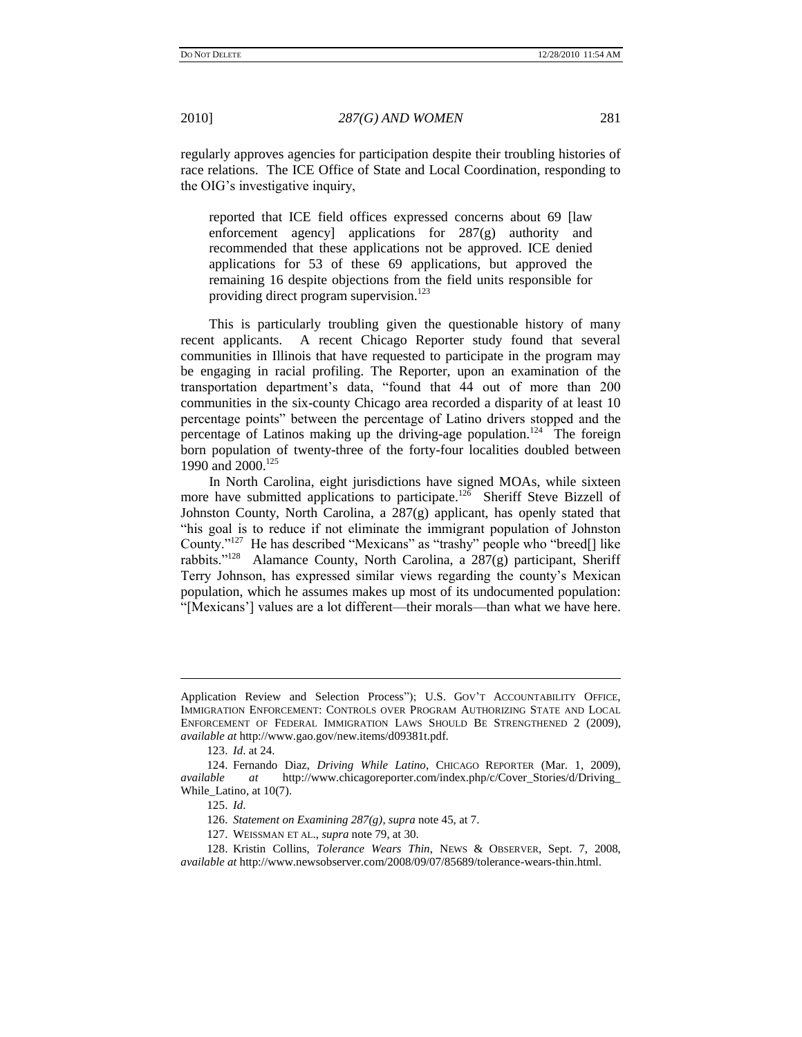regularly approves agencies for participation despite their troubling histories of race relations. The ICE Office of State and Local Coordination, responding to the OIG's investigative inquiry,

> reported that ICE field offices expressed concerns about 69 [law enforcement agency] applications for 287(g) authority and recommended that these applications not be approved. ICE denied applications for 53 of these 69 applications, but approved the remaining 16 despite objections from the field units responsible for providing direct program supervision.[123]

This is particularly troubling given the questionable history of many recent applicants. A recent Chicago Reporter study found that several communities in Illinois that have requested to participate in the program may be engaging in racial profiling. The Reporter, upon an examination of the transportation department's data, "found that 44 out of more than 200 communities in the six-county Chicago area recorded a disparity of at least 10 percentage points" between the percentage of Latino drivers stopped and the percentage of Latinos making up the driving-age population.[124] The foreign born population of twenty-three of the forty-four localities doubled between 1990 and 2000.[125]

In North Carolina, eight jurisdictions have signed MOAs, while sixteen more have submitted applications to participate.[126] Sheriff Steve Bizzell of Johnston County, North Carolina, a 287(g) applicant, has openly stated that "his goal is to reduce if not eliminate the immigrant population of Johnston County."[127] He has described "Mexicans" as "trashy" people who "breed[] like rabbits."[128] Alamance County, North Carolina, a 287(g) participant, Sheriff Terry Johnson, has expressed similar views regarding the county's Mexican population, which he assumes makes up most of its undocumented population: "[Mexicans'] values are a lot different—their morals—than what we have here.

---

Application Review and Selection Process"); U.S. GOV'T ACCOUNTABILITY OFFICE, IMMIGRATION ENFORCEMENT: CONTROLS OVER PROGRAM AUTHORIZING STATE AND LOCAL ENFORCEMENT OF FEDERAL IMMIGRATION LAWS SHOULD BE STRENGTHENED 2 (2009), *available at* http://www.gao.gov/new.items/d09381t.pdf.

123. *Id*. at 24.

124. Fernando Diaz, *Driving While Latino*, CHICAGO REPORTER (Mar. 1, 2009), *available at* http://www.chicagoreporter.com/index.php/c/Cover_Stories/d/Driving_While_Latino, at 10(7).

125. *Id*.

126. *Statement on Examining 287(g)*, *supra* note 45, at 7.

127. WEISSMAN ET AL., *supra* note 79, at 30.

128. Kristin Collins, *Tolerance Wears Thin*, NEWS & OBSERVER, Sept. 7, 2008, *available at* http://www.newsobserver.com/2008/09/07/85689/tolerance-wears-thin.html.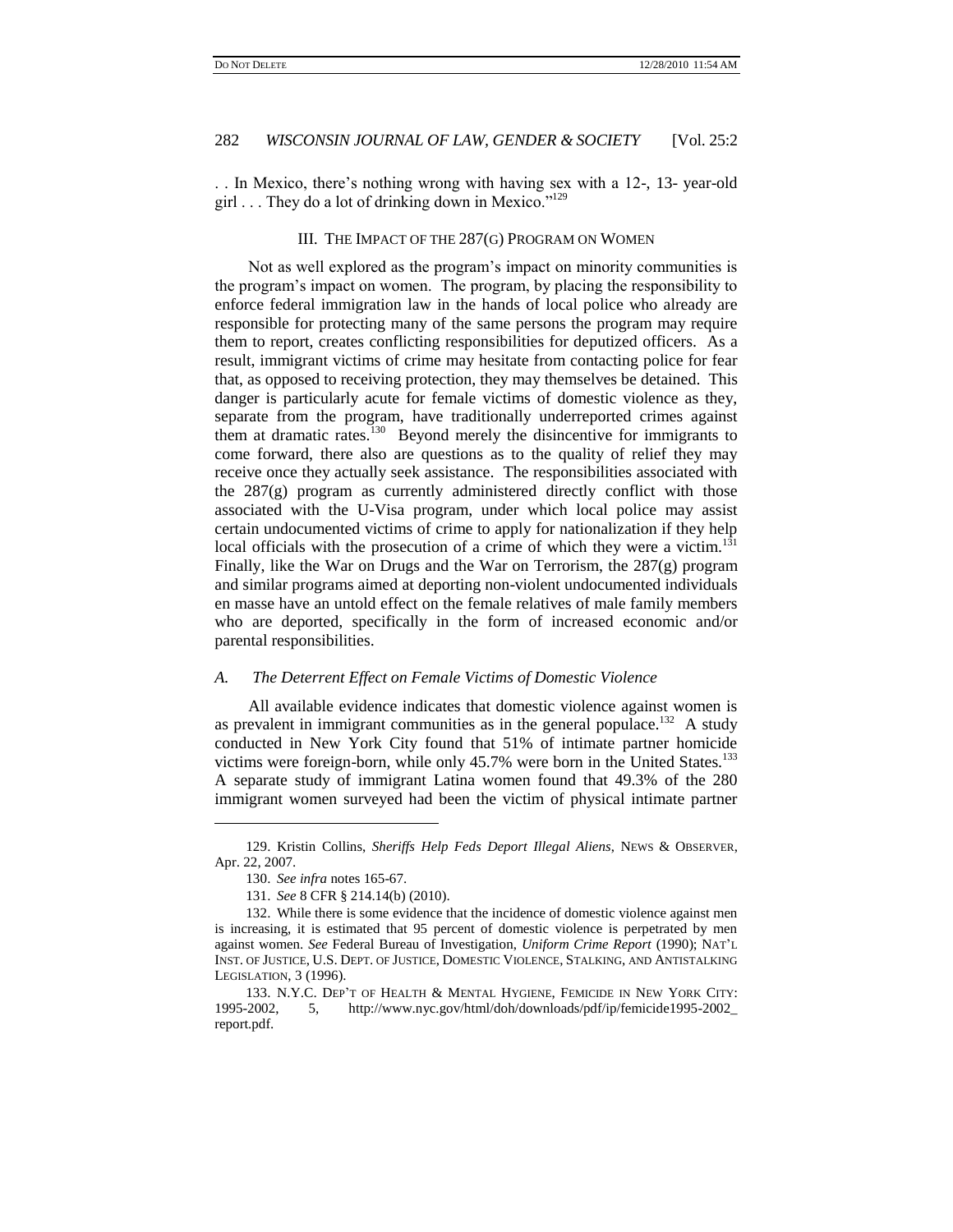. . In Mexico, there's nothing wrong with having sex with a 12-, 13- year-old girl . . . They do a lot of drinking down in Mexico."[129]

## III. The Impact of the 287(g) Program on Women

Not as well explored as the program's impact on minority communities is the program's impact on women. The program, by placing the responsibility to enforce federal immigration law in the hands of local police who already are responsible for protecting many of the same persons the program may require them to report, creates conflicting responsibilities for deputized officers. As a result, immigrant victims of crime may hesitate from contacting police for fear that, as opposed to receiving protection, they may themselves be detained. This danger is particularly acute for female victims of domestic violence as they, separate from the program, have traditionally underreported crimes against them at dramatic rates.[130] Beyond merely the disincentive for immigrants to come forward, there also are questions as to the quality of relief they may receive once they actually seek assistance. The responsibilities associated with the 287(g) program as currently administered directly conflict with those associated with the U-Visa program, under which local police may assist certain undocumented victims of crime to apply for nationalization if they help local officials with the prosecution of a crime of which they were a victim.[131] Finally, like the War on Drugs and the War on Terrorism, the 287(g) program and similar programs aimed at deporting non-violent undocumented individuals en masse have an untold effect on the female relatives of male family members who are deported, specifically in the form of increased economic and/or parental responsibilities.

### *A. The Deterrent Effect on Female Victims of Domestic Violence*

All available evidence indicates that domestic violence against women is as prevalent in immigrant communities as in the general populace.[132] A study conducted in New York City found that 51% of intimate partner homicide victims were foreign-born, while only 45.7% were born in the United States.[133] A separate study of immigrant Latina women found that 49.3% of the 280 immigrant women surveyed had been the victim of physical intimate partner

---

129. Kristin Collins, *Sheriffs Help Feds Deport Illegal Aliens*, News & Observer, Apr. 22, 2007.

130. *See infra* notes 165-67.

131. *See* 8 CFR § 214.14(b) (2010).

132. While there is some evidence that the incidence of domestic violence against men is increasing, it is estimated that 95 percent of domestic violence is perpetrated by men against women. *See* Federal Bureau of Investigation, *Uniform Crime Report* (1990); Nat'l Inst. of Justice, U.S. Dept. of Justice, Domestic Violence, Stalking, and Antistalking Legislation, 3 (1996).

133. N.Y.C. Dep't of Health & Mental Hygiene, Femicide in New York City: 1995-2002, 5, http://www.nyc.gov/html/doh/downloads/pdf/ip/femicide1995-2002_report.pdf.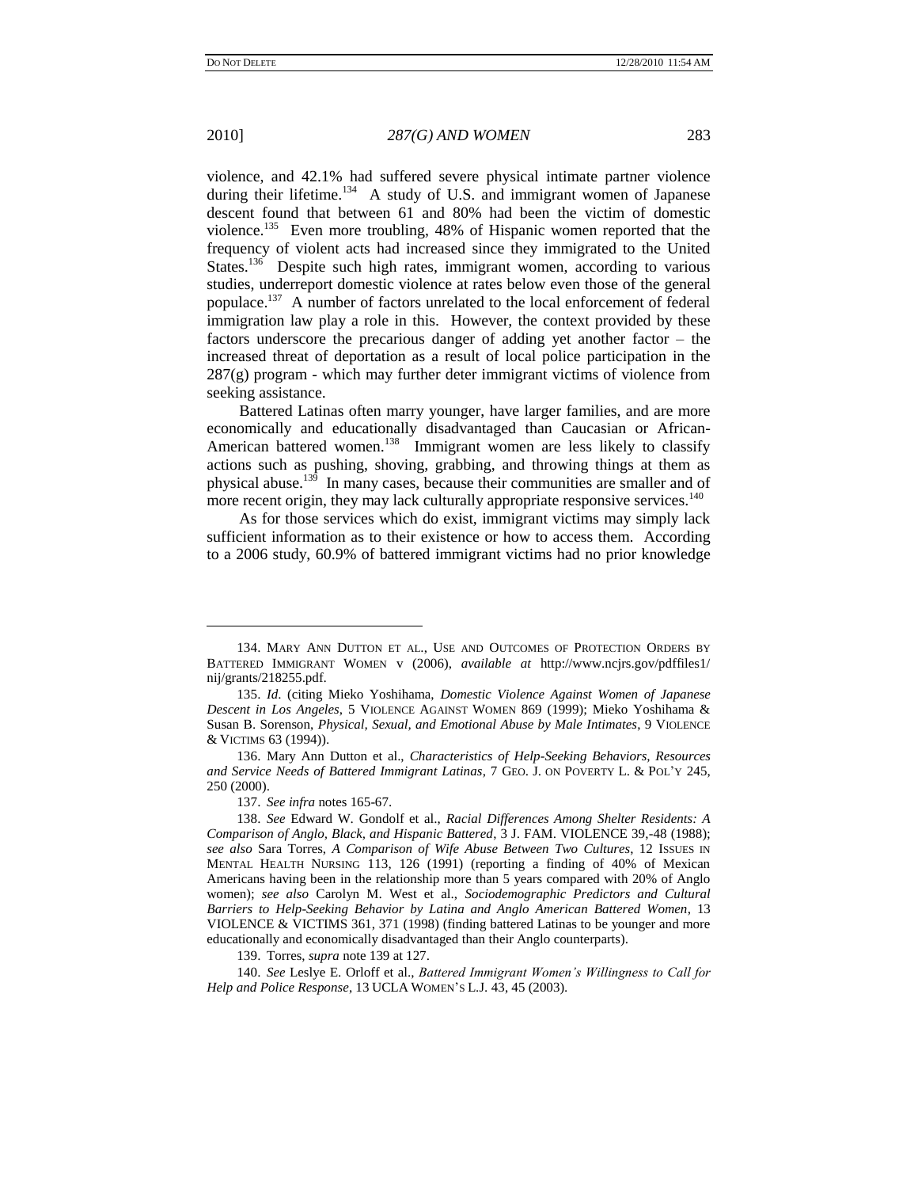violence, and 42.1% had suffered severe physical intimate partner violence during their lifetime.[134] A study of U.S. and immigrant women of Japanese descent found that between 61 and 80% had been the victim of domestic violence.[135] Even more troubling, 48% of Hispanic women reported that the frequency of violent acts had increased since they immigrated to the United States.[136] Despite such high rates, immigrant women, according to various studies, underreport domestic violence at rates below even those of the general populace.[137] A number of factors unrelated to the local enforcement of federal immigration law play a role in this. However, the context provided by these factors underscore the precarious danger of adding yet another factor – the increased threat of deportation as a result of local police participation in the 287(g) program - which may further deter immigrant victims of violence from seeking assistance.

Battered Latinas often marry younger, have larger families, and are more economically and educationally disadvantaged than Caucasian or African-American battered women.[138] Immigrant women are less likely to classify actions such as pushing, shoving, grabbing, and throwing things at them as physical abuse.[139] In many cases, because their communities are smaller and of more recent origin, they may lack culturally appropriate responsive services.[140]

As for those services which do exist, immigrant victims may simply lack sufficient information as to their existence or how to access them. According to a 2006 study, 60.9% of battered immigrant victims had no prior knowledge

---

134. Mary Ann Dutton et al., Use and Outcomes of Protection Orders by Battered Immigrant Women v (2006), *available at* http://www.ncjrs.gov/pdffiles1/nij/grants/218255.pdf.

135. *Id.* (citing Mieko Yoshihama, *Domestic Violence Against Women of Japanese Descent in Los Angeles*, 5 Violence Against Women 869 (1999); Mieko Yoshihama & Susan B. Sorenson, *Physical, Sexual, and Emotional Abuse by Male Intimates*, 9 Violence & Victims 63 (1994)).

136. Mary Ann Dutton et al., *Characteristics of Help-Seeking Behaviors, Resources and Service Needs of Battered Immigrant Latinas*, 7 Geo. J. on Poverty L. & Pol'y 245, 250 (2000).

137. *See infra* notes 165-67.

138. *See* Edward W. Gondolf et al., *Racial Differences Among Shelter Residents: A Comparison of Anglo, Black, and Hispanic Battered*, 3 J. FAM. VIOLENCE 39,-48 (1988); *see also* Sara Torres, *A Comparison of Wife Abuse Between Two Cultures*, 12 Issues in Mental Health Nursing 113, 126 (1991) (reporting a finding of 40% of Mexican Americans having been in the relationship more than 5 years compared with 20% of Anglo women); *see also* Carolyn M. West et al., *Sociodemographic Predictors and Cultural Barriers to Help-Seeking Behavior by Latina and Anglo American Battered Women*, 13 VIOLENCE & VICTIMS 361, 371 (1998) (finding battered Latinas to be younger and more educationally and economically disadvantaged than their Anglo counterparts).

139. Torres, *supra* note 139 at 127.

140. *See* Leslye E. Orloff et al., *Battered Immigrant Women's Willingness to Call for Help and Police Response*, 13 UCLA Women's L.J. 43, 45 (2003).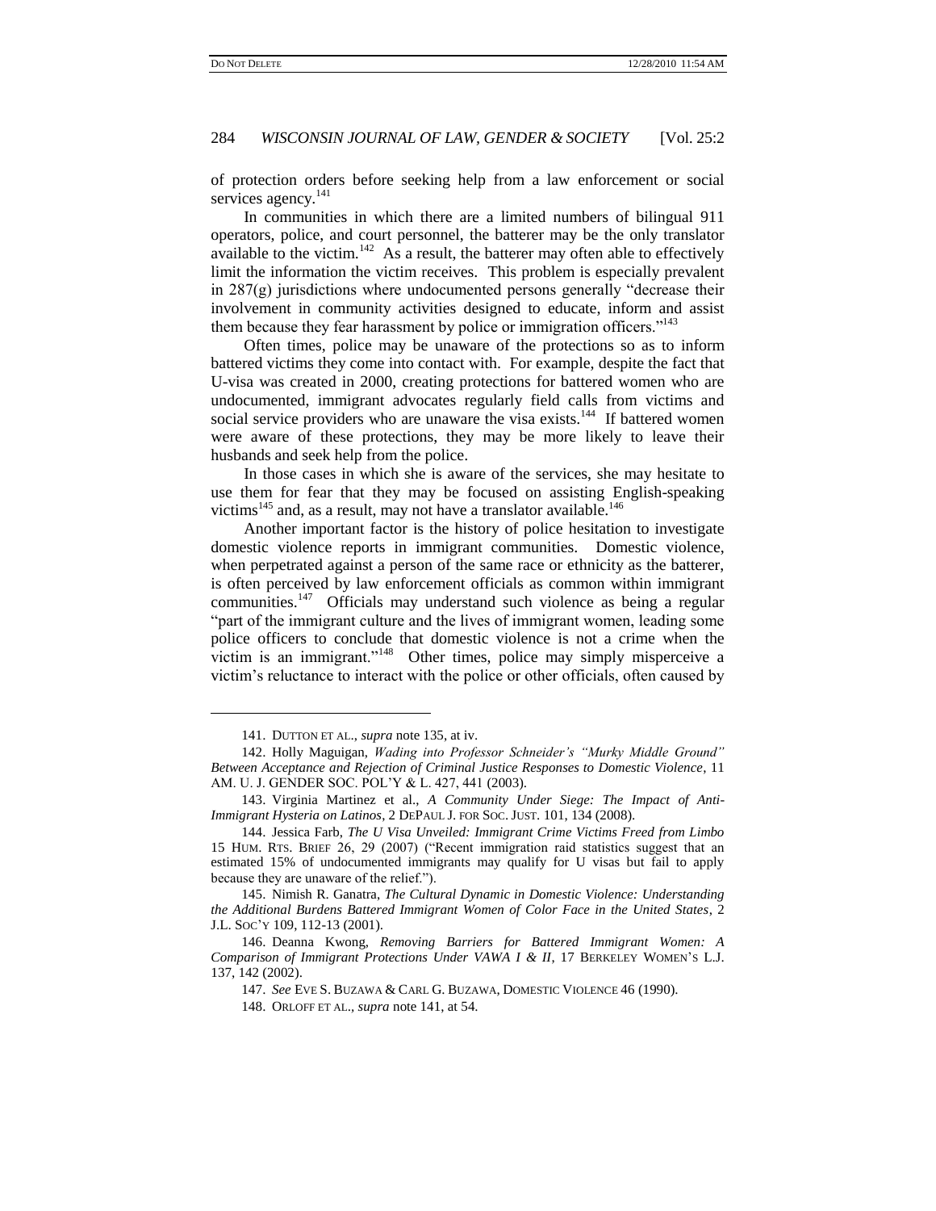of protection orders before seeking help from a law enforcement or social services agency.[141]

In communities in which there are a limited numbers of bilingual 911 operators, police, and court personnel, the batterer may be the only translator available to the victim.[142] As a result, the batterer may often able to effectively limit the information the victim receives. This problem is especially prevalent in 287(g) jurisdictions where undocumented persons generally "decrease their involvement in community activities designed to educate, inform and assist them because they fear harassment by police or immigration officers."[143]

Often times, police may be unaware of the protections so as to inform battered victims they come into contact with. For example, despite the fact that U-visa was created in 2000, creating protections for battered women who are undocumented, immigrant advocates regularly field calls from victims and social service providers who are unaware the visa exists.[144] If battered women were aware of these protections, they may be more likely to leave their husbands and seek help from the police.

In those cases in which she is aware of the services, she may hesitate to use them for fear that they may be focused on assisting English-speaking victims[145] and, as a result, may not have a translator available.[146]

Another important factor is the history of police hesitation to investigate domestic violence reports in immigrant communities. Domestic violence, when perpetrated against a person of the same race or ethnicity as the batterer, is often perceived by law enforcement officials as common within immigrant communities.[147] Officials may understand such violence as being a regular "part of the immigrant culture and the lives of immigrant women, leading some police officers to conclude that domestic violence is not a crime when the victim is an immigrant."[148] Other times, police may simply misperceive a victim's reluctance to interact with the police or other officials, often caused by

---

141. DUTTON ET AL., *supra* note 135, at iv.

142. Holly Maguigan, *Wading into Professor Schneider's "Murky Middle Ground" Between Acceptance and Rejection of Criminal Justice Responses to Domestic Violence*, 11 AM. U. J. GENDER SOC. POL'Y & L. 427, 441 (2003).

143. Virginia Martinez et al., *A Community Under Siege: The Impact of Anti-Immigrant Hysteria on Latinos*, 2 DEPAUL J. FOR SOC. JUST. 101, 134 (2008).

144. Jessica Farb, *The U Visa Unveiled: Immigrant Crime Victims Freed from Limbo* 15 HUM. RTS. BRIEF 26, 29 (2007) ("Recent immigration raid statistics suggest that an estimated 15% of undocumented immigrants may qualify for U visas but fail to apply because they are unaware of the relief.").

145. Nimish R. Ganatra, *The Cultural Dynamic in Domestic Violence: Understanding the Additional Burdens Battered Immigrant Women of Color Face in the United States*, 2 J.L. SOC'Y 109, 112-13 (2001).

146. Deanna Kwong, *Removing Barriers for Battered Immigrant Women: A Comparison of Immigrant Protections Under VAWA I & II*, 17 BERKELEY WOMEN'S L.J. 137, 142 (2002).

147. *See* EVE S. BUZAWA & CARL G. BUZAWA, DOMESTIC VIOLENCE 46 (1990).

148. ORLOFF ET AL., *supra* note 141, at 54.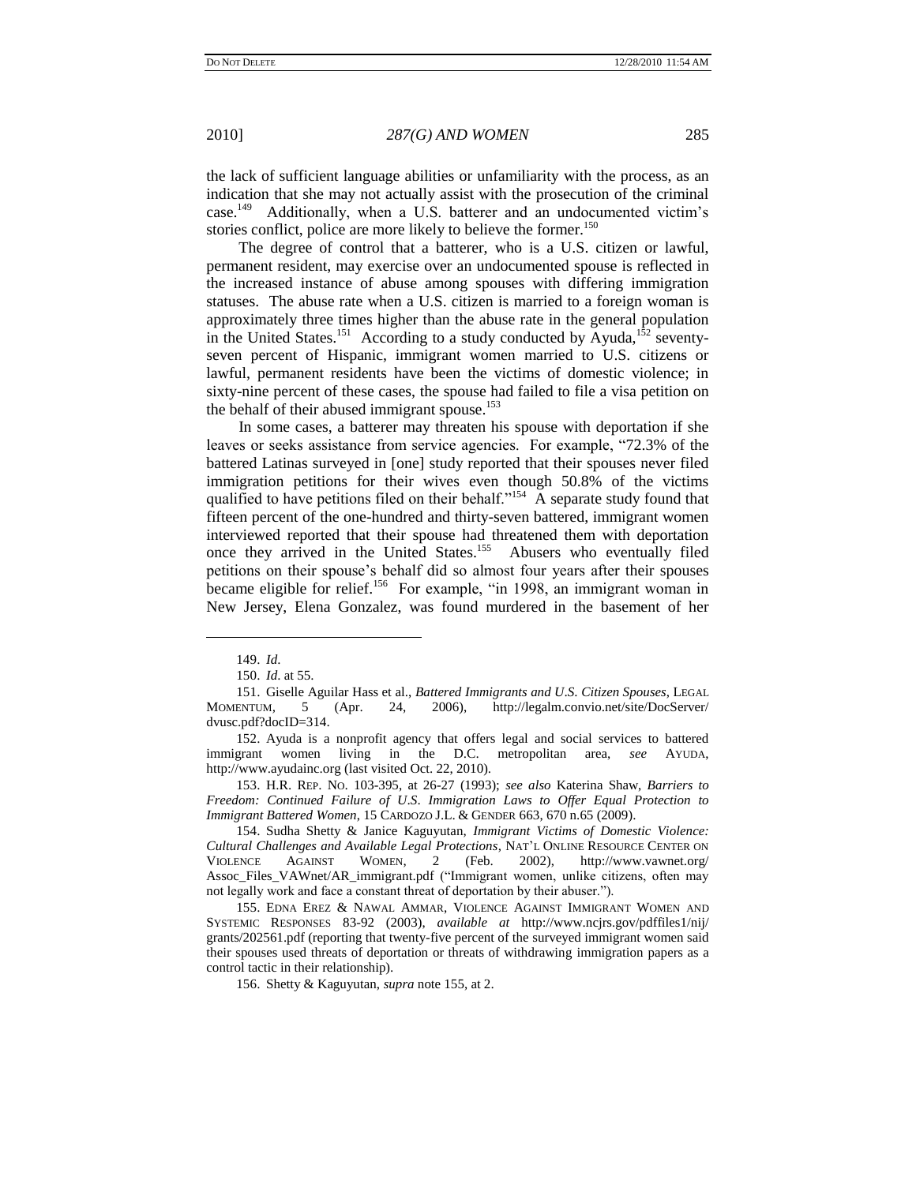the lack of sufficient language abilities or unfamiliarity with the process, as an indication that she may not actually assist with the prosecution of the criminal case.[149] Additionally, when a U.S. batterer and an undocumented victim's stories conflict, police are more likely to believe the former.[150]

The degree of control that a batterer, who is a U.S. citizen or lawful, permanent resident, may exercise over an undocumented spouse is reflected in the increased instance of abuse among spouses with differing immigration statuses. The abuse rate when a U.S. citizen is married to a foreign woman is approximately three times higher than the abuse rate in the general population in the United States.[151] According to a study conducted by Ayuda,[152] seventy-seven percent of Hispanic, immigrant women married to U.S. citizens or lawful, permanent residents have been the victims of domestic violence; in sixty-nine percent of these cases, the spouse had failed to file a visa petition on the behalf of their abused immigrant spouse.[153]

In some cases, a batterer may threaten his spouse with deportation if she leaves or seeks assistance from service agencies. For example, "72.3% of the battered Latinas surveyed in [one] study reported that their spouses never filed immigration petitions for their wives even though 50.8% of the victims qualified to have petitions filed on their behalf."[154] A separate study found that fifteen percent of the one-hundred and thirty-seven battered, immigrant women interviewed reported that their spouse had threatened them with deportation once they arrived in the United States.[155] Abusers who eventually filed petitions on their spouse's behalf did so almost four years after their spouses became eligible for relief.[156] For example, "in 1998, an immigrant woman in New Jersey, Elena Gonzalez, was found murdered in the basement of her

---

149. *Id.*

150. *Id.* at 55.

151. Giselle Aguilar Hass et al., *Battered Immigrants and U.S. Citizen Spouses*, LEGAL MOMENTUM, 5 (Apr. 24, 2006), http://legalm.convio.net/site/DocServer/dvusc.pdf?docID=314.

152. Ayuda is a nonprofit agency that offers legal and social services to battered immigrant women living in the D.C. metropolitan area, *see* AYUDA, http://www.ayudainc.org (last visited Oct. 22, 2010).

153. H.R. REP. NO. 103-395, at 26-27 (1993); *see also* Katerina Shaw, *Barriers to Freedom: Continued Failure of U.S. Immigration Laws to Offer Equal Protection to Immigrant Battered Women*, 15 CARDOZO J.L. & GENDER 663, 670 n.65 (2009).

154. Sudha Shetty & Janice Kaguyutan, *Immigrant Victims of Domestic Violence: Cultural Challenges and Available Legal Protections*, NAT'L ONLINE RESOURCE CENTER ON VIOLENCE AGAINST WOMEN, 2 (Feb. 2002), http://www.vawnet.org/Assoc_Files_VAWnet/AR_immigrant.pdf ("Immigrant women, unlike citizens, often may not legally work and face a constant threat of deportation by their abuser.").

155. EDNA EREZ & NAWAL AMMAR, VIOLENCE AGAINST IMMIGRANT WOMEN AND SYSTEMIC RESPONSES 83-92 (2003), *available at* http://www.ncjrs.gov/pdffiles1/nij/grants/202561.pdf (reporting that twenty-five percent of the surveyed immigrant women said their spouses used threats of deportation or threats of withdrawing immigration papers as a control tactic in their relationship).

156. Shetty & Kaguyutan, *supra* note 155, at 2.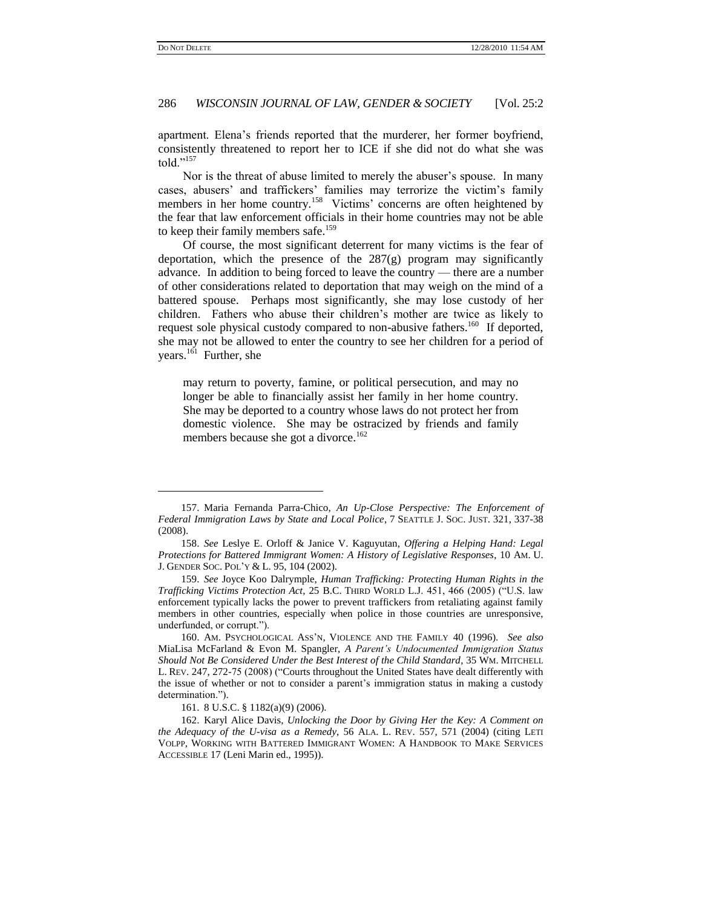apartment. Elena's friends reported that the murderer, her former boyfriend, consistently threatened to report her to ICE if she did not do what she was told."[157]

Nor is the threat of abuse limited to merely the abuser's spouse. In many cases, abusers' and traffickers' families may terrorize the victim's family members in her home country.[158] Victims' concerns are often heightened by the fear that law enforcement officials in their home countries may not be able to keep their family members safe.[159]

Of course, the most significant deterrent for many victims is the fear of deportation, which the presence of the 287(g) program may significantly advance. In addition to being forced to leave the country — there are a number of other considerations related to deportation that may weigh on the mind of a battered spouse. Perhaps most significantly, she may lose custody of her children. Fathers who abuse their children's mother are twice as likely to request sole physical custody compared to non-abusive fathers.[160] If deported, she may not be allowed to enter the country to see her children for a period of years.[161] Further, she

> may return to poverty, famine, or political persecution, and may no longer be able to financially assist her family in her home country. She may be deported to a country whose laws do not protect her from domestic violence. She may be ostracized by friends and family members because she got a divorce.[162]

---

157. Maria Fernanda Parra-Chico, *An Up-Close Perspective: The Enforcement of Federal Immigration Laws by State and Local Police*, 7 SEATTLE J. SOC. JUST. 321, 337-38 (2008).

158. *See* Leslye E. Orloff & Janice V. Kaguyutan, *Offering a Helping Hand: Legal Protections for Battered Immigrant Women: A History of Legislative Responses*, 10 AM. U. J. GENDER SOC. POL'Y & L. 95, 104 (2002).

159. *See* Joyce Koo Dalrymple, *Human Trafficking: Protecting Human Rights in the Trafficking Victims Protection Act*, 25 B.C. THIRD WORLD L.J. 451, 466 (2005) ("U.S. law enforcement typically lacks the power to prevent traffickers from retaliating against family members in other countries, especially when police in those countries are unresponsive, underfunded, or corrupt.").

160. AM. PSYCHOLOGICAL ASS'N, VIOLENCE AND THE FAMILY 40 (1996). *See also* MiaLisa McFarland & Evon M. Spangler, *A Parent's Undocumented Immigration Status Should Not Be Considered Under the Best Interest of the Child Standard*, 35 WM. MITCHELL L. REV. 247, 272-75 (2008) ("Courts throughout the United States have dealt differently with the issue of whether or not to consider a parent's immigration status in making a custody determination.").

161. 8 U.S.C. § 1182(a)(9) (2006).

162. Karyl Alice Davis, *Unlocking the Door by Giving Her the Key: A Comment on the Adequacy of the U-visa as a Remedy*, 56 ALA. L. REV. 557, 571 (2004) (citing LETI VOLPP, WORKING WITH BATTERED IMMIGRANT WOMEN: A HANDBOOK TO MAKE SERVICES ACCESSIBLE 17 (Leni Marin ed., 1995)).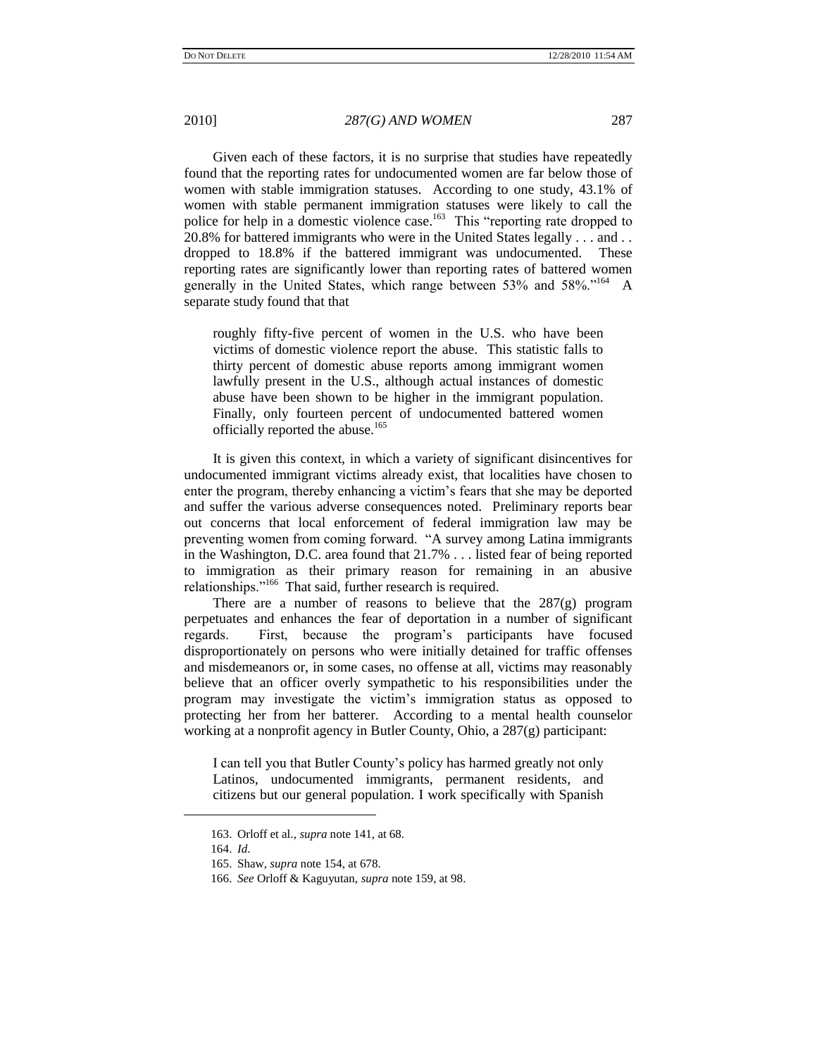Given each of these factors, it is no surprise that studies have repeatedly found that the reporting rates for undocumented women are far below those of women with stable immigration statuses. According to one study, 43.1% of women with stable permanent immigration statuses were likely to call the police for help in a domestic violence case.[163] This "reporting rate dropped to 20.8% for battered immigrants who were in the United States legally . . . and . . dropped to 18.8% if the battered immigrant was undocumented. These reporting rates are significantly lower than reporting rates of battered women generally in the United States, which range between 53% and 58%."[164] A separate study found that that

> roughly fifty-five percent of women in the U.S. who have been victims of domestic violence report the abuse. This statistic falls to thirty percent of domestic abuse reports among immigrant women lawfully present in the U.S., although actual instances of domestic abuse have been shown to be higher in the immigrant population. Finally, only fourteen percent of undocumented battered women officially reported the abuse.[165]

It is given this context, in which a variety of significant disincentives for undocumented immigrant victims already exist, that localities have chosen to enter the program, thereby enhancing a victim's fears that she may be deported and suffer the various adverse consequences noted. Preliminary reports bear out concerns that local enforcement of federal immigration law may be preventing women from coming forward. "A survey among Latina immigrants in the Washington, D.C. area found that 21.7% . . . listed fear of being reported to immigration as their primary reason for remaining in an abusive relationships."[166] That said, further research is required.

There are a number of reasons to believe that the 287(g) program perpetuates and enhances the fear of deportation in a number of significant regards. First, because the program's participants have focused disproportionately on persons who were initially detained for traffic offenses and misdemeanors or, in some cases, no offense at all, victims may reasonably believe that an officer overly sympathetic to his responsibilities under the program may investigate the victim's immigration status as opposed to protecting her from her batterer. According to a mental health counselor working at a nonprofit agency in Butler County, Ohio, a 287(g) participant:

> I can tell you that Butler County's policy has harmed greatly not only Latinos, undocumented immigrants, permanent residents, and citizens but our general population. I work specifically with Spanish

---

163. Orloff et al., *supra* note 141, at 68.

164. *Id.*

165. Shaw, *supra* note 154, at 678.

166. *See* Orloff & Kaguyutan, *supra* note 159, at 98.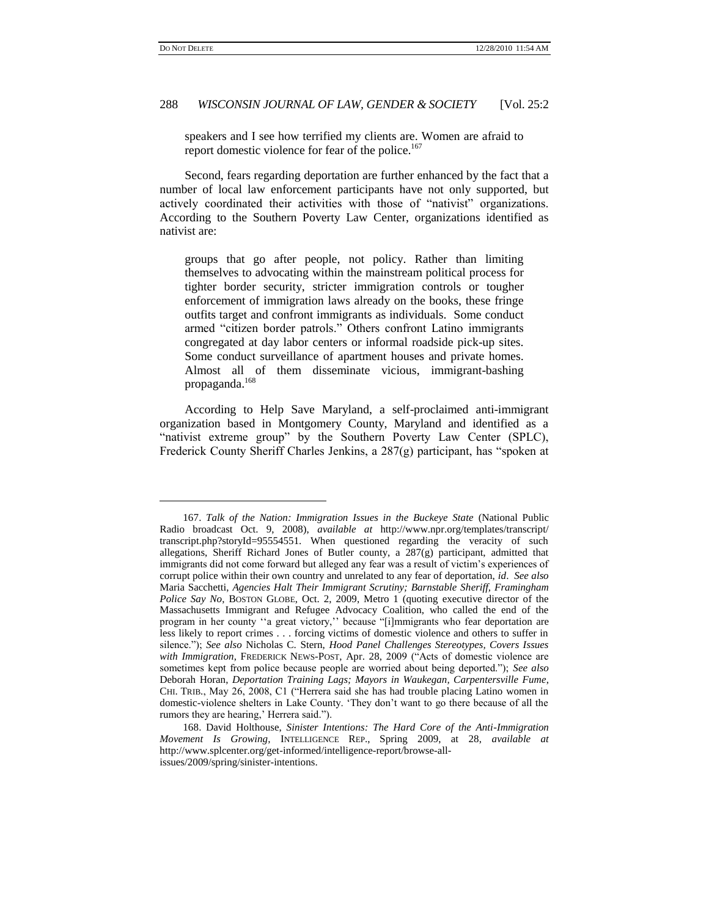speakers and I see how terrified my clients are. Women are afraid to report domestic violence for fear of the police.[167]

Second, fears regarding deportation are further enhanced by the fact that a number of local law enforcement participants have not only supported, but actively coordinated their activities with those of "nativist" organizations. According to the Southern Poverty Law Center, organizations identified as nativist are:

> groups that go after people, not policy. Rather than limiting themselves to advocating within the mainstream political process for tighter border security, stricter immigration controls or tougher enforcement of immigration laws already on the books, these fringe outfits target and confront immigrants as individuals. Some conduct armed "citizen border patrols." Others confront Latino immigrants congregated at day labor centers or informal roadside pick-up sites. Some conduct surveillance of apartment houses and private homes. Almost all of them disseminate vicious, immigrant-bashing propaganda.[168]

According to Help Save Maryland, a self-proclaimed anti-immigrant organization based in Montgomery County, Maryland and identified as a "nativist extreme group" by the Southern Poverty Law Center (SPLC), Frederick County Sheriff Charles Jenkins, a 287(g) participant, has "spoken at

---

167. *Talk of the Nation: Immigration Issues in the Buckeye State* (National Public Radio broadcast Oct. 9, 2008), *available at* http://www.npr.org/templates/transcript/transcript.php?storyId=95554551. When questioned regarding the veracity of such allegations, Sheriff Richard Jones of Butler county, a 287(g) participant, admitted that immigrants did not come forward but alleged any fear was a result of victim's experiences of corrupt police within their own country and unrelated to any fear of deportation, *id*. *See also* Maria Sacchetti, *Agencies Halt Their Immigrant Scrutiny; Barnstable Sheriff, Framingham Police Say No*, BOSTON GLOBE, Oct. 2, 2009, Metro 1 (quoting executive director of the Massachusetts Immigrant and Refugee Advocacy Coalition, who called the end of the program in her county ''a great victory,'' because "[i]mmigrants who fear deportation are less likely to report crimes . . . forcing victims of domestic violence and others to suffer in silence."); *See also* Nicholas C. Stern, *Hood Panel Challenges Stereotypes, Covers Issues with Immigration*, FREDERICK NEWS-POST, Apr. 28, 2009 ("Acts of domestic violence are sometimes kept from police because people are worried about being deported."); *See also* Deborah Horan, *Deportation Training Lags; Mayors in Waukegan, Carpentersville Fume*, CHI. TRIB., May 26, 2008, C1 ("Herrera said she has had trouble placing Latino women in domestic-violence shelters in Lake County. 'They don't want to go there because of all the rumors they are hearing,' Herrera said.").

168. David Holthouse, *Sinister Intentions: The Hard Core of the Anti-Immigration Movement Is Growing*, INTELLIGENCE REP., Spring 2009, at 28, *available at* http://www.splcenter.org/get-informed/intelligence-report/browse-all-issues/2009/spring/sinister-intentions.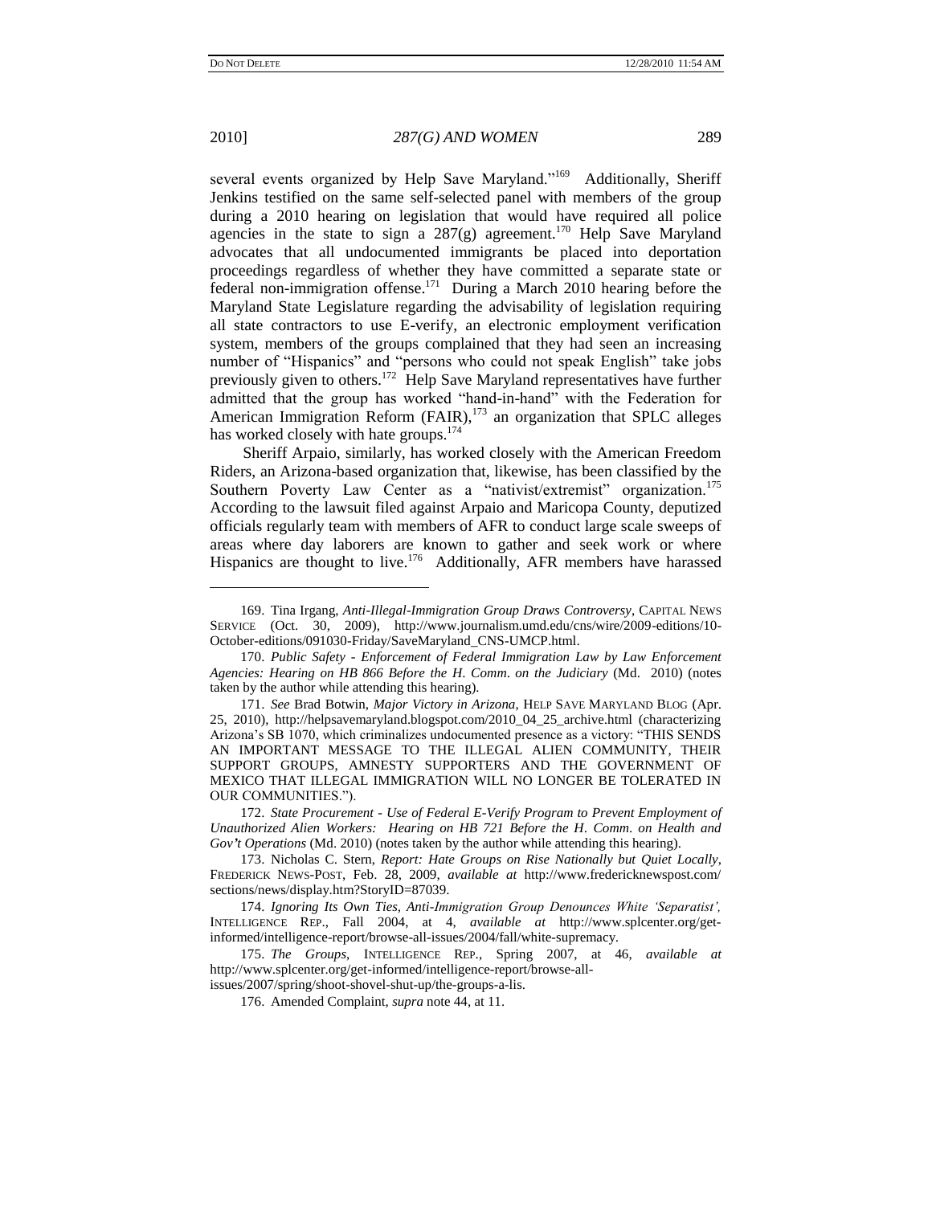several events organized by Help Save Maryland."[169] Additionally, Sheriff Jenkins testified on the same self-selected panel with members of the group during a 2010 hearing on legislation that would have required all police agencies in the state to sign a 287(g) agreement.[170] Help Save Maryland advocates that all undocumented immigrants be placed into deportation proceedings regardless of whether they have committed a separate state or federal non-immigration offense.[171] During a March 2010 hearing before the Maryland State Legislature regarding the advisability of legislation requiring all state contractors to use E-verify, an electronic employment verification system, members of the groups complained that they had seen an increasing number of "Hispanics" and "persons who could not speak English" take jobs previously given to others.[172] Help Save Maryland representatives have further admitted that the group has worked "hand-in-hand" with the Federation for American Immigration Reform (FAIR),[173] an organization that SPLC alleges has worked closely with hate groups.[174]

Sheriff Arpaio, similarly, has worked closely with the American Freedom Riders, an Arizona-based organization that, likewise, has been classified by the Southern Poverty Law Center as a "nativist/extremist" organization.[175] According to the lawsuit filed against Arpaio and Maricopa County, deputized officials regularly team with members of AFR to conduct large scale sweeps of areas where day laborers are known to gather and seek work or where Hispanics are thought to live.[176] Additionally, AFR members have harassed

---

169. Tina Irgang, *Anti-Illegal-Immigration Group Draws Controversy*, CAPITAL NEWS SERVICE (Oct. 30, 2009), http://www.journalism.umd.edu/cns/wire/2009-editions/10-October-editions/091030-Friday/SaveMaryland_CNS-UMCP.html.

170. *Public Safety - Enforcement of Federal Immigration Law by Law Enforcement Agencies: Hearing on HB 866 Before the H. Comm. on the Judiciary* (Md. 2010) (notes taken by the author while attending this hearing).

171. *See* Brad Botwin, *Major Victory in Arizona*, HELP SAVE MARYLAND BLOG (Apr. 25, 2010), http://helpsavemaryland.blogspot.com/2010_04_25_archive.html (characterizing Arizona's SB 1070, which criminalizes undocumented presence as a victory: "THIS SENDS AN IMPORTANT MESSAGE TO THE ILLEGAL ALIEN COMMUNITY, THEIR SUPPORT GROUPS, AMNESTY SUPPORTERS AND THE GOVERNMENT OF MEXICO THAT ILLEGAL IMMIGRATION WILL NO LONGER BE TOLERATED IN OUR COMMUNITIES.").

172. *State Procurement - Use of Federal E-Verify Program to Prevent Employment of Unauthorized Alien Workers: Hearing on HB 721 Before the H. Comm. on Health and Gov't Operations* (Md. 2010) (notes taken by the author while attending this hearing).

173. Nicholas C. Stern, *Report: Hate Groups on Rise Nationally but Quiet Locally*, FREDERICK NEWS-POST, Feb. 28, 2009, *available at* http://www.fredericknewspost.com/sections/news/display.htm?StoryID=87039.

174. *Ignoring Its Own Ties, Anti-Immigration Group Denounces White 'Separatist'*, INTELLIGENCE REP., Fall 2004, at 4, *available at* http://www.splcenter.org/get-informed/intelligence-report/browse-all-issues/2004/fall/white-supremacy.

175. *The Groups*, INTELLIGENCE REP., Spring 2007, at 46, *available at* http://www.splcenter.org/get-informed/intelligence-report/browse-all-issues/2007/spring/shoot-shovel-shut-up/the-groups-a-lis.

176. Amended Complaint, *supra* note 44, at 11.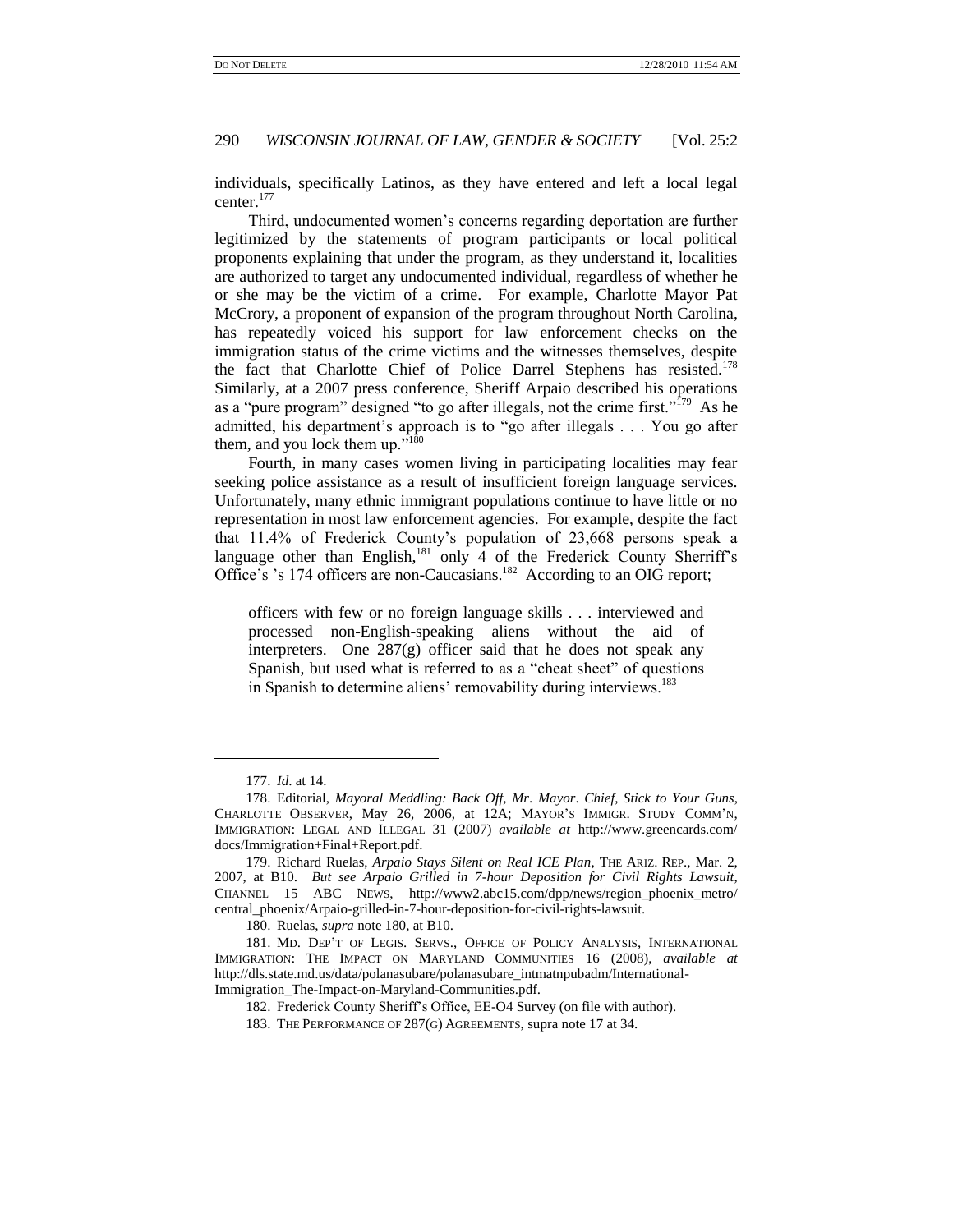individuals, specifically Latinos, as they have entered and left a local legal center.[177]

Third, undocumented women's concerns regarding deportation are further legitimized by the statements of program participants or local political proponents explaining that under the program, as they understand it, localities are authorized to target any undocumented individual, regardless of whether he or she may be the victim of a crime. For example, Charlotte Mayor Pat McCrory, a proponent of expansion of the program throughout North Carolina, has repeatedly voiced his support for law enforcement checks on the immigration status of the crime victims and the witnesses themselves, despite the fact that Charlotte Chief of Police Darrel Stephens has resisted.[178] Similarly, at a 2007 press conference, Sheriff Arpaio described his operations as a "pure program" designed "to go after illegals, not the crime first."[179] As he admitted, his department's approach is to "go after illegals . . . You go after them, and you lock them up."[180]

Fourth, in many cases women living in participating localities may fear seeking police assistance as a result of insufficient foreign language services. Unfortunately, many ethnic immigrant populations continue to have little or no representation in most law enforcement agencies. For example, despite the fact that 11.4% of Frederick County's population of 23,668 persons speak a language other than English,[181] only 4 of the Frederick County Sherriff's Office's 's 174 officers are non-Caucasians.[182] According to an OIG report;

> officers with few or no foreign language skills . . . interviewed and processed non-English-speaking aliens without the aid of interpreters. One 287(g) officer said that he does not speak any Spanish, but used what is referred to as a "cheat sheet" of questions in Spanish to determine aliens' removability during interviews.[183]

---

177. *Id*. at 14.

178. Editorial, *Mayoral Meddling: Back Off, Mr. Mayor. Chief, Stick to Your Guns*, CHARLOTTE OBSERVER, May 26, 2006, at 12A; MAYOR'S IMMIGR. STUDY COMM'N, IMMIGRATION: LEGAL AND ILLEGAL 31 (2007) *available at* http://www.greencards.com/docs/Immigration+Final+Report.pdf.

179. Richard Ruelas, *Arpaio Stays Silent on Real ICE Plan*, THE ARIZ. REP., Mar. 2, 2007, at B10. *But see Arpaio Grilled in 7-hour Deposition for Civil Rights Lawsuit*, CHANNEL 15 ABC NEWS, http://www2.abc15.com/dpp/news/region_phoenix_metro/central_phoenix/Arpaio-grilled-in-7-hour-deposition-for-civil-rights-lawsuit.

180. Ruelas, *supra* note 180, at B10.

181. MD. DEP'T OF LEGIS. SERVS., OFFICE OF POLICY ANALYSIS, INTERNATIONAL IMMIGRATION: THE IMPACT ON MARYLAND COMMUNITIES 16 (2008), *available at* http://dls.state.md.us/data/polanasubare/polanasubare_intmatnpubadm/International-Immigration_The-Impact-on-Maryland-Communities.pdf.

182. Frederick County Sheriff's Office, EE-O4 Survey (on file with author).

183. THE PERFORMANCE OF 287(G) AGREEMENTS, supra note 17 at 34.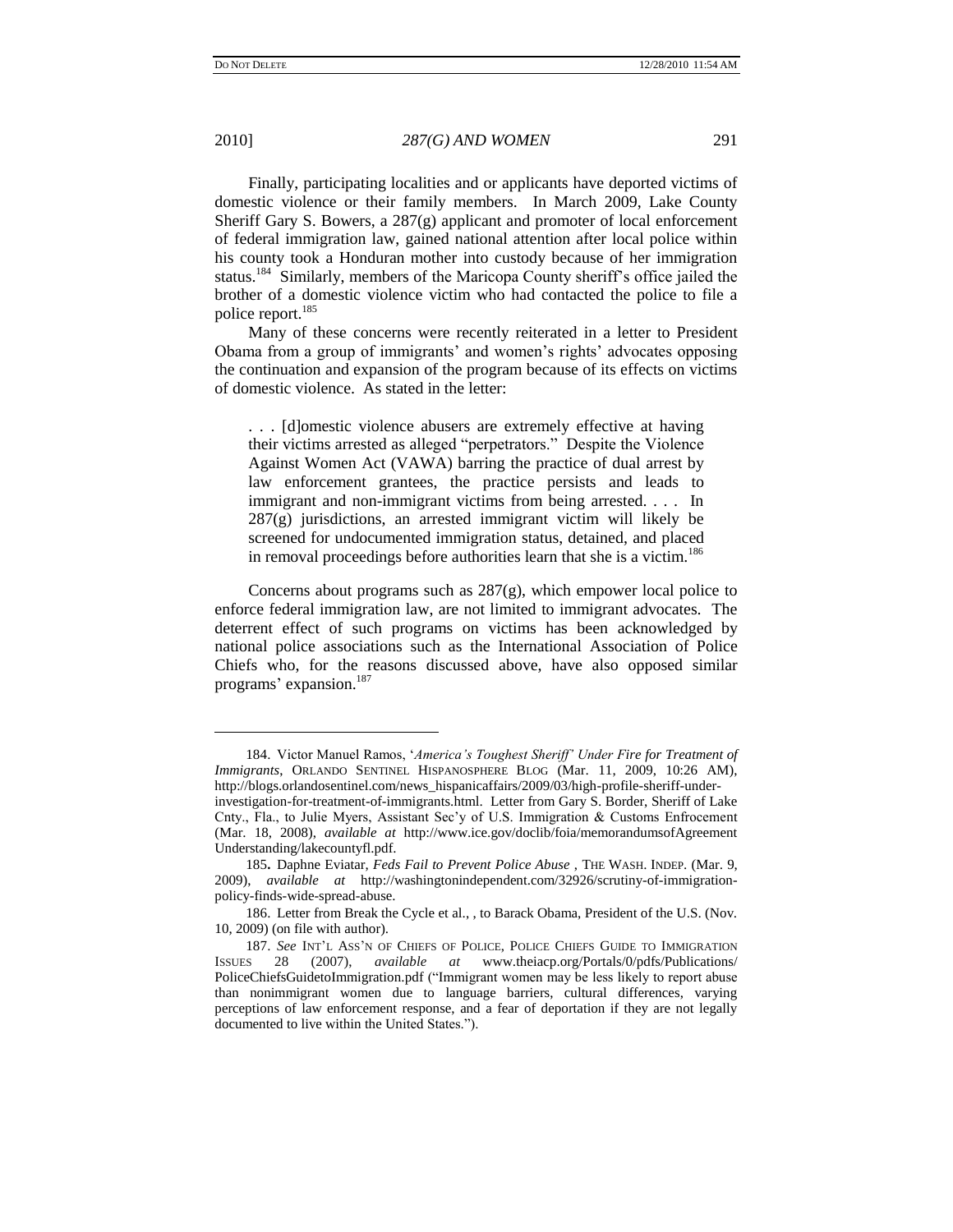Finally, participating localities and or applicants have deported victims of domestic violence or their family members. In March 2009, Lake County Sheriff Gary S. Bowers, a 287(g) applicant and promoter of local enforcement of federal immigration law, gained national attention after local police within his county took a Honduran mother into custody because of her immigration status.[184] Similarly, members of the Maricopa County sheriff's office jailed the brother of a domestic violence victim who had contacted the police to file a police report.[185]

Many of these concerns were recently reiterated in a letter to President Obama from a group of immigrants' and women's rights' advocates opposing the continuation and expansion of the program because of its effects on victims of domestic violence. As stated in the letter:

> . . . [d]omestic violence abusers are extremely effective at having their victims arrested as alleged "perpetrators." Despite the Violence Against Women Act (VAWA) barring the practice of dual arrest by law enforcement grantees, the practice persists and leads to immigrant and non-immigrant victims from being arrested. . . . In 287(g) jurisdictions, an arrested immigrant victim will likely be screened for undocumented immigration status, detained, and placed in removal proceedings before authorities learn that she is a victim.[186]

Concerns about programs such as 287(g), which empower local police to enforce federal immigration law, are not limited to immigrant advocates. The deterrent effect of such programs on victims has been acknowledged by national police associations such as the International Association of Police Chiefs who, for the reasons discussed above, have also opposed similar programs' expansion.[187]

---

184. Victor Manuel Ramos, '*America's Toughest Sheriff' Under Fire for Treatment of Immigrants*, ORLANDO SENTINEL HISPANOSPHERE BLOG (Mar. 11, 2009, 10:26 AM), http://blogs.orlandosentinel.com/news_hispanicaffairs/2009/03/high-profile-sheriff-under-investigation-for-treatment-of-immigrants.html. Letter from Gary S. Border, Sheriff of Lake Cnty., Fla., to Julie Myers, Assistant Sec'y of U.S. Immigration & Customs Enfrocement (Mar. 18, 2008), *available at* http://www.ice.gov/doclib/foia/memorandumsofAgreementUnderstanding/lakecountyfl.pdf.

185. Daphne Eviatar, *Feds Fail to Prevent Police Abuse* , THE WASH. INDEP. (Mar. 9, 2009), *available at* http://washingtonindependent.com/32926/scrutiny-of-immigration-policy-finds-wide-spread-abuse.

186. Letter from Break the Cycle et al., , to Barack Obama, President of the U.S. (Nov. 10, 2009) (on file with author).

187. *See* INT'L ASS'N OF CHIEFS OF POLICE, POLICE CHIEFS GUIDE TO IMMIGRATION ISSUES 28 (2007), *available at* www.theiacp.org/Portals/0/pdfs/Publications/PoliceChiefsGuidetoImmigration.pdf ("Immigrant women may be less likely to report abuse than nonimmigrant women due to language barriers, cultural differences, varying perceptions of law enforcement response, and a fear of deportation if they are not legally documented to live within the United States.").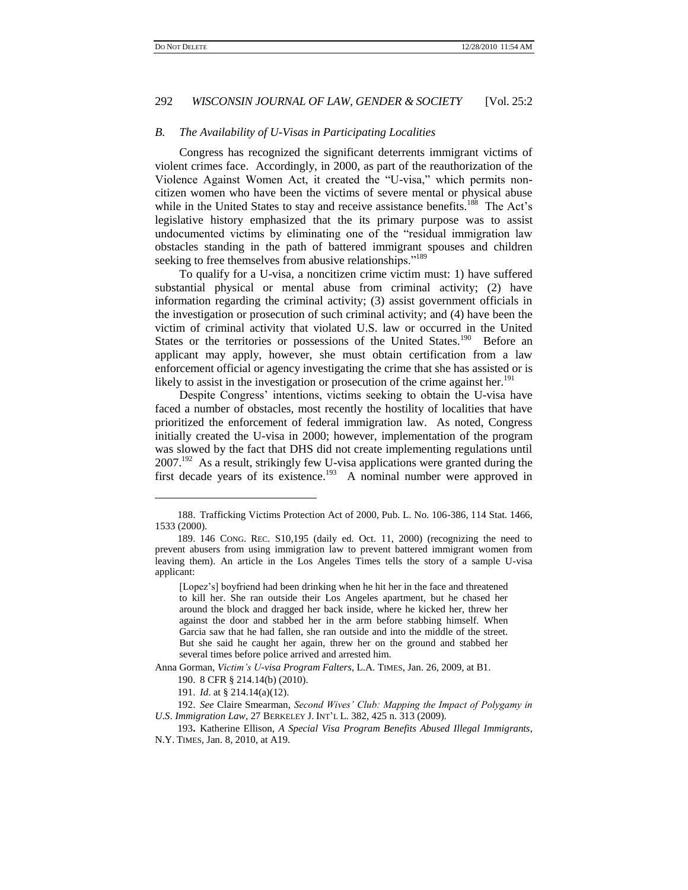### *B. The Availability of U-Visas in Participating Localities*

Congress has recognized the significant deterrents immigrant victims of violent crimes face. Accordingly, in 2000, as part of the reauthorization of the Violence Against Women Act, it created the "U-visa," which permits non-citizen women who have been the victims of severe mental or physical abuse while in the United States to stay and receive assistance benefits.[188] The Act's legislative history emphasized that the its primary purpose was to assist undocumented victims by eliminating one of the "residual immigration law obstacles standing in the path of battered immigrant spouses and children seeking to free themselves from abusive relationships."[189]

To qualify for a U-visa, a noncitizen crime victim must: 1) have suffered substantial physical or mental abuse from criminal activity; (2) have information regarding the criminal activity; (3) assist government officials in the investigation or prosecution of such criminal activity; and (4) have been the victim of criminal activity that violated U.S. law or occurred in the United States or the territories or possessions of the United States.[190] Before an applicant may apply, however, she must obtain certification from a law enforcement official or agency investigating the crime that she has assisted or is likely to assist in the investigation or prosecution of the crime against her.[191]

Despite Congress' intentions, victims seeking to obtain the U-visa have faced a number of obstacles, most recently the hostility of localities that have prioritized the enforcement of federal immigration law. As noted, Congress initially created the U-visa in 2000; however, implementation of the program was slowed by the fact that DHS did not create implementing regulations until 2007.[192] As a result, strikingly few U-visa applications were granted during the first decade years of its existence.[193] A nominal number were approved in

---

188. Trafficking Victims Protection Act of 2000, Pub. L. No. 106-386, 114 Stat. 1466, 1533 (2000).

189. 146 CONG. REC. S10,195 (daily ed. Oct. 11, 2000) (recognizing the need to prevent abusers from using immigration law to prevent battered immigrant women from leaving them). An article in the Los Angeles Times tells the story of a sample U-visa applicant:

> [Lopez's] boyfriend had been drinking when he hit her in the face and threatened to kill her. She ran outside their Los Angeles apartment, but he chased her around the block and dragged her back inside, where he kicked her, threw her against the door and stabbed her in the arm before stabbing himself. When Garcia saw that he had fallen, she ran outside and into the middle of the street. But she said he caught her again, threw her on the ground and stabbed her several times before police arrived and arrested him.

Anna Gorman, *Victim's U-visa Program Falters*, L.A. TIMES, Jan. 26, 2009, at B1.

190. 8 CFR § 214.14(b) (2010).

191. *Id.* at § 214.14(a)(12).

192. *See* Claire Smearman, *Second Wives' Club: Mapping the Impact of Polygamy in U.S. Immigration Law*, 27 BERKELEY J. INT'L L. 382, 425 n. 313 (2009).

193. Katherine Ellison, *A Special Visa Program Benefits Abused Illegal Immigrants*, N.Y. TIMES, Jan. 8, 2010, at A19.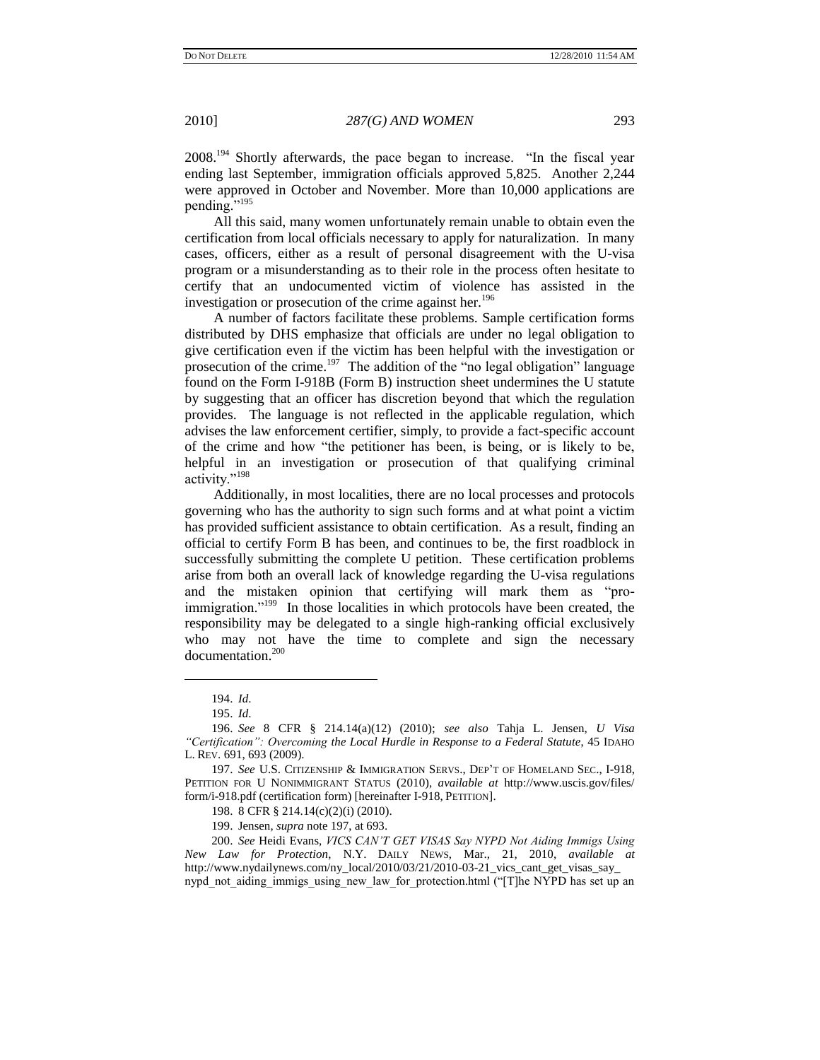2008.[194] Shortly afterwards, the pace began to increase. "In the fiscal year ending last September, immigration officials approved 5,825. Another 2,244 were approved in October and November. More than 10,000 applications are pending."[195]

All this said, many women unfortunately remain unable to obtain even the certification from local officials necessary to apply for naturalization. In many cases, officers, either as a result of personal disagreement with the U-visa program or a misunderstanding as to their role in the process often hesitate to certify that an undocumented victim of violence has assisted in the investigation or prosecution of the crime against her.[196]

A number of factors facilitate these problems. Sample certification forms distributed by DHS emphasize that officials are under no legal obligation to give certification even if the victim has been helpful with the investigation or prosecution of the crime.[197] The addition of the "no legal obligation" language found on the Form I-918B (Form B) instruction sheet undermines the U statute by suggesting that an officer has discretion beyond that which the regulation provides. The language is not reflected in the applicable regulation, which advises the law enforcement certifier, simply, to provide a fact-specific account of the crime and how "the petitioner has been, is being, or is likely to be, helpful in an investigation or prosecution of that qualifying criminal activity."[198]

Additionally, in most localities, there are no local processes and protocols governing who has the authority to sign such forms and at what point a victim has provided sufficient assistance to obtain certification. As a result, finding an official to certify Form B has been, and continues to be, the first roadblock in successfully submitting the complete U petition. These certification problems arise from both an overall lack of knowledge regarding the U-visa regulations and the mistaken opinion that certifying will mark them as "pro-immigration."[199] In those localities in which protocols have been created, the responsibility may be delegated to a single high-ranking official exclusively who may not have the time to complete and sign the necessary documentation.[200]

---

194. *Id.*

195. *Id.*

196. *See* 8 CFR § 214.14(a)(12) (2010); *see also* Tahja L. Jensen, *U Visa "Certification": Overcoming the Local Hurdle in Response to a Federal Statute*, 45 IDAHO L. REV. 691, 693 (2009).

197. *See* U.S. CITIZENSHIP & IMMIGRATION SERVS., DEP'T OF HOMELAND SEC., I-918, PETITION FOR U NONIMMIGRANT STATUS (2010), *available at* http://www.uscis.gov/files/form/i-918.pdf (certification form) [hereinafter I-918, PETITION].

198. 8 CFR § 214.14(c)(2)(i) (2010).

199. Jensen, *supra* note 197, at 693.

200. *See* Heidi Evans, *VICS CAN'T GET VISAS Say NYPD Not Aiding Immigs Using New Law for Protection*, N.Y. DAILY NEWS, Mar., 21, 2010, *available at* http://www.nydailynews.com/ny_local/2010/03/21/2010-03-21_vics_cant_get_visas_say_nypd_not_aiding_immigs_using_new_law_for_protection.html ("[T]he NYPD has set up an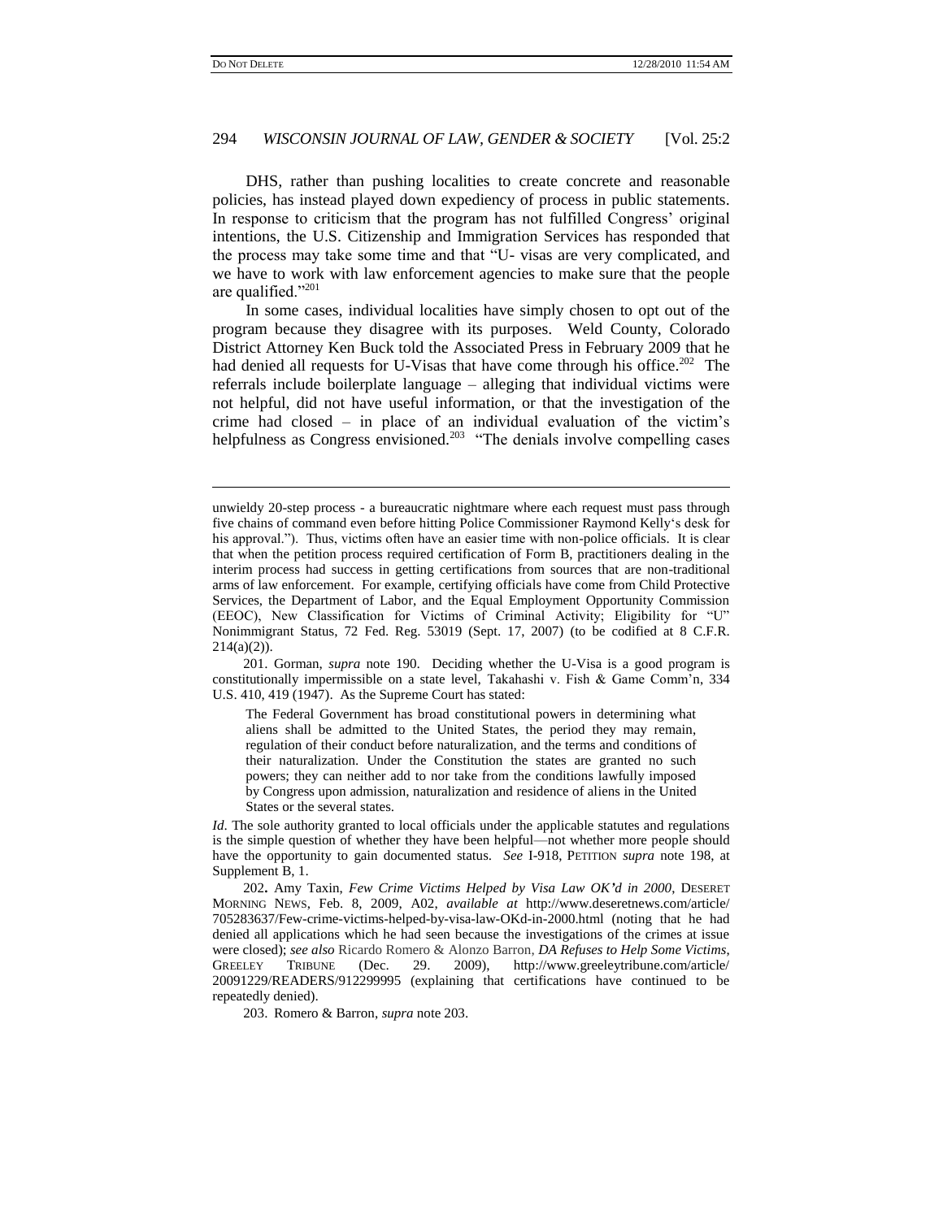DHS, rather than pushing localities to create concrete and reasonable policies, has instead played down expediency of process in public statements. In response to criticism that the program has not fulfilled Congress' original intentions, the U.S. Citizenship and Immigration Services has responded that the process may take some time and that "U- visas are very complicated, and we have to work with law enforcement agencies to make sure that the people are qualified."[201]

In some cases, individual localities have simply chosen to opt out of the program because they disagree with its purposes. Weld County, Colorado District Attorney Ken Buck told the Associated Press in February 2009 that he had denied all requests for U-Visas that have come through his office.[202] The referrals include boilerplate language – alleging that individual victims were not helpful, did not have useful information, or that the investigation of the crime had closed – in place of an individual evaluation of the victim's helpfulness as Congress envisioned.[203] "The denials involve compelling cases

---

unwieldy 20-step process - a bureaucratic nightmare where each request must pass through five chains of command even before hitting Police Commissioner Raymond Kelly's desk for his approval."). Thus, victims often have an easier time with non-police officials. It is clear that when the petition process required certification of Form B, practitioners dealing in the interim process had success in getting certifications from sources that are non-traditional arms of law enforcement. For example, certifying officials have come from Child Protective Services, the Department of Labor, and the Equal Employment Opportunity Commission (EEOC), New Classification for Victims of Criminal Activity; Eligibility for "U" Nonimmigrant Status, 72 Fed. Reg. 53019 (Sept. 17, 2007) (to be codified at 8 C.F.R. 214(a)(2)).

201. Gorman, *supra* note 190. Deciding whether the U-Visa is a good program is constitutionally impermissible on a state level, Takahashi v. Fish & Game Comm'n, 334 U.S. 410, 419 (1947). As the Supreme Court has stated:

> The Federal Government has broad constitutional powers in determining what aliens shall be admitted to the United States, the period they may remain, regulation of their conduct before naturalization, and the terms and conditions of their naturalization. Under the Constitution the states are granted no such powers; they can neither add to nor take from the conditions lawfully imposed by Congress upon admission, naturalization and residence of aliens in the United States or the several states.

*Id*. The sole authority granted to local officials under the applicable statutes and regulations is the simple question of whether they have been helpful—not whether more people should have the opportunity to gain documented status. *See* I-918, PETITION *supra* note 198, at Supplement B, 1.

202**.** Amy Taxin, *Few Crime Victims Helped by Visa Law OK'd in 2000*, DESERET MORNING NEWS, Feb. 8, 2009, A02, *available at* http://www.deseretnews.com/article/705283637/Few-crime-victims-helped-by-visa-law-OKd-in-2000.html (noting that he had denied all applications which he had seen because the investigations of the crimes at issue were closed); *see also* Ricardo Romero & Alonzo Barron, *DA Refuses to Help Some Victims*, GREELEY TRIBUNE (Dec. 29. 2009), http://www.greeleytribune.com/article/20091229/READERS/912299995 (explaining that certifications have continued to be repeatedly denied).

203. Romero & Barron, *supra* note 203.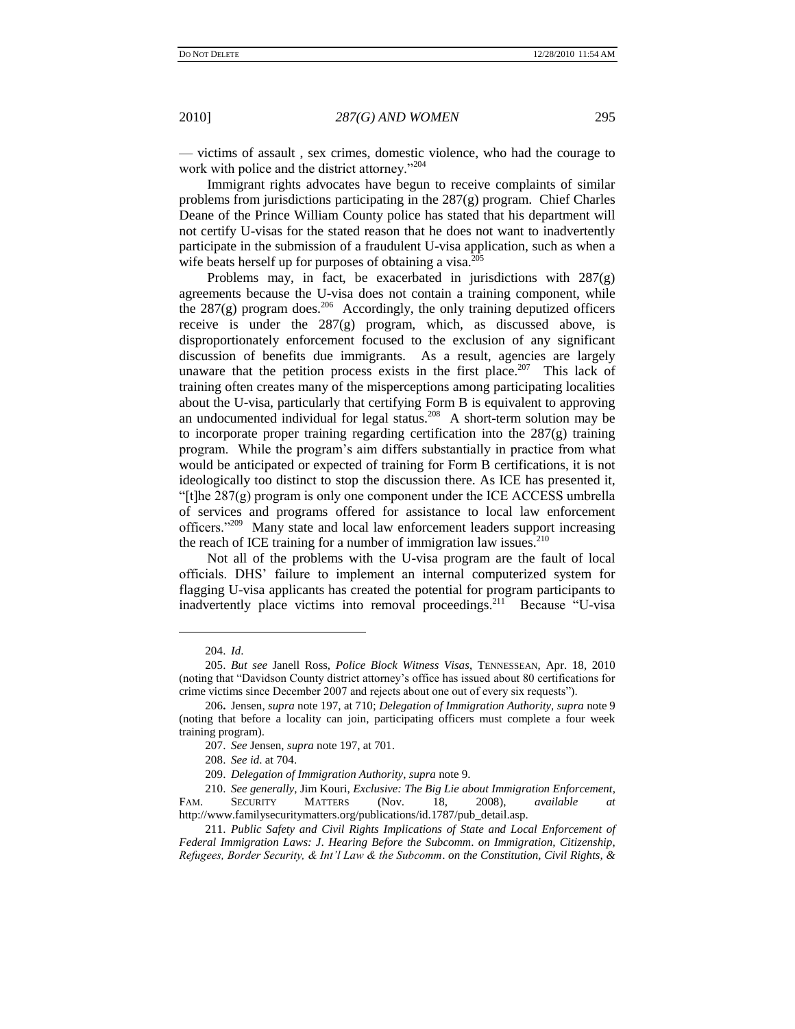— victims of assault , sex crimes, domestic violence, who had the courage to work with police and the district attorney."[204]

Immigrant rights advocates have begun to receive complaints of similar problems from jurisdictions participating in the 287(g) program. Chief Charles Deane of the Prince William County police has stated that his department will not certify U-visas for the stated reason that he does not want to inadvertently participate in the submission of a fraudulent U-visa application, such as when a wife beats herself up for purposes of obtaining a visa.[205]

Problems may, in fact, be exacerbated in jurisdictions with 287(g) agreements because the U-visa does not contain a training component, while the 287(g) program does.[206] Accordingly, the only training deputized officers receive is under the 287(g) program, which, as discussed above, is disproportionately enforcement focused to the exclusion of any significant discussion of benefits due immigrants. As a result, agencies are largely unaware that the petition process exists in the first place.[207] This lack of training often creates many of the misperceptions among participating localities about the U-visa, particularly that certifying Form B is equivalent to approving an undocumented individual for legal status.[208] A short-term solution may be to incorporate proper training regarding certification into the 287(g) training program. While the program's aim differs substantially in practice from what would be anticipated or expected of training for Form B certifications, it is not ideologically too distinct to stop the discussion there. As ICE has presented it, "[t]he 287(g) program is only one component under the ICE ACCESS umbrella of services and programs offered for assistance to local law enforcement officers."[209] Many state and local law enforcement leaders support increasing the reach of ICE training for a number of immigration law issues.[210]

Not all of the problems with the U-visa program are the fault of local officials. DHS' failure to implement an internal computerized system for flagging U-visa applicants has created the potential for program participants to inadvertently place victims into removal proceedings.[211] Because "U-visa

---

204. *Id*.

205. *But see* Janell Ross, *Police Block Witness Visas*, TENNESSEAN, Apr. 18, 2010 (noting that "Davidson County district attorney's office has issued about 80 certifications for crime victims since December 2007 and rejects about one out of every six requests").

206. Jensen, *supra* note 197, at 710; *Delegation of Immigration Authority*, *supra* note 9 (noting that before a locality can join, participating officers must complete a four week training program).

207. *See* Jensen, *supra* note 197, at 701.

208. *See id*. at 704.

209. *Delegation of Immigration Authority*, *supra* note 9.

210. *See generally*, Jim Kouri, *Exclusive: The Big Lie about Immigration Enforcement*, FAM. SECURITY MATTERS (Nov. 18, 2008), *available at* http://www.familysecuritymatters.org/publications/id.1787/pub_detail.asp.

211. *Public Safety and Civil Rights Implications of State and Local Enforcement of Federal Immigration Laws: J. Hearing Before the Subcomm. on Immigration, Citizenship, Refugees, Border Security, & Int'l Law & the Subcomm. on the Constitution, Civil Rights, &*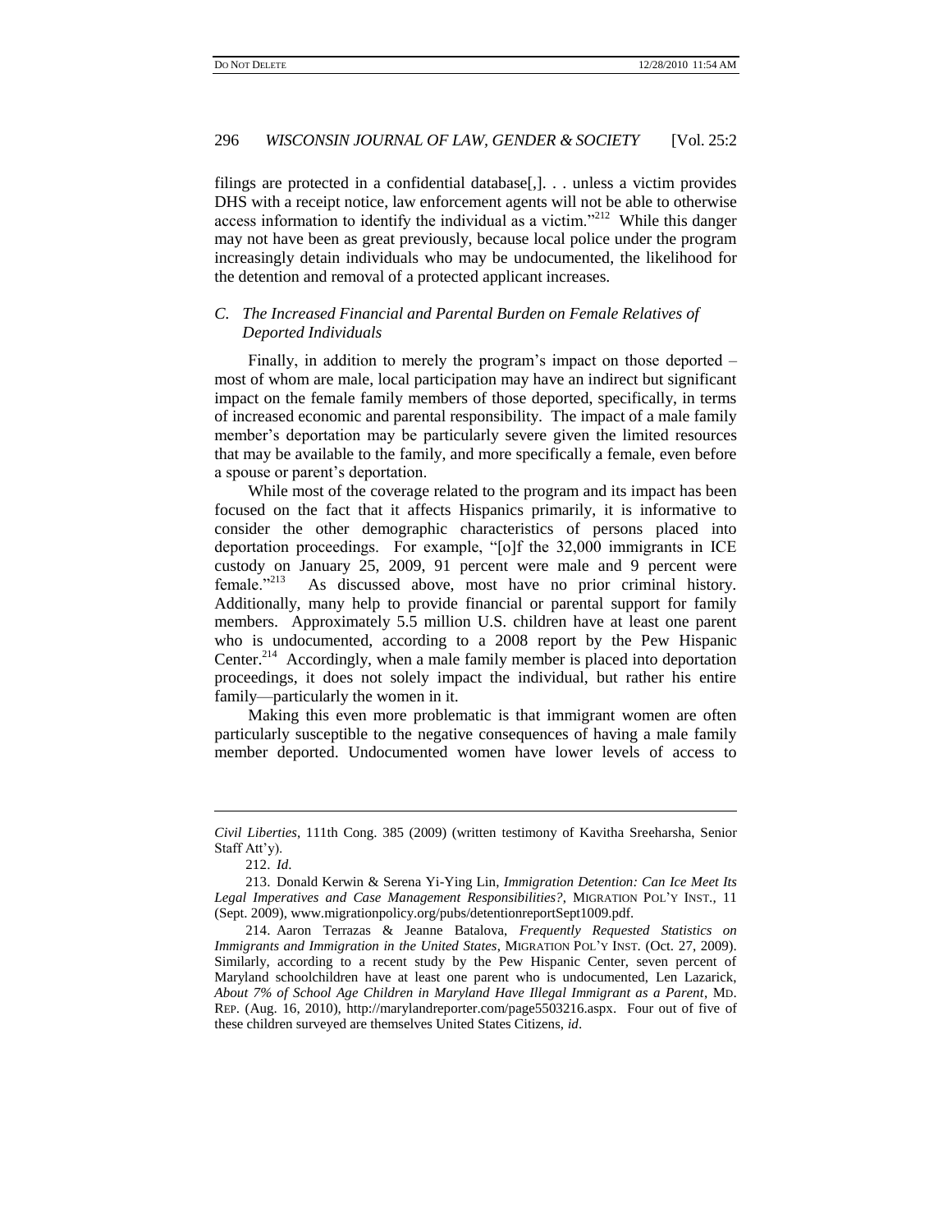filings are protected in a confidential database[,]. . . unless a victim provides DHS with a receipt notice, law enforcement agents will not be able to otherwise access information to identify the individual as a victim."[212] While this danger may not have been as great previously, because local police under the program increasingly detain individuals who may be undocumented, the likelihood for the detention and removal of a protected applicant increases.

### C. *The Increased Financial and Parental Burden on Female Relatives of Deported Individuals*

Finally, in addition to merely the program's impact on those deported – most of whom are male, local participation may have an indirect but significant impact on the female family members of those deported, specifically, in terms of increased economic and parental responsibility. The impact of a male family member's deportation may be particularly severe given the limited resources that may be available to the family, and more specifically a female, even before a spouse or parent's deportation.

While most of the coverage related to the program and its impact has been focused on the fact that it affects Hispanics primarily, it is informative to consider the other demographic characteristics of persons placed into deportation proceedings. For example, "[o]f the 32,000 immigrants in ICE custody on January 25, 2009, 91 percent were male and 9 percent were female."[213] As discussed above, most have no prior criminal history. Additionally, many help to provide financial or parental support for family members. Approximately 5.5 million U.S. children have at least one parent who is undocumented, according to a 2008 report by the Pew Hispanic Center.[214] Accordingly, when a male family member is placed into deportation proceedings, it does not solely impact the individual, but rather his entire family—particularly the women in it.

Making this even more problematic is that immigrant women are often particularly susceptible to the negative consequences of having a male family member deported. Undocumented women have lower levels of access to

---

*Civil Liberties*, 111th Cong. 385 (2009) (written testimony of Kavitha Sreeharsha, Senior Staff Att'y).

212. *Id.*

213. Donald Kerwin & Serena Yi-Ying Lin, *Immigration Detention: Can Ice Meet Its Legal Imperatives and Case Management Responsibilities?*, MIGRATION POL'Y INST., 11 (Sept. 2009), www.migrationpolicy.org/pubs/detentionreportSept1009.pdf.

214. Aaron Terrazas & Jeanne Batalova, *Frequently Requested Statistics on Immigrants and Immigration in the United States*, MIGRATION POL'Y INST. (Oct. 27, 2009). Similarly, according to a recent study by the Pew Hispanic Center, seven percent of Maryland schoolchildren have at least one parent who is undocumented, Len Lazarick, *About 7% of School Age Children in Maryland Have Illegal Immigrant as a Parent*, MD. REP. (Aug. 16, 2010), http://marylandreporter.com/page5503216.aspx. Four out of five of these children surveyed are themselves United States Citizens, *id.*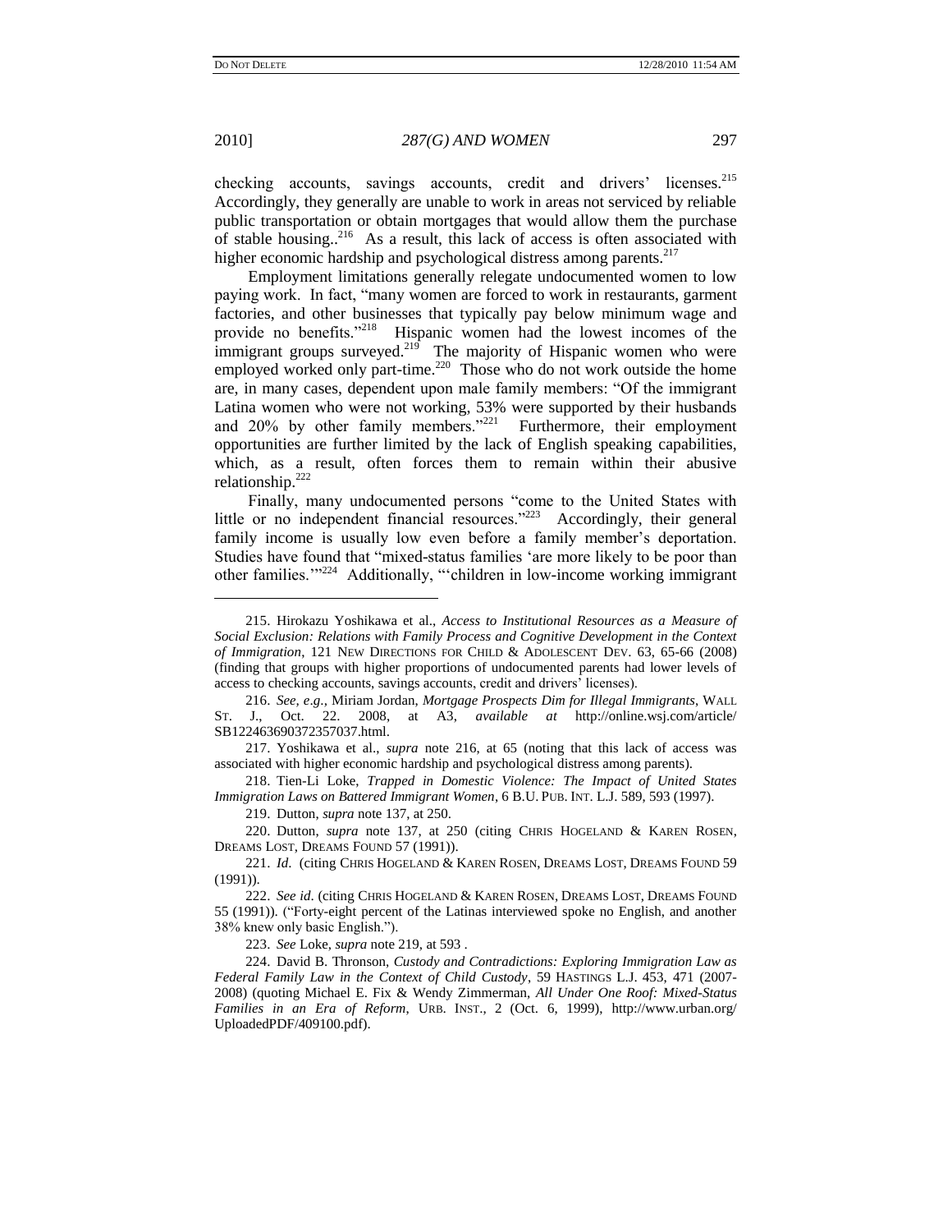checking accounts, savings accounts, credit and drivers' licenses.[215] Accordingly, they generally are unable to work in areas not serviced by reliable public transportation or obtain mortgages that would allow them the purchase of stable housing..[216] As a result, this lack of access is often associated with higher economic hardship and psychological distress among parents.[217]

Employment limitations generally relegate undocumented women to low paying work. In fact, "many women are forced to work in restaurants, garment factories, and other businesses that typically pay below minimum wage and provide no benefits."[218] Hispanic women had the lowest incomes of the immigrant groups surveyed.[219] The majority of Hispanic women who were employed worked only part-time.[220] Those who do not work outside the home are, in many cases, dependent upon male family members: "Of the immigrant Latina women who were not working, 53% were supported by their husbands and 20% by other family members."[221] Furthermore, their employment opportunities are further limited by the lack of English speaking capabilities, which, as a result, often forces them to remain within their abusive relationship.[222]

Finally, many undocumented persons "come to the United States with little or no independent financial resources."[223] Accordingly, their general family income is usually low even before a family member's deportation. Studies have found that "mixed-status families 'are more likely to be poor than other families.'"[224] Additionally, "'children in low-income working immigrant

---

215. Hirokazu Yoshikawa et al., *Access to Institutional Resources as a Measure of Social Exclusion: Relations with Family Process and Cognitive Development in the Context of Immigration*, 121 NEW DIRECTIONS FOR CHILD & ADOLESCENT DEV. 63, 65-66 (2008) (finding that groups with higher proportions of undocumented parents had lower levels of access to checking accounts, savings accounts, credit and drivers' licenses).

216. *See, e.g.*, Miriam Jordan, *Mortgage Prospects Dim for Illegal Immigrants*, WALL ST. J., Oct. 22. 2008, at A3, *available at* http://online.wsj.com/article/SB122463690372357037.html.

217. Yoshikawa et al., *supra* note 216, at 65 (noting that this lack of access was associated with higher economic hardship and psychological distress among parents).

218. Tien-Li Loke, *Trapped in Domestic Violence: The Impact of United States Immigration Laws on Battered Immigrant Women*, 6 B.U. PUB. INT. L.J. 589, 593 (1997).

219. Dutton, *supra* note 137, at 250.

220. Dutton, *supra* note 137, at 250 (citing CHRIS HOGELAND & KAREN ROSEN, DREAMS LOST, DREAMS FOUND 57 (1991)).

221. *Id.* (citing CHRIS HOGELAND & KAREN ROSEN, DREAMS LOST, DREAMS FOUND 59 (1991)).

222. *See id.* (citing CHRIS HOGELAND & KAREN ROSEN, DREAMS LOST, DREAMS FOUND 55 (1991)). ("Forty-eight percent of the Latinas interviewed spoke no English, and another 38% knew only basic English.").

223. *See* Loke, *supra* note 219, at 593 .

224. David B. Thronson, *Custody and Contradictions: Exploring Immigration Law as Federal Family Law in the Context of Child Custody*, 59 HASTINGS L.J. 453, 471 (2007-2008) (quoting Michael E. Fix & Wendy Zimmerman, *All Under One Roof: Mixed-Status Families in an Era of Reform*, URB. INST., 2 (Oct. 6, 1999), http://www.urban.org/UploadedPDF/409100.pdf).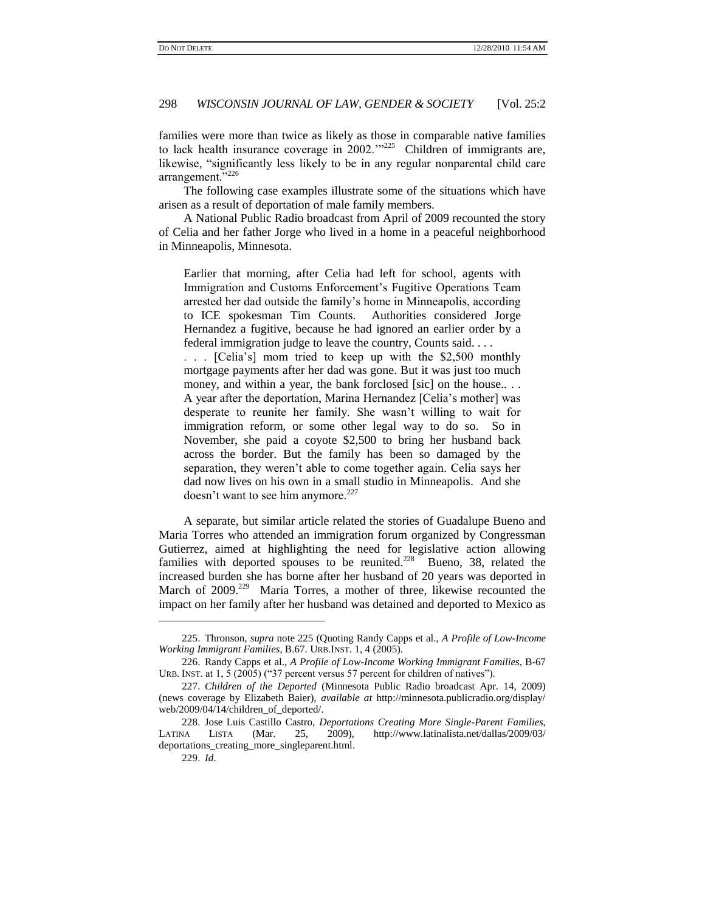families were more than twice as likely as those in comparable native families to lack health insurance coverage in 2002.'"[225] Children of immigrants are, likewise, "significantly less likely to be in any regular nonparental child care arrangement."[226]

The following case examples illustrate some of the situations which have arisen as a result of deportation of male family members.

A National Public Radio broadcast from April of 2009 recounted the story of Celia and her father Jorge who lived in a home in a peaceful neighborhood in Minneapolis, Minnesota.

> Earlier that morning, after Celia had left for school, agents with Immigration and Customs Enforcement's Fugitive Operations Team arrested her dad outside the family's home in Minneapolis, according to ICE spokesman Tim Counts. Authorities considered Jorge Hernandez a fugitive, because he had ignored an earlier order by a federal immigration judge to leave the country, Counts said. . . .
>
> . . . [Celia's] mom tried to keep up with the $2,500 monthly mortgage payments after her dad was gone. But it was just too much money, and within a year, the bank forclosed [sic] on the house.. . . A year after the deportation, Marina Hernandez [Celia's mother] was desperate to reunite her family. She wasn't willing to wait for immigration reform, or some other legal way to do so. So in November, she paid a coyote $2,500 to bring her husband back across the border. But the family has been so damaged by the separation, they weren't able to come together again. Celia says her dad now lives on his own in a small studio in Minneapolis. And she doesn't want to see him anymore.[227]

A separate, but similar article related the stories of Guadalupe Bueno and Maria Torres who attended an immigration forum organized by Congressman Gutierrez, aimed at highlighting the need for legislative action allowing families with deported spouses to be reunited.[228] Bueno, 38, related the increased burden she has borne after her husband of 20 years was deported in March of 2009.[229] Maria Torres, a mother of three, likewise recounted the impact on her family after her husband was detained and deported to Mexico as

---

225. Thronson, *supra* note 225 (Quoting Randy Capps et al., *A Profile of Low-Income Working Immigrant Families,* B.67. URB.INST. 1, 4 (2005).

226. Randy Capps et al., *A Profile of Low-Income Working Immigrant Families,* B-67 URB. INST. at 1, 5 (2005) ("37 percent versus 57 percent for children of natives").

227. *Children of the Deported* (Minnesota Public Radio broadcast Apr. 14, 2009) (news coverage by Elizabeth Baier), *available at* http://minnesota.publicradio.org/display/web/2009/04/14/children_of_deported/.

228. Jose Luis Castillo Castro, *Deportations Creating More Single-Parent Families,* LATINA LISTA (Mar. 25, 2009), http://www.latinalista.net/dallas/2009/03/deportations_creating_more_singleparent.html.

229. *Id.*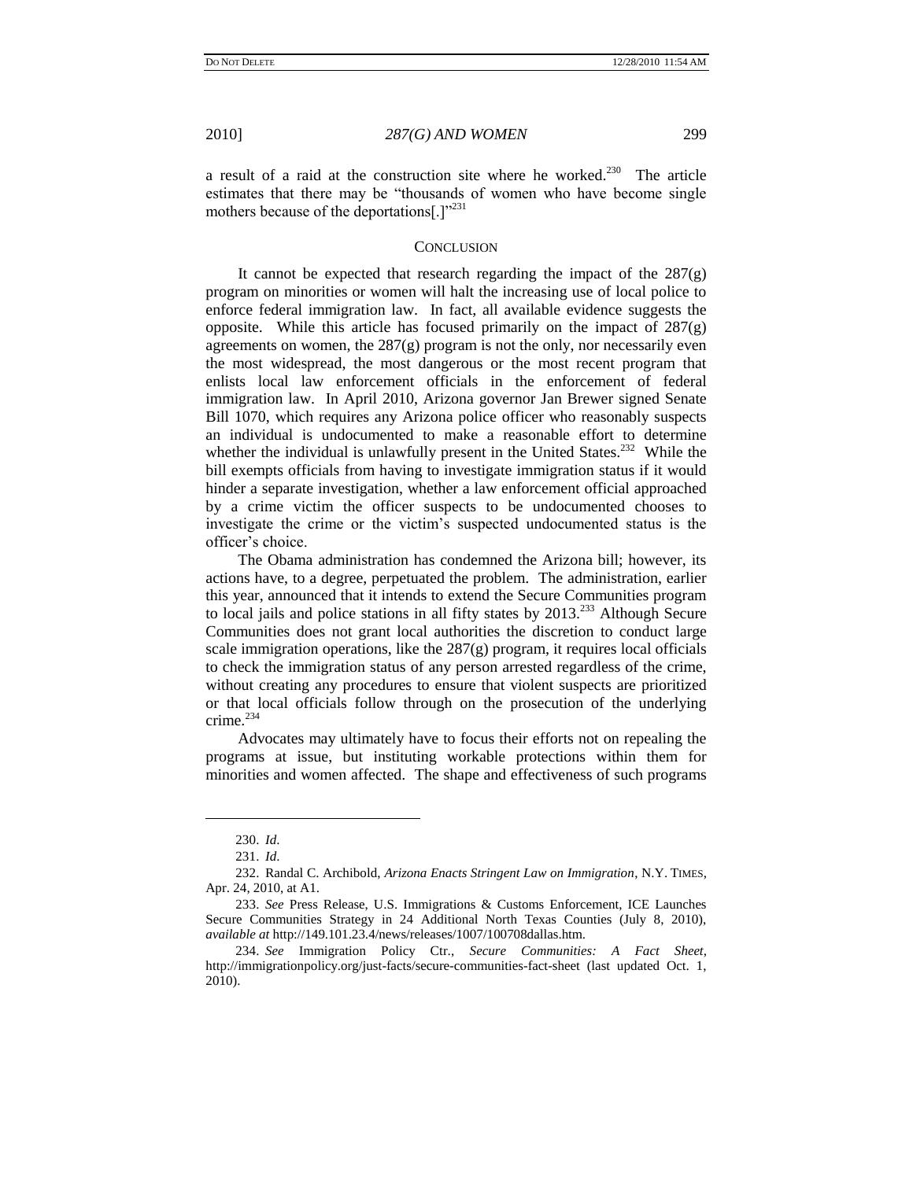a result of a raid at the construction site where he worked.[230] The article estimates that there may be "thousands of women who have become single mothers because of the deportations[.]"[231]

## CONCLUSION

It cannot be expected that research regarding the impact of the 287(g) program on minorities or women will halt the increasing use of local police to enforce federal immigration law. In fact, all available evidence suggests the opposite. While this article has focused primarily on the impact of 287(g) agreements on women, the 287(g) program is not the only, nor necessarily even the most widespread, the most dangerous or the most recent program that enlists local law enforcement officials in the enforcement of federal immigration law. In April 2010, Arizona governor Jan Brewer signed Senate Bill 1070, which requires any Arizona police officer who reasonably suspects an individual is undocumented to make a reasonable effort to determine whether the individual is unlawfully present in the United States.[232] While the bill exempts officials from having to investigate immigration status if it would hinder a separate investigation, whether a law enforcement official approached by a crime victim the officer suspects to be undocumented chooses to investigate the crime or the victim's suspected undocumented status is the officer's choice.

The Obama administration has condemned the Arizona bill; however, its actions have, to a degree, perpetuated the problem. The administration, earlier this year, announced that it intends to extend the Secure Communities program to local jails and police stations in all fifty states by 2013.[233] Although Secure Communities does not grant local authorities the discretion to conduct large scale immigration operations, like the 287(g) program, it requires local officials to check the immigration status of any person arrested regardless of the crime, without creating any procedures to ensure that violent suspects are prioritized or that local officials follow through on the prosecution of the underlying crime.[234]

Advocates may ultimately have to focus their efforts not on repealing the programs at issue, but instituting workable protections within them for minorities and women affected. The shape and effectiveness of such programs

---

230. *Id.*

231. *Id.*

232. Randal C. Archibold, *Arizona Enacts Stringent Law on Immigration*, N.Y. TIMES, Apr. 24, 2010, at A1.

233. *See* Press Release, U.S. Immigrations & Customs Enforcement, ICE Launches Secure Communities Strategy in 24 Additional North Texas Counties (July 8, 2010), *available at* http://149.101.23.4/news/releases/1007/100708dallas.htm.

234. *See* Immigration Policy Ctr., *Secure Communities: A Fact Sheet*, http://immigrationpolicy.org/just-facts/secure-communities-fact-sheet (last updated Oct. 1, 2010).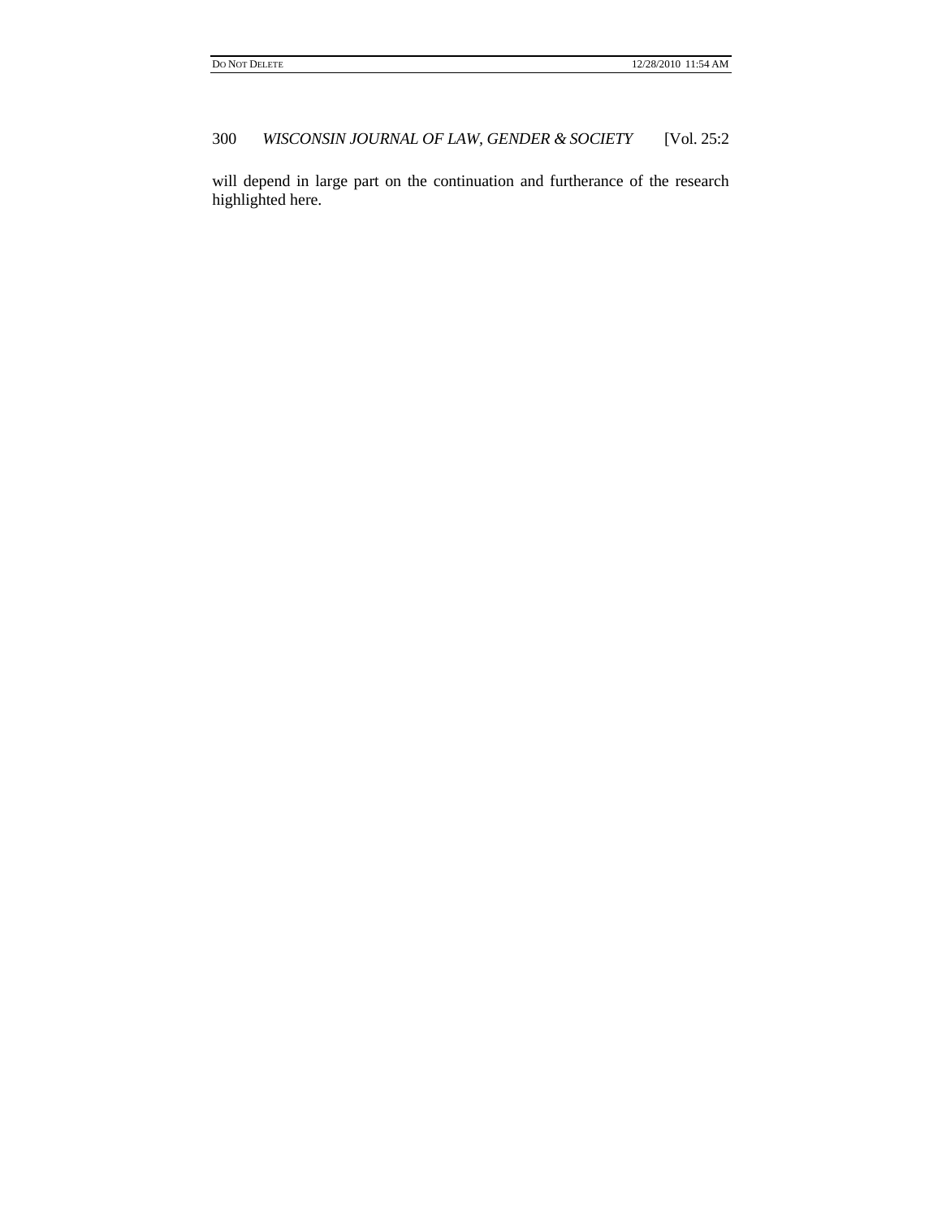will depend in large part on the continuation and furtherance of the research highlighted here.